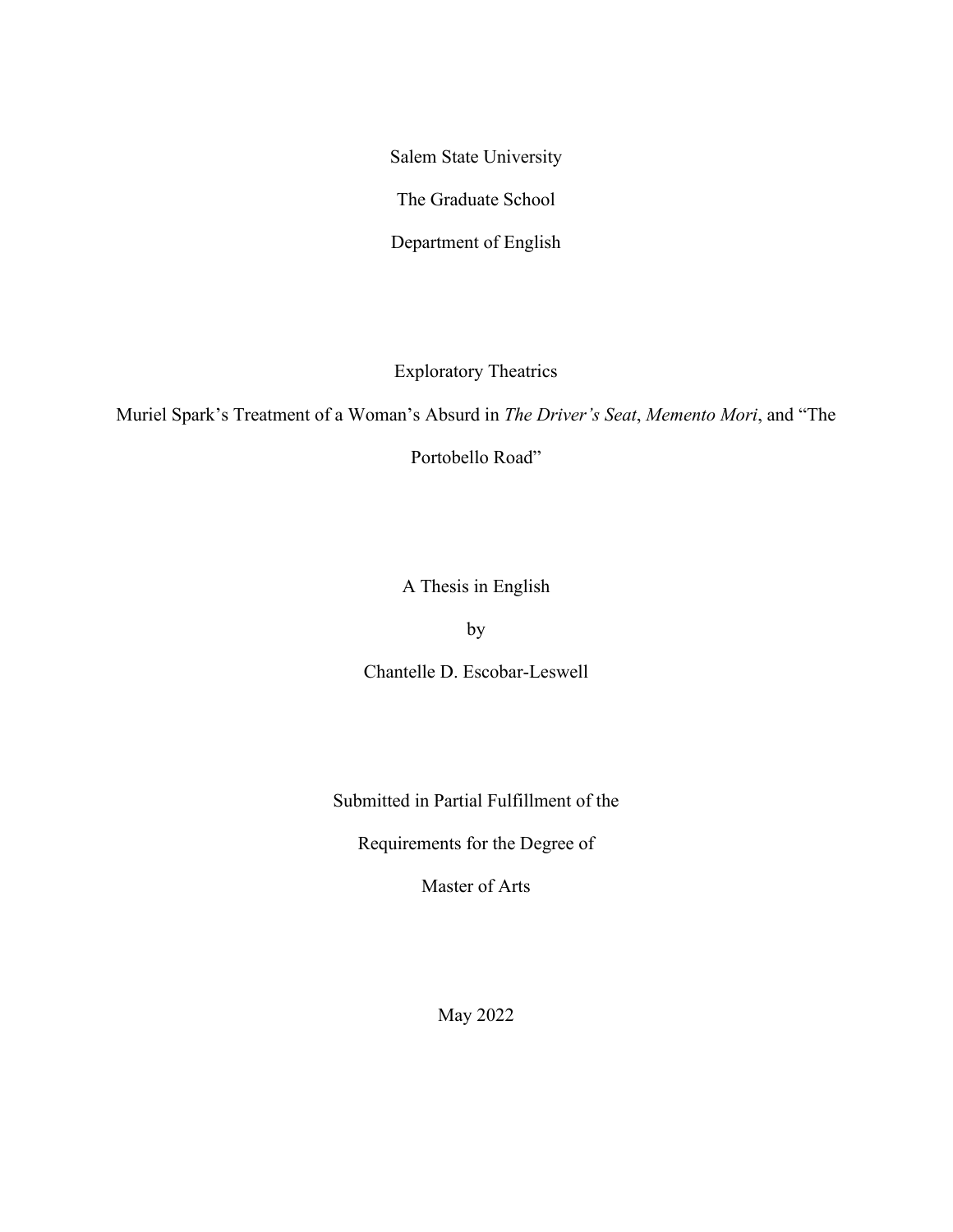Salem State University

The Graduate School

Department of English

# Exploratory Theatrics

## Muriel Spark's Treatment of a Woman's Absurd in *The Driver's Seat*, *Memento Mori*, and "The Portobello Road"

A Thesis in English

by

Chantelle D. Escobar-Leswell

Submitted in Partial Fulfillment of the

Requirements for the Degree of

Master of Arts

May 2022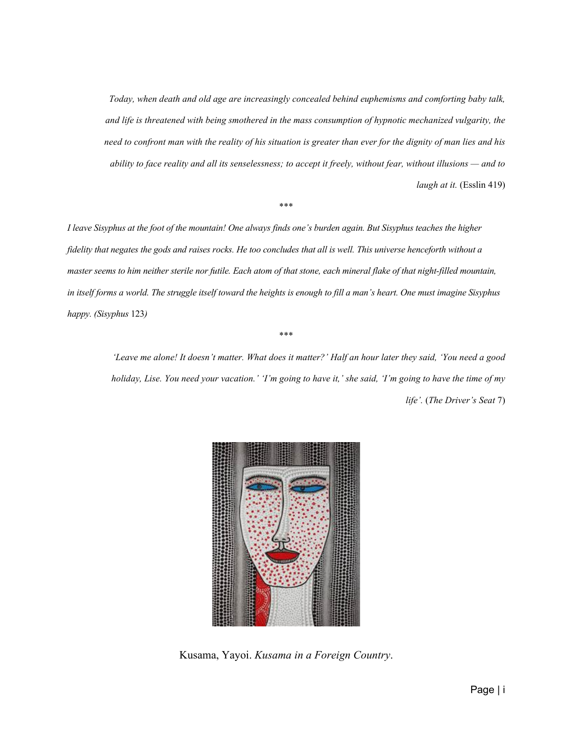*Today, when death and old age are increasingly concealed behind euphemisms and comforting baby talk, and life is threatened with being smothered in the mass consumption of hypnotic mechanized vulgarity, the need to confront man with the reality of his situation is greater than ever for the dignity of man lies and his ability to face reality and all its senselessness; to accept it freely, without fear, without illusions — and to laugh at it.* (Esslin 419)

\*\*\*

*I leave Sisyphus at the foot of the mountain! One always finds one's burden again. But Sisyphus teaches the higher fidelity that negates the gods and raises rocks. He too concludes that all is well. This universe henceforth without a master seems to him neither sterile nor futile. Each atom of that stone, each mineral flake of that night-filled mountain, in itself forms a world. The struggle itself toward the heights is enough to fill a man's heart. One must imagine Sisyphus happy. (Sisyphus* 123*)*

\*\*\*

*'Leave me alone! It doesn't matter. What does it matter?' Half an hour later they said, 'You need a good holiday, Lise. You need your vacation.' 'I'm going to have it,' she said, 'I'm going to have the time of my life'.* (*The Driver's Seat* 7)

Kusama, Yayoi. *Kusama in a Foreign Country*.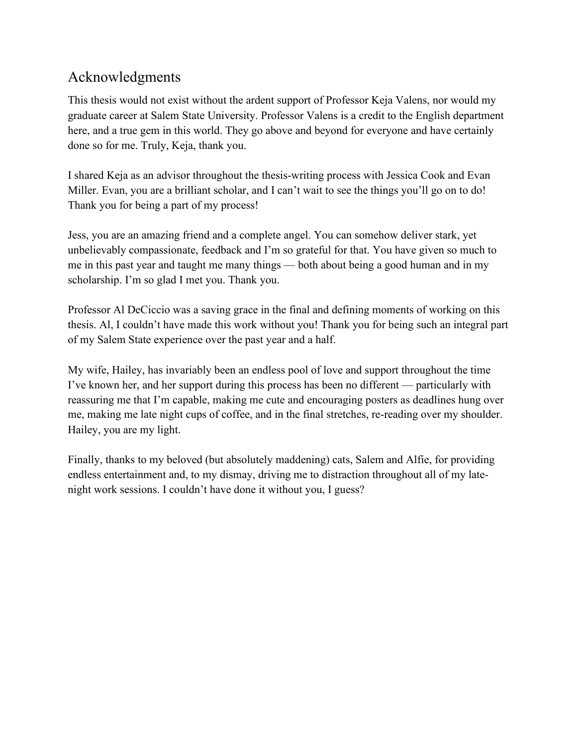## Acknowledgments

This thesis would not exist without the ardent support of Professor Keja Valens, nor would my graduate career at Salem State University. Professor Valens is a credit to the English department here, and a true gem in this world. They go above and beyond for everyone and have certainly done so for me. Truly, Keja, thank you.

I shared Keja as an advisor throughout the thesis-writing process with Jessica Cook and Evan Miller. Evan, you are a brilliant scholar, and I can't wait to see the things you'll go on to do! Thank you for being a part of my process!

Jess, you are an amazing friend and a complete angel. You can somehow deliver stark, yet unbelievably compassionate, feedback and I'm so grateful for that. You have given so much to me in this past year and taught me many things — both about being a good human and in my scholarship. I'm so glad I met you. Thank you.

Professor Al DeCiccio was a saving grace in the final and defining moments of working on this thesis. Al, I couldn't have made this work without you! Thank you for being such an integral part of my Salem State experience over the past year and a half.

My wife, Hailey, has invariably been an endless pool of love and support throughout the time I've known her, and her support during this process has been no different — particularly with reassuring me that I'm capable, making me cute and encouraging posters as deadlines hung over me, making me late night cups of coffee, and in the final stretches, re-reading over my shoulder. Hailey, you are my light.

Finally, thanks to my beloved (but absolutely maddening) cats, Salem and Alfie, for providing endless entertainment and, to my dismay, driving me to distraction throughout all of my late-night work sessions. I couldn't have done it without you, I guess?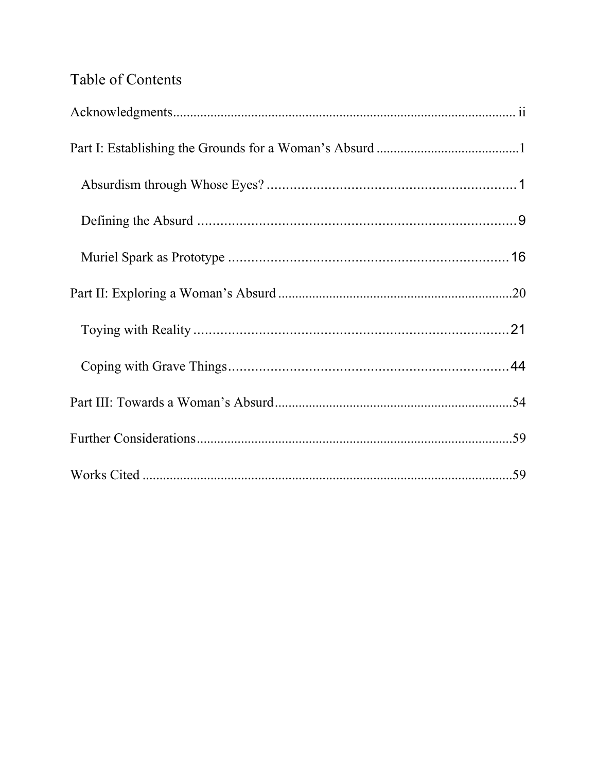# Table of Contents

Acknowledgments .................................................................................................... ii

Part I: Establishing the Grounds for a Woman's Absurd .........................................1

- Absurdism through Whose Eyes? ................................................................1
- Defining the Absurd ....................................................................................9
- Muriel Spark as Prototype ..........................................................................16

Part II: Exploring a Woman's Absurd ...................................................................20

- Toying with Reality ....................................................................................21
- Coping with Grave Things..........................................................................44

Part III: Towards a Woman's Absurd.....................................................................54

Further Considerations...........................................................................................59

Works Cited ...........................................................................................................59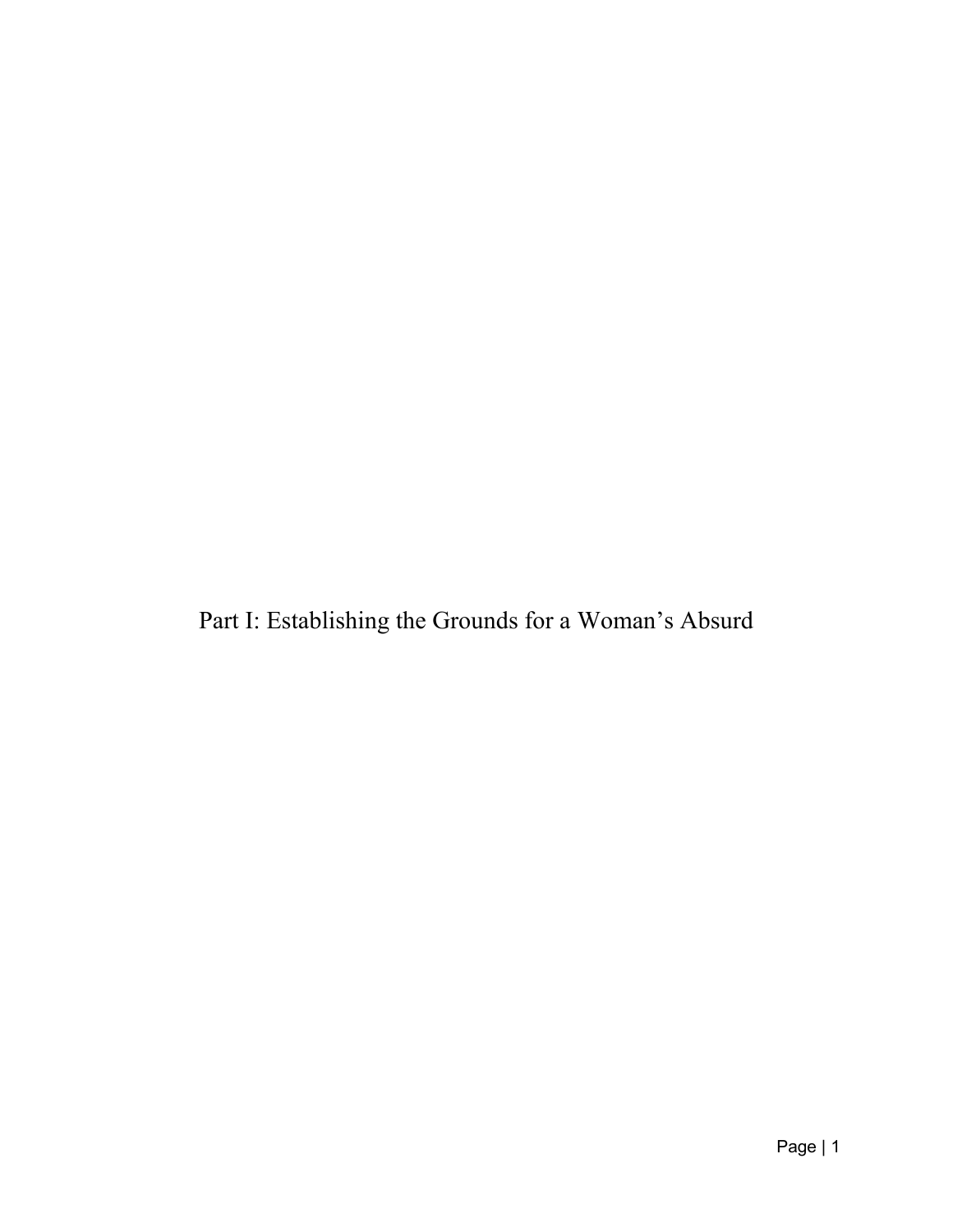# Part I: Establishing the Grounds for a Woman's Absurd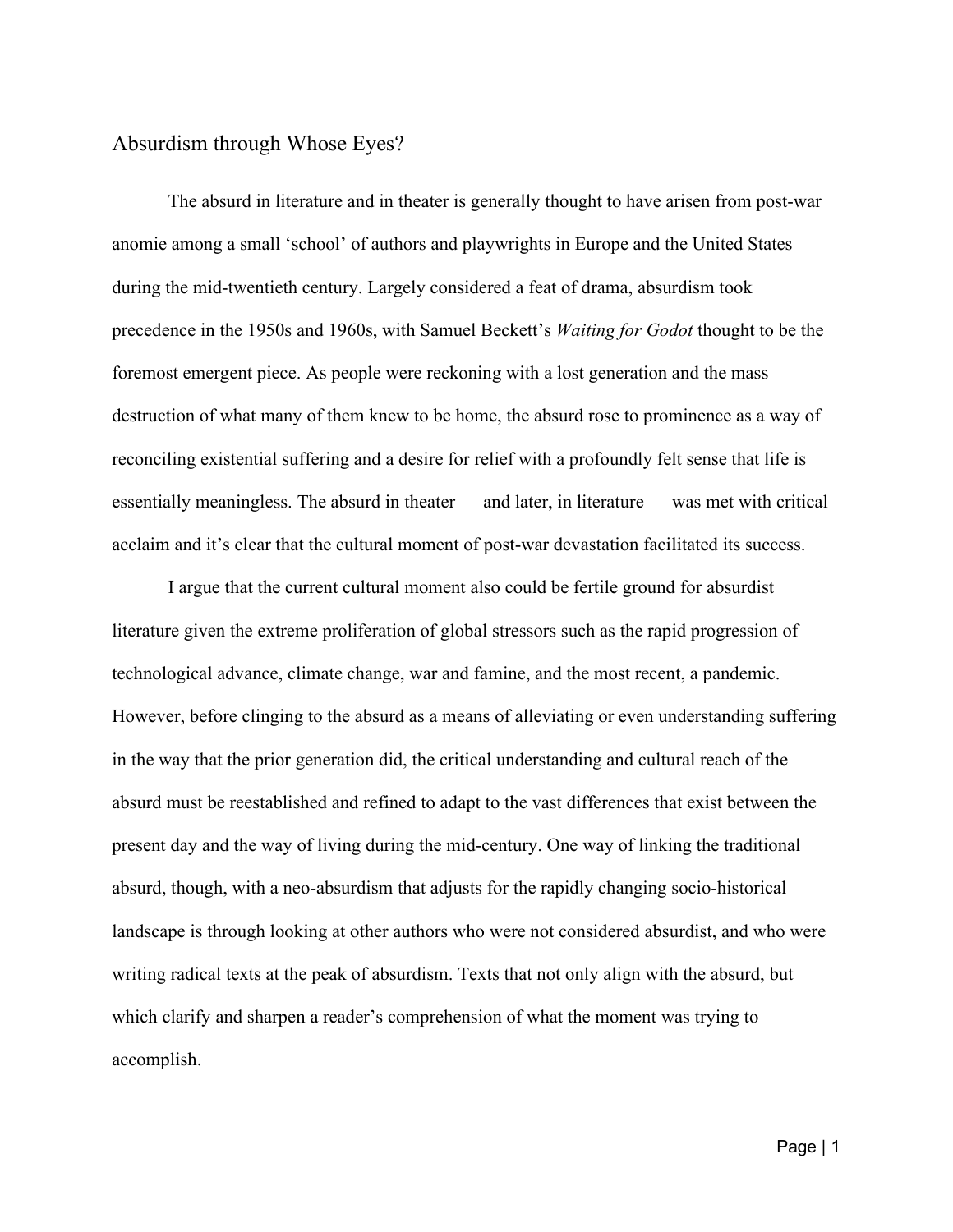# Absurdism through Whose Eyes?

The absurd in literature and in theater is generally thought to have arisen from post-war anomie among a small 'school' of authors and playwrights in Europe and the United States during the mid-twentieth century. Largely considered a feat of drama, absurdism took precedence in the 1950s and 1960s, with Samuel Beckett's *Waiting for Godot* thought to be the foremost emergent piece. As people were reckoning with a lost generation and the mass destruction of what many of them knew to be home, the absurd rose to prominence as a way of reconciling existential suffering and a desire for relief with a profoundly felt sense that life is essentially meaningless. The absurd in theater — and later, in literature — was met with critical acclaim and it's clear that the cultural moment of post-war devastation facilitated its success.

I argue that the current cultural moment also could be fertile ground for absurdist literature given the extreme proliferation of global stressors such as the rapid progression of technological advance, climate change, war and famine, and the most recent, a pandemic. However, before clinging to the absurd as a means of alleviating or even understanding suffering in the way that the prior generation did, the critical understanding and cultural reach of the absurd must be reestablished and refined to adapt to the vast differences that exist between the present day and the way of living during the mid-century. One way of linking the traditional absurd, though, with a neo-absurdism that adjusts for the rapidly changing socio-historical landscape is through looking at other authors who were not considered absurdist, and who were writing radical texts at the peak of absurdism. Texts that not only align with the absurd, but which clarify and sharpen a reader's comprehension of what the moment was trying to accomplish.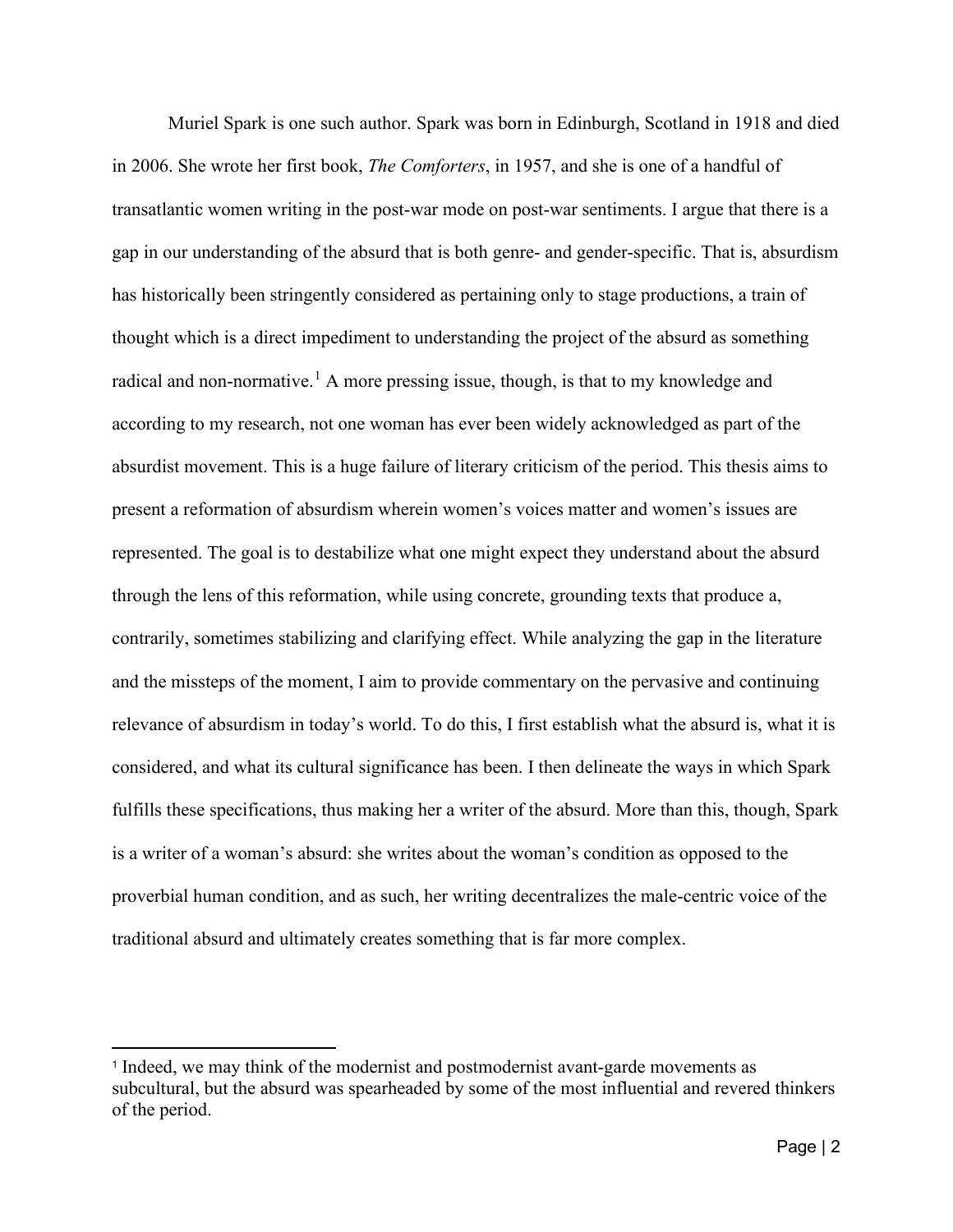Muriel Spark is one such author. Spark was born in Edinburgh, Scotland in 1918 and died in 2006. She wrote her first book, *The Comforters*, in 1957, and she is one of a handful of transatlantic women writing in the post-war mode on post-war sentiments. I argue that there is a gap in our understanding of the absurd that is both genre- and gender-specific. That is, absurdism has historically been stringently considered as pertaining only to stage productions, a train of thought which is a direct impediment to understanding the project of the absurd as something radical and non-normative.[1] A more pressing issue, though, is that to my knowledge and according to my research, not one woman has ever been widely acknowledged as part of the absurdist movement. This is a huge failure of literary criticism of the period. This thesis aims to present a reformation of absurdism wherein women's voices matter and women's issues are represented. The goal is to destabilize what one might expect they understand about the absurd through the lens of this reformation, while using concrete, grounding texts that produce a, contrarily, sometimes stabilizing and clarifying effect. While analyzing the gap in the literature and the missteps of the moment, I aim to provide commentary on the pervasive and continuing relevance of absurdism in today's world. To do this, I first establish what the absurd is, what it is considered, and what its cultural significance has been. I then delineate the ways in which Spark fulfills these specifications, thus making her a writer of the absurd. More than this, though, Spark is a writer of a woman's absurd: she writes about the woman's condition as opposed to the proverbial human condition, and as such, her writing decentralizes the male-centric voice of the traditional absurd and ultimately creates something that is far more complex.

[1] Indeed, we may think of the modernist and postmodernist avant-garde movements as subcultural, but the absurd was spearheaded by some of the most influential and revered thinkers of the period.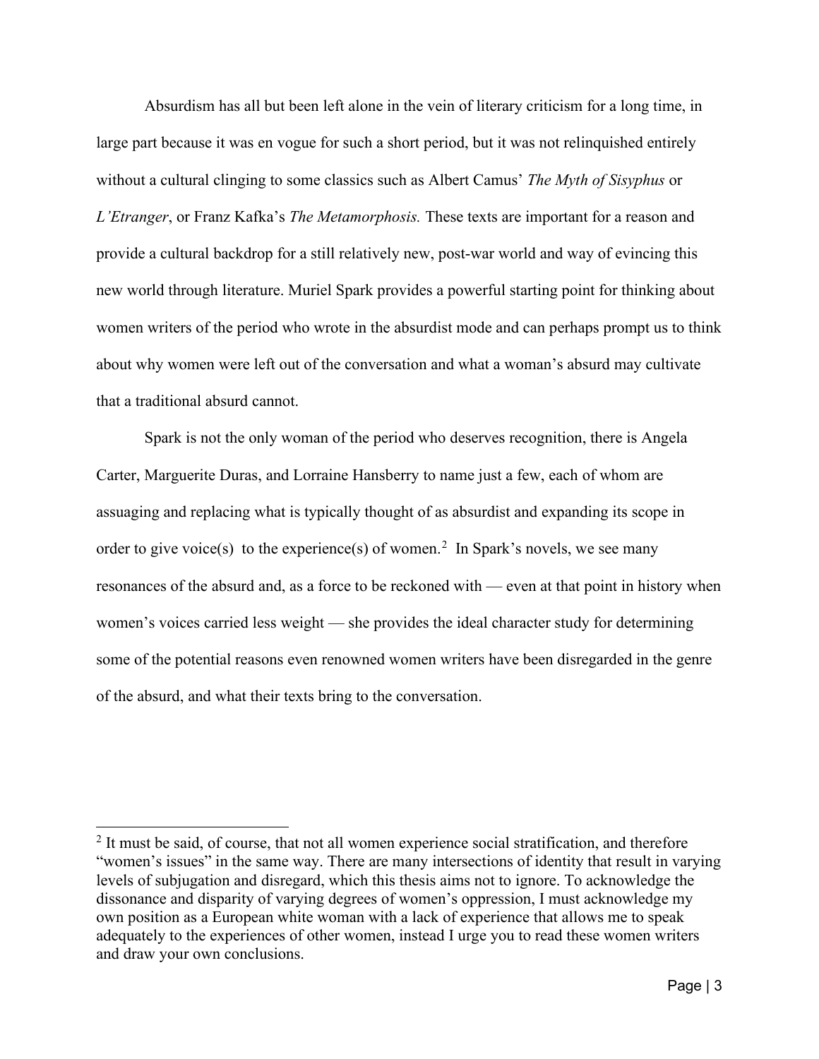Absurdism has all but been left alone in the vein of literary criticism for a long time, in large part because it was en vogue for such a short period, but it was not relinquished entirely without a cultural clinging to some classics such as Albert Camus' *The Myth of Sisyphus* or *L'Etranger*, or Franz Kafka's *The Metamorphosis.* These texts are important for a reason and provide a cultural backdrop for a still relatively new, post-war world and way of evincing this new world through literature. Muriel Spark provides a powerful starting point for thinking about women writers of the period who wrote in the absurdist mode and can perhaps prompt us to think about why women were left out of the conversation and what a woman's absurd may cultivate that a traditional absurd cannot.

Spark is not the only woman of the period who deserves recognition, there is Angela Carter, Marguerite Duras, and Lorraine Hansberry to name just a few, each of whom are assuaging and replacing what is typically thought of as absurdist and expanding its scope in order to give voice(s) to the experience(s) of women.[2] In Spark's novels, we see many resonances of the absurd and, as a force to be reckoned with — even at that point in history when women's voices carried less weight — she provides the ideal character study for determining some of the potential reasons even renowned women writers have been disregarded in the genre of the absurd, and what their texts bring to the conversation.

---

[2] It must be said, of course, that not all women experience social stratification, and therefore "women's issues" in the same way. There are many intersections of identity that result in varying levels of subjugation and disregard, which this thesis aims not to ignore. To acknowledge the dissonance and disparity of varying degrees of women's oppression, I must acknowledge my own position as a European white woman with a lack of experience that allows me to speak adequately to the experiences of other women, instead I urge you to read these women writers and draw your own conclusions.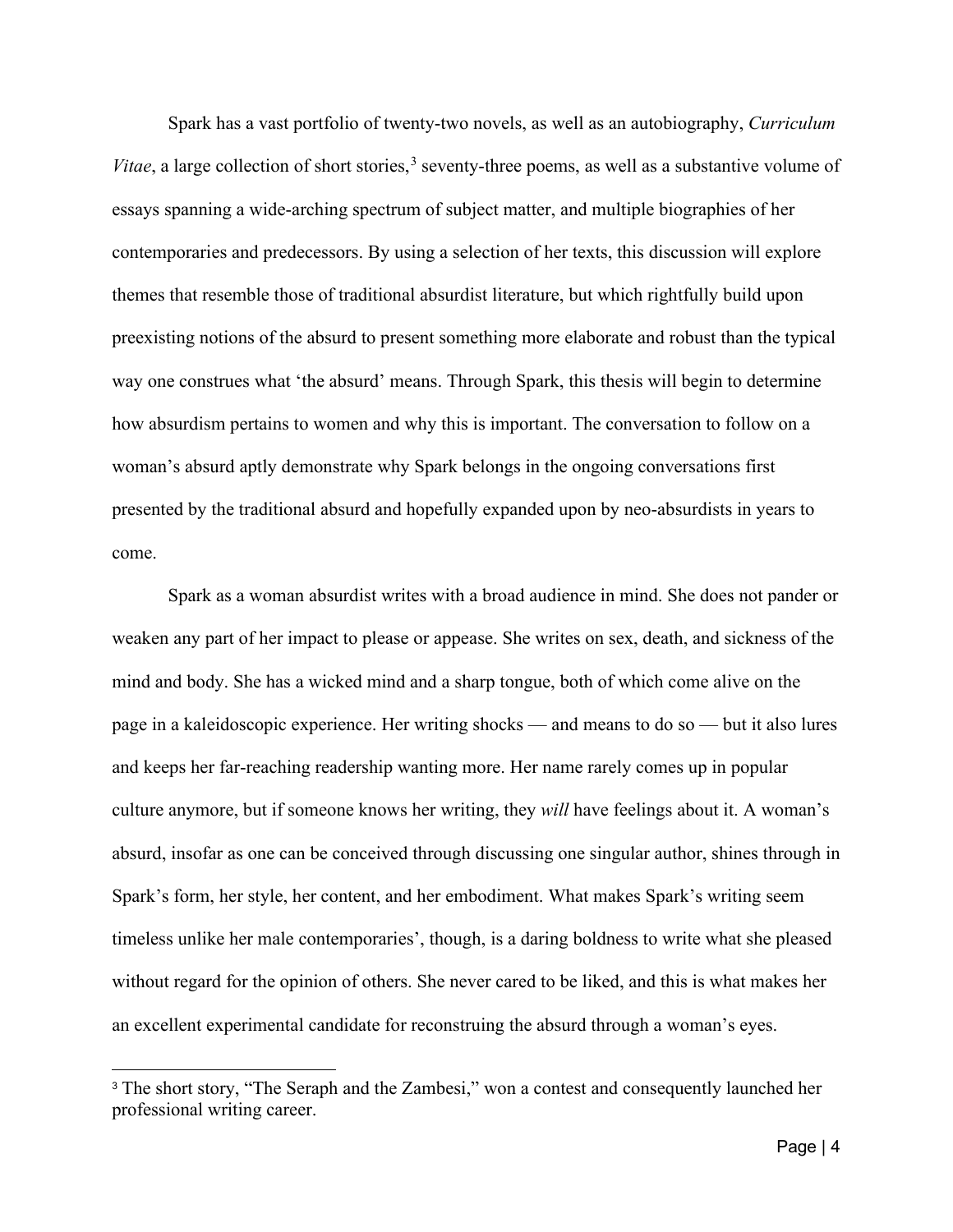Spark has a vast portfolio of twenty-two novels, as well as an autobiography, *Curriculum Vitae*, a large collection of short stories,[3] seventy-three poems, as well as a substantive volume of essays spanning a wide-arching spectrum of subject matter, and multiple biographies of her contemporaries and predecessors. By using a selection of her texts, this discussion will explore themes that resemble those of traditional absurdist literature, but which rightfully build upon preexisting notions of the absurd to present something more elaborate and robust than the typical way one construes what 'the absurd' means. Through Spark, this thesis will begin to determine how absurdism pertains to women and why this is important. The conversation to follow on a woman's absurd aptly demonstrate why Spark belongs in the ongoing conversations first presented by the traditional absurd and hopefully expanded upon by neo-absurdists in years to come.

Spark as a woman absurdist writes with a broad audience in mind. She does not pander or weaken any part of her impact to please or appease. She writes on sex, death, and sickness of the mind and body. She has a wicked mind and a sharp tongue, both of which come alive on the page in a kaleidoscopic experience. Her writing shocks — and means to do so — but it also lures and keeps her far-reaching readership wanting more. Her name rarely comes up in popular culture anymore, but if someone knows her writing, they *will* have feelings about it. A woman's absurd, insofar as one can be conceived through discussing one singular author, shines through in Spark's form, her style, her content, and her embodiment. What makes Spark's writing seem timeless unlike her male contemporaries', though, is a daring boldness to write what she pleased without regard for the opinion of others. She never cared to be liked, and this is what makes her an excellent experimental candidate for reconstruing the absurd through a woman's eyes.

[3] The short story, "The Seraph and the Zambesi," won a contest and consequently launched her professional writing career.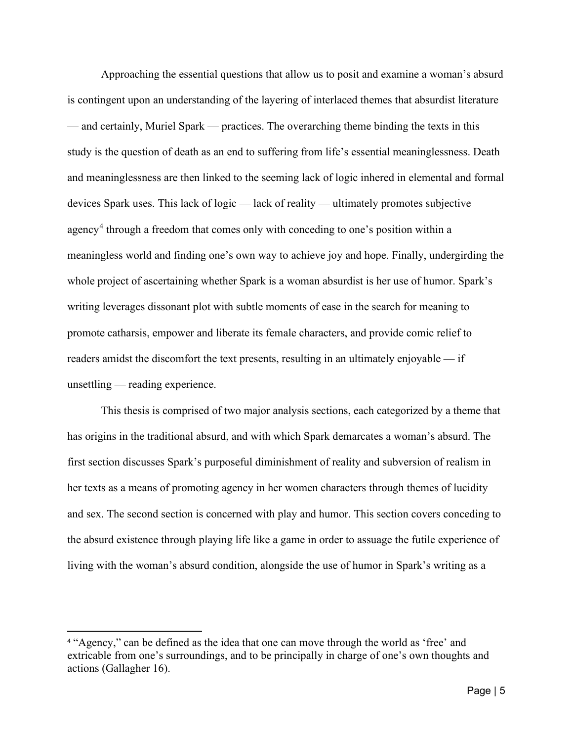Approaching the essential questions that allow us to posit and examine a woman's absurd is contingent upon an understanding of the layering of interlaced themes that absurdist literature — and certainly, Muriel Spark — practices. The overarching theme binding the texts in this study is the question of death as an end to suffering from life's essential meaninglessness. Death and meaninglessness are then linked to the seeming lack of logic inhered in elemental and formal devices Spark uses. This lack of logic — lack of reality — ultimately promotes subjective agency[4] through a freedom that comes only with conceding to one's position within a meaningless world and finding one's own way to achieve joy and hope. Finally, undergirding the whole project of ascertaining whether Spark is a woman absurdist is her use of humor. Spark's writing leverages dissonant plot with subtle moments of ease in the search for meaning to promote catharsis, empower and liberate its female characters, and provide comic relief to readers amidst the discomfort the text presents, resulting in an ultimately enjoyable — if unsettling — reading experience.

This thesis is comprised of two major analysis sections, each categorized by a theme that has origins in the traditional absurd, and with which Spark demarcates a woman's absurd. The first section discusses Spark's purposeful diminishment of reality and subversion of realism in her texts as a means of promoting agency in her women characters through themes of lucidity and sex. The second section is concerned with play and humor. This section covers conceding to the absurd existence through playing life like a game in order to assuage the futile experience of living with the woman's absurd condition, alongside the use of humor in Spark's writing as a

---

[4] "Agency," can be defined as the idea that one can move through the world as 'free' and extricable from one's surroundings, and to be principally in charge of one's own thoughts and actions (Gallagher 16).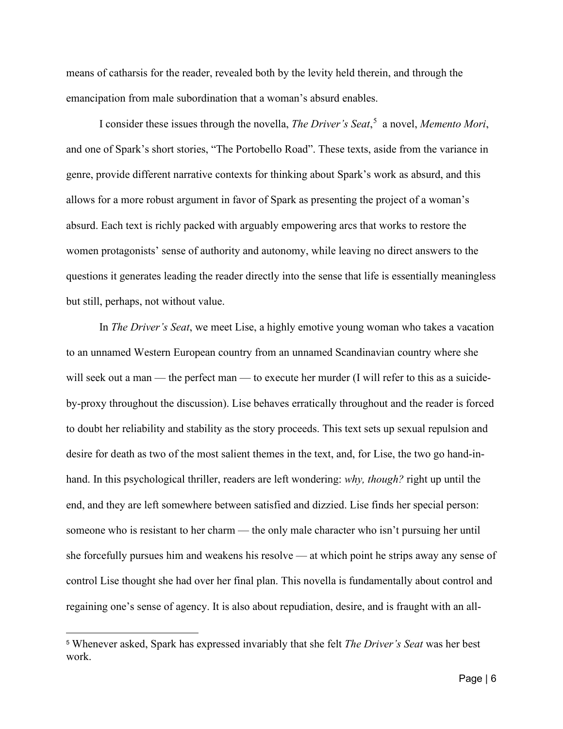means of catharsis for the reader, revealed both by the levity held therein, and through the emancipation from male subordination that a woman's absurd enables.

I consider these issues through the novella, *The Driver's Seat*,[5] a novel, *Memento Mori*, and one of Spark's short stories, "The Portobello Road". These texts, aside from the variance in genre, provide different narrative contexts for thinking about Spark's work as absurd, and this allows for a more robust argument in favor of Spark as presenting the project of a woman's absurd. Each text is richly packed with arguably empowering arcs that works to restore the women protagonists' sense of authority and autonomy, while leaving no direct answers to the questions it generates leading the reader directly into the sense that life is essentially meaningless but still, perhaps, not without value.

In *The Driver's Seat*, we meet Lise, a highly emotive young woman who takes a vacation to an unnamed Western European country from an unnamed Scandinavian country where she will seek out a man — the perfect man — to execute her murder (I will refer to this as a suicide-by-proxy throughout the discussion). Lise behaves erratically throughout and the reader is forced to doubt her reliability and stability as the story proceeds. This text sets up sexual repulsion and desire for death as two of the most salient themes in the text, and, for Lise, the two go hand-in-hand. In this psychological thriller, readers are left wondering: *why, though?* right up until the end, and they are left somewhere between satisfied and dizzied. Lise finds her special person: someone who is resistant to her charm — the only male character who isn't pursuing her until she forcefully pursues him and weakens his resolve — at which point he strips away any sense of control Lise thought she had over her final plan. This novella is fundamentally about control and regaining one's sense of agency. It is also about repudiation, desire, and is fraught with an all-

[5] Whenever asked, Spark has expressed invariably that she felt *The Driver's Seat* was her best work.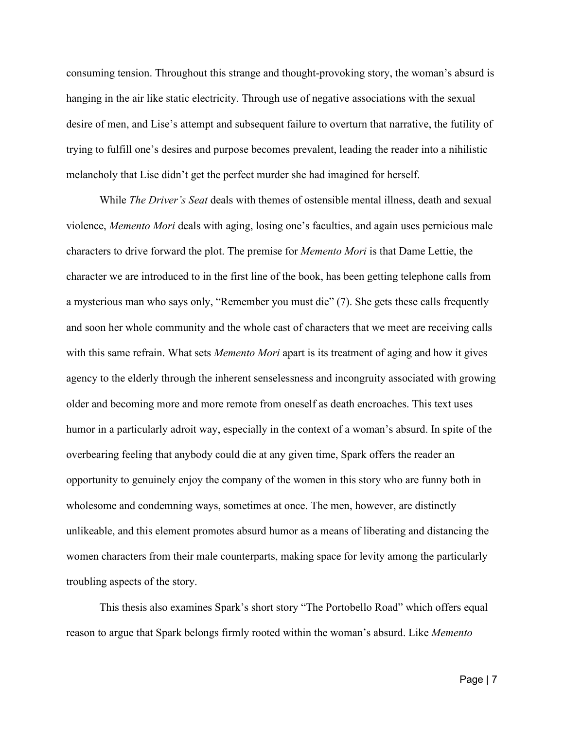consuming tension. Throughout this strange and thought-provoking story, the woman's absurd is hanging in the air like static electricity. Through use of negative associations with the sexual desire of men, and Lise's attempt and subsequent failure to overturn that narrative, the futility of trying to fulfill one's desires and purpose becomes prevalent, leading the reader into a nihilistic melancholy that Lise didn't get the perfect murder she had imagined for herself.

While *The Driver's Seat* deals with themes of ostensible mental illness, death and sexual violence, *Memento Mori* deals with aging, losing one's faculties, and again uses pernicious male characters to drive forward the plot. The premise for *Memento Mori* is that Dame Lettie, the character we are introduced to in the first line of the book, has been getting telephone calls from a mysterious man who says only, "Remember you must die" (7). She gets these calls frequently and soon her whole community and the whole cast of characters that we meet are receiving calls with this same refrain. What sets *Memento Mori* apart is its treatment of aging and how it gives agency to the elderly through the inherent senselessness and incongruity associated with growing older and becoming more and more remote from oneself as death encroaches. This text uses humor in a particularly adroit way, especially in the context of a woman's absurd. In spite of the overbearing feeling that anybody could die at any given time, Spark offers the reader an opportunity to genuinely enjoy the company of the women in this story who are funny both in wholesome and condemning ways, sometimes at once. The men, however, are distinctly unlikeable, and this element promotes absurd humor as a means of liberating and distancing the women characters from their male counterparts, making space for levity among the particularly troubling aspects of the story.

This thesis also examines Spark's short story "The Portobello Road" which offers equal reason to argue that Spark belongs firmly rooted within the woman's absurd. Like *Memento*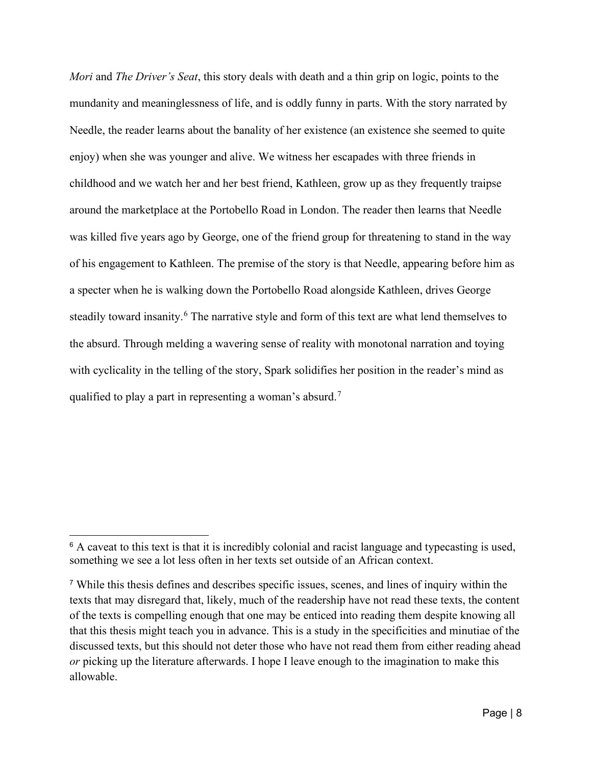*Mori* and *The Driver's Seat*, this story deals with death and a thin grip on logic, points to the mundanity and meaninglessness of life, and is oddly funny in parts. With the story narrated by Needle, the reader learns about the banality of her existence (an existence she seemed to quite enjoy) when she was younger and alive. We witness her escapades with three friends in childhood and we watch her and her best friend, Kathleen, grow up as they frequently traipse around the marketplace at the Portobello Road in London. The reader then learns that Needle was killed five years ago by George, one of the friend group for threatening to stand in the way of his engagement to Kathleen. The premise of the story is that Needle, appearing before him as a specter when he is walking down the Portobello Road alongside Kathleen, drives George steadily toward insanity.[6] The narrative style and form of this text are what lend themselves to the absurd. Through melding a wavering sense of reality with monotonal narration and toying with cyclicality in the telling of the story, Spark solidifies her position in the reader's mind as qualified to play a part in representing a woman's absurd.[7]

---

[6] A caveat to this text is that it is incredibly colonial and racist language and typecasting is used, something we see a lot less often in her texts set outside of an African context.

[7] While this thesis defines and describes specific issues, scenes, and lines of inquiry within the texts that may disregard that, likely, much of the readership have not read these texts, the content of the texts is compelling enough that one may be enticed into reading them despite knowing all that this thesis might teach you in advance. This is a study in the specificities and minutiae of the discussed texts, but this should not deter those who have not read them from either reading ahead *or* picking up the literature afterwards. I hope I leave enough to the imagination to make this allowable.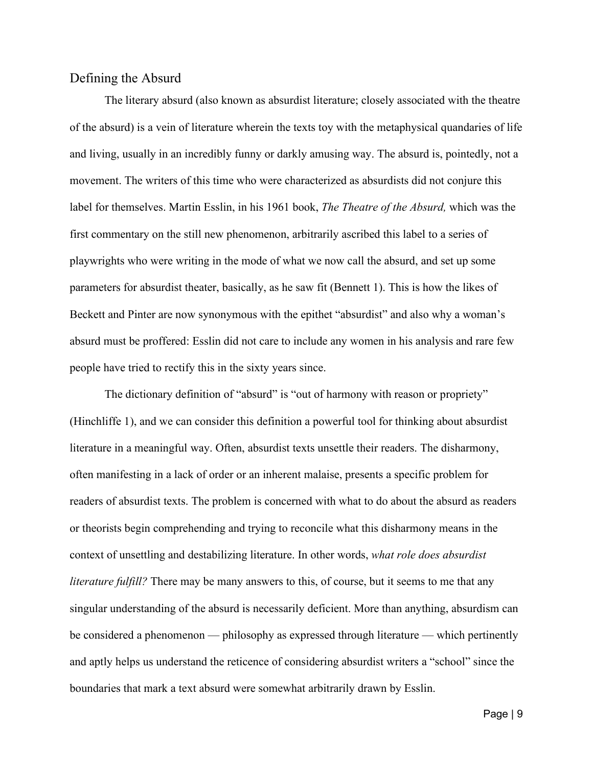## Defining the Absurd

The literary absurd (also known as absurdist literature; closely associated with the theatre of the absurd) is a vein of literature wherein the texts toy with the metaphysical quandaries of life and living, usually in an incredibly funny or darkly amusing way. The absurd is, pointedly, not a movement. The writers of this time who were characterized as absurdists did not conjure this label for themselves. Martin Esslin, in his 1961 book, *The Theatre of the Absurd,* which was the first commentary on the still new phenomenon, arbitrarily ascribed this label to a series of playwrights who were writing in the mode of what we now call the absurd, and set up some parameters for absurdist theater, basically, as he saw fit (Bennett 1). This is how the likes of Beckett and Pinter are now synonymous with the epithet "absurdist" and also why a woman's absurd must be proffered: Esslin did not care to include any women in his analysis and rare few people have tried to rectify this in the sixty years since.

The dictionary definition of "absurd" is "out of harmony with reason or propriety" (Hinchliffe 1), and we can consider this definition a powerful tool for thinking about absurdist literature in a meaningful way. Often, absurdist texts unsettle their readers. The disharmony, often manifesting in a lack of order or an inherent malaise, presents a specific problem for readers of absurdist texts. The problem is concerned with what to do about the absurd as readers or theorists begin comprehending and trying to reconcile what this disharmony means in the context of unsettling and destabilizing literature. In other words, *what role does absurdist literature fulfill?* There may be many answers to this, of course, but it seems to me that any singular understanding of the absurd is necessarily deficient. More than anything, absurdism can be considered a phenomenon — philosophy as expressed through literature — which pertinently and aptly helps us understand the reticence of considering absurdist writers a "school" since the boundaries that mark a text absurd were somewhat arbitrarily drawn by Esslin.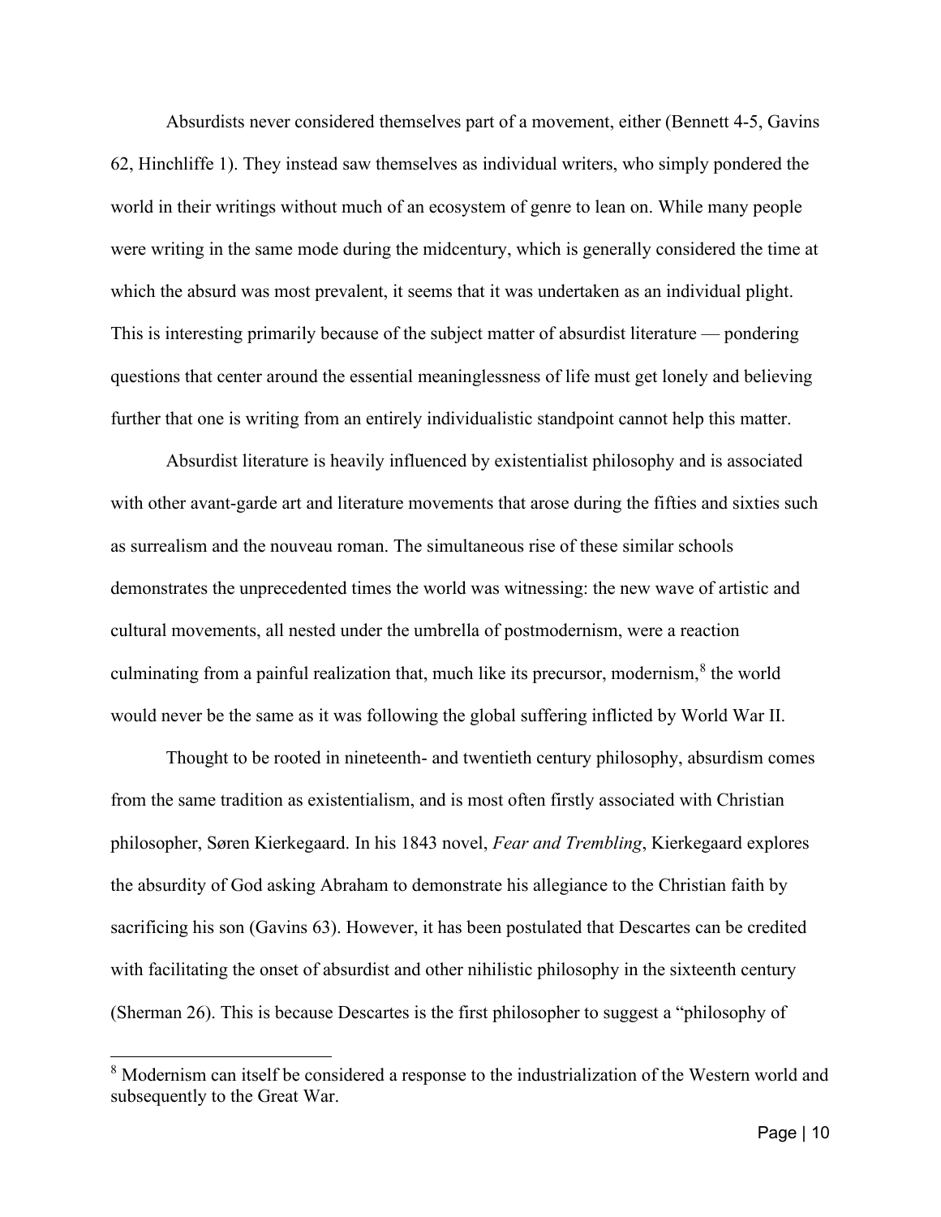Absurdists never considered themselves part of a movement, either (Bennett 4-5, Gavins 62, Hinchliffe 1). They instead saw themselves as individual writers, who simply pondered the world in their writings without much of an ecosystem of genre to lean on. While many people were writing in the same mode during the midcentury, which is generally considered the time at which the absurd was most prevalent, it seems that it was undertaken as an individual plight. This is interesting primarily because of the subject matter of absurdist literature — pondering questions that center around the essential meaninglessness of life must get lonely and believing further that one is writing from an entirely individualistic standpoint cannot help this matter.

Absurdist literature is heavily influenced by existentialist philosophy and is associated with other avant-garde art and literature movements that arose during the fifties and sixties such as surrealism and the nouveau roman. The simultaneous rise of these similar schools demonstrates the unprecedented times the world was witnessing: the new wave of artistic and cultural movements, all nested under the umbrella of postmodernism, were a reaction culminating from a painful realization that, much like its precursor, modernism,[8] the world would never be the same as it was following the global suffering inflicted by World War II.

Thought to be rooted in nineteenth- and twentieth century philosophy, absurdism comes from the same tradition as existentialism, and is most often firstly associated with Christian philosopher, Søren Kierkegaard. In his 1843 novel, *Fear and Trembling*, Kierkegaard explores the absurdity of God asking Abraham to demonstrate his allegiance to the Christian faith by sacrificing his son (Gavins 63). However, it has been postulated that Descartes can be credited with facilitating the onset of absurdist and other nihilistic philosophy in the sixteenth century (Sherman 26). This is because Descartes is the first philosopher to suggest a "philosophy of

[8] Modernism can itself be considered a response to the industrialization of the Western world and subsequently to the Great War.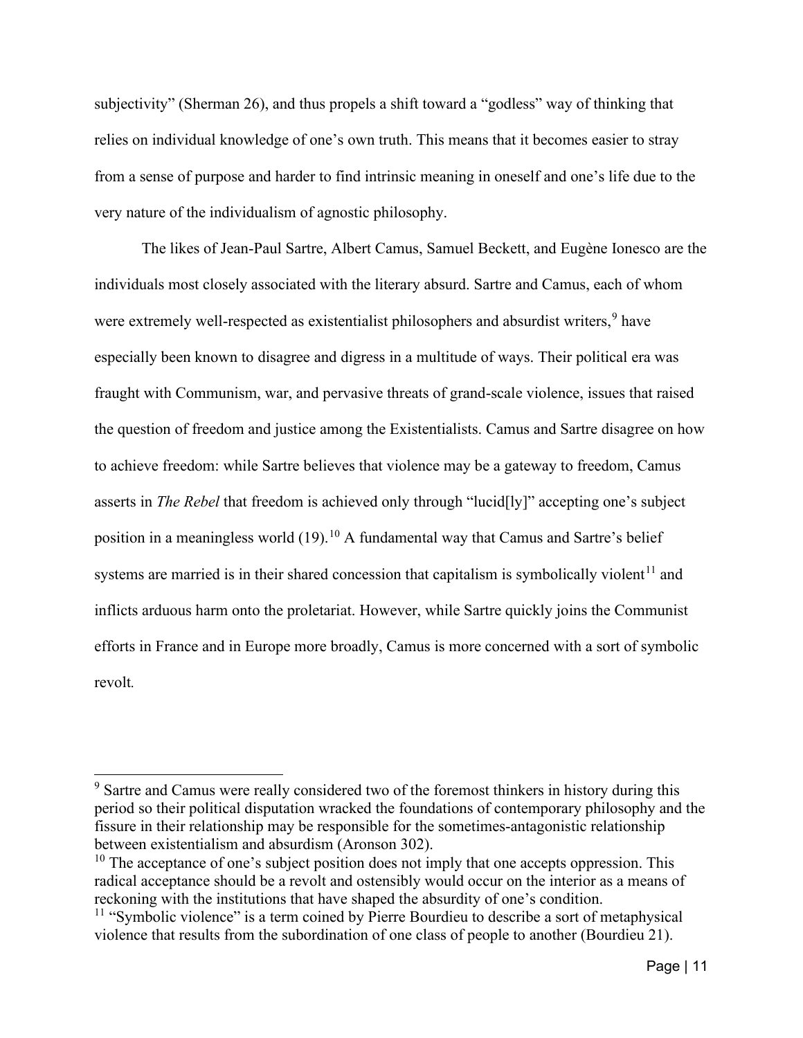subjectivity" (Sherman 26), and thus propels a shift toward a "godless" way of thinking that relies on individual knowledge of one's own truth. This means that it becomes easier to stray from a sense of purpose and harder to find intrinsic meaning in oneself and one's life due to the very nature of the individualism of agnostic philosophy.

The likes of Jean-Paul Sartre, Albert Camus, Samuel Beckett, and Eugène Ionesco are the individuals most closely associated with the literary absurd. Sartre and Camus, each of whom were extremely well-respected as existentialist philosophers and absurdist writers,[9] have especially been known to disagree and digress in a multitude of ways. Their political era was fraught with Communism, war, and pervasive threats of grand-scale violence, issues that raised the question of freedom and justice among the Existentialists. Camus and Sartre disagree on how to achieve freedom: while Sartre believes that violence may be a gateway to freedom, Camus asserts in *The Rebel* that freedom is achieved only through "lucid[ly]" accepting one's subject position in a meaningless world (19).[10] A fundamental way that Camus and Sartre's belief systems are married is in their shared concession that capitalism is symbolically violent[11] and inflicts arduous harm onto the proletariat. However, while Sartre quickly joins the Communist efforts in France and in Europe more broadly, Camus is more concerned with a sort of symbolic revolt.

---

[9] Sartre and Camus were really considered two of the foremost thinkers in history during this period so their political disputation wracked the foundations of contemporary philosophy and the fissure in their relationship may be responsible for the sometimes-antagonistic relationship between existentialism and absurdism (Aronson 302).

[10] The acceptance of one's subject position does not imply that one accepts oppression. This radical acceptance should be a revolt and ostensibly would occur on the interior as a means of reckoning with the institutions that have shaped the absurdity of one's condition.

[11] "Symbolic violence" is a term coined by Pierre Bourdieu to describe a sort of metaphysical violence that results from the subordination of one class of people to another (Bourdieu 21).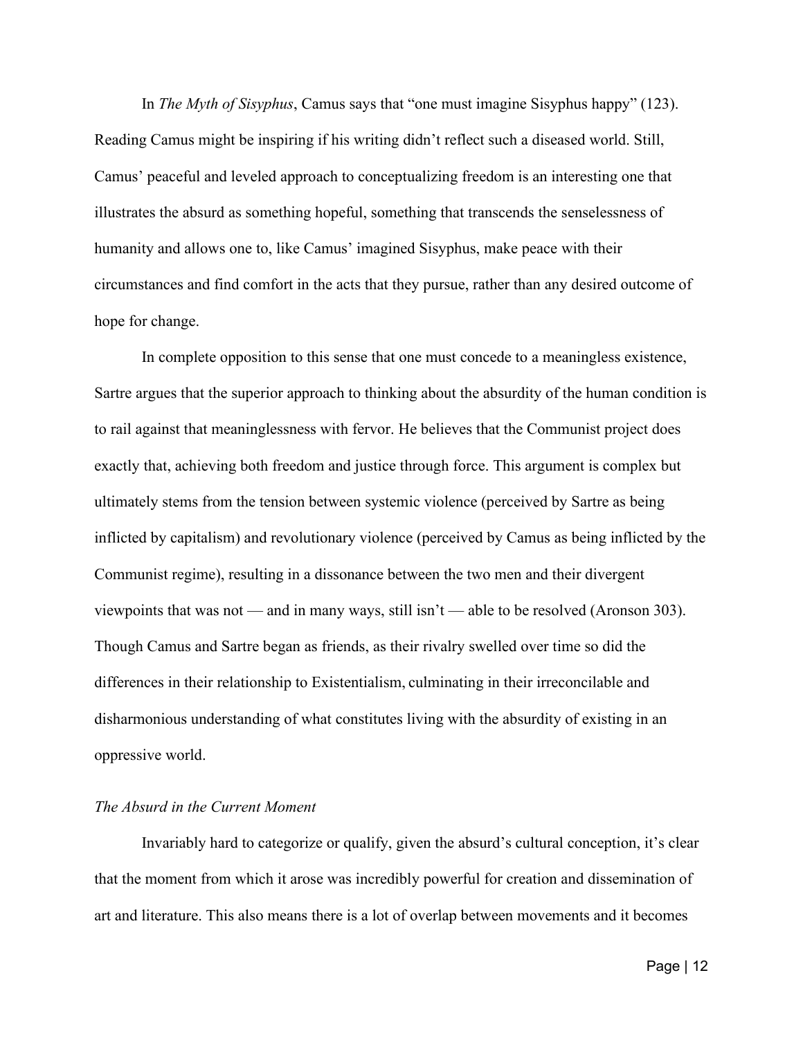In *The Myth of Sisyphus*, Camus says that "one must imagine Sisyphus happy" (123). Reading Camus might be inspiring if his writing didn't reflect such a diseased world. Still, Camus' peaceful and leveled approach to conceptualizing freedom is an interesting one that illustrates the absurd as something hopeful, something that transcends the senselessness of humanity and allows one to, like Camus' imagined Sisyphus, make peace with their circumstances and find comfort in the acts that they pursue, rather than any desired outcome of hope for change.

In complete opposition to this sense that one must concede to a meaningless existence, Sartre argues that the superior approach to thinking about the absurdity of the human condition is to rail against that meaninglessness with fervor. He believes that the Communist project does exactly that, achieving both freedom and justice through force. This argument is complex but ultimately stems from the tension between systemic violence (perceived by Sartre as being inflicted by capitalism) and revolutionary violence (perceived by Camus as being inflicted by the Communist regime), resulting in a dissonance between the two men and their divergent viewpoints that was not — and in many ways, still isn't — able to be resolved (Aronson 303). Though Camus and Sartre began as friends, as their rivalry swelled over time so did the differences in their relationship to Existentialism, culminating in their irreconcilable and disharmonious understanding of what constitutes living with the absurdity of existing in an oppressive world.

### *The Absurd in the Current Moment*

Invariably hard to categorize or qualify, given the absurd's cultural conception, it's clear that the moment from which it arose was incredibly powerful for creation and dissemination of art and literature. This also means there is a lot of overlap between movements and it becomes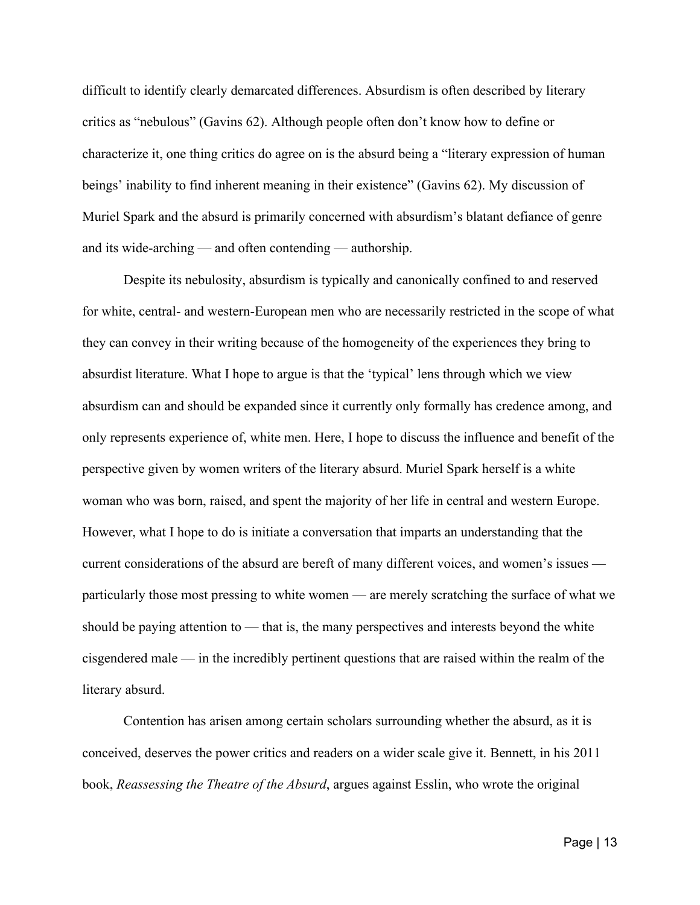difficult to identify clearly demarcated differences. Absurdism is often described by literary critics as "nebulous" (Gavins 62). Although people often don't know how to define or characterize it, one thing critics do agree on is the absurd being a "literary expression of human beings' inability to find inherent meaning in their existence" (Gavins 62). My discussion of Muriel Spark and the absurd is primarily concerned with absurdism's blatant defiance of genre and its wide-arching — and often contending — authorship.

Despite its nebulosity, absurdism is typically and canonically confined to and reserved for white, central- and western-European men who are necessarily restricted in the scope of what they can convey in their writing because of the homogeneity of the experiences they bring to absurdist literature. What I hope to argue is that the 'typical' lens through which we view absurdism can and should be expanded since it currently only formally has credence among, and only represents experience of, white men. Here, I hope to discuss the influence and benefit of the perspective given by women writers of the literary absurd. Muriel Spark herself is a white woman who was born, raised, and spent the majority of her life in central and western Europe. However, what I hope to do is initiate a conversation that imparts an understanding that the current considerations of the absurd are bereft of many different voices, and women's issues — particularly those most pressing to white women — are merely scratching the surface of what we should be paying attention to — that is, the many perspectives and interests beyond the white cisgendered male — in the incredibly pertinent questions that are raised within the realm of the literary absurd.

Contention has arisen among certain scholars surrounding whether the absurd, as it is conceived, deserves the power critics and readers on a wider scale give it. Bennett, in his 2011 book, *Reassessing the Theatre of the Absurd*, argues against Esslin, who wrote the original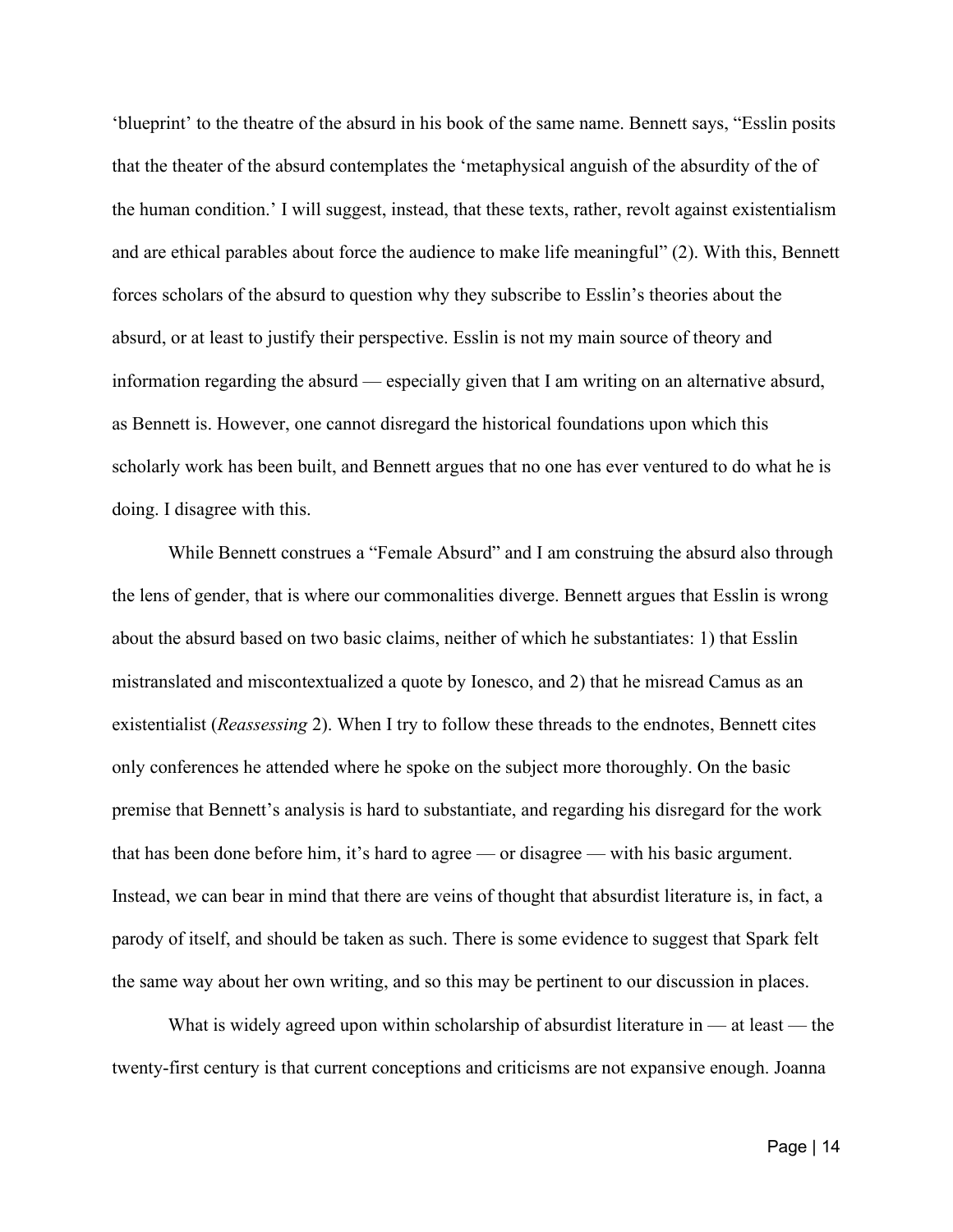'blueprint' to the theatre of the absurd in his book of the same name. Bennett says, "Esslin posits that the theater of the absurd contemplates the 'metaphysical anguish of the absurdity of the of the human condition.' I will suggest, instead, that these texts, rather, revolt against existentialism and are ethical parables about force the audience to make life meaningful" (2). With this, Bennett forces scholars of the absurd to question why they subscribe to Esslin's theories about the absurd, or at least to justify their perspective. Esslin is not my main source of theory and information regarding the absurd — especially given that I am writing on an alternative absurd, as Bennett is. However, one cannot disregard the historical foundations upon which this scholarly work has been built, and Bennett argues that no one has ever ventured to do what he is doing. I disagree with this.

While Bennett construes a "Female Absurd" and I am construing the absurd also through the lens of gender, that is where our commonalities diverge. Bennett argues that Esslin is wrong about the absurd based on two basic claims, neither of which he substantiates: 1) that Esslin mistranslated and miscontextualized a quote by Ionesco, and 2) that he misread Camus as an existentialist (*Reassessing* 2). When I try to follow these threads to the endnotes, Bennett cites only conferences he attended where he spoke on the subject more thoroughly. On the basic premise that Bennett's analysis is hard to substantiate, and regarding his disregard for the work that has been done before him, it's hard to agree — or disagree — with his basic argument. Instead, we can bear in mind that there are veins of thought that absurdist literature is, in fact, a parody of itself, and should be taken as such. There is some evidence to suggest that Spark felt the same way about her own writing, and so this may be pertinent to our discussion in places.

What is widely agreed upon within scholarship of absurdist literature in — at least — the twenty-first century is that current conceptions and criticisms are not expansive enough. Joanna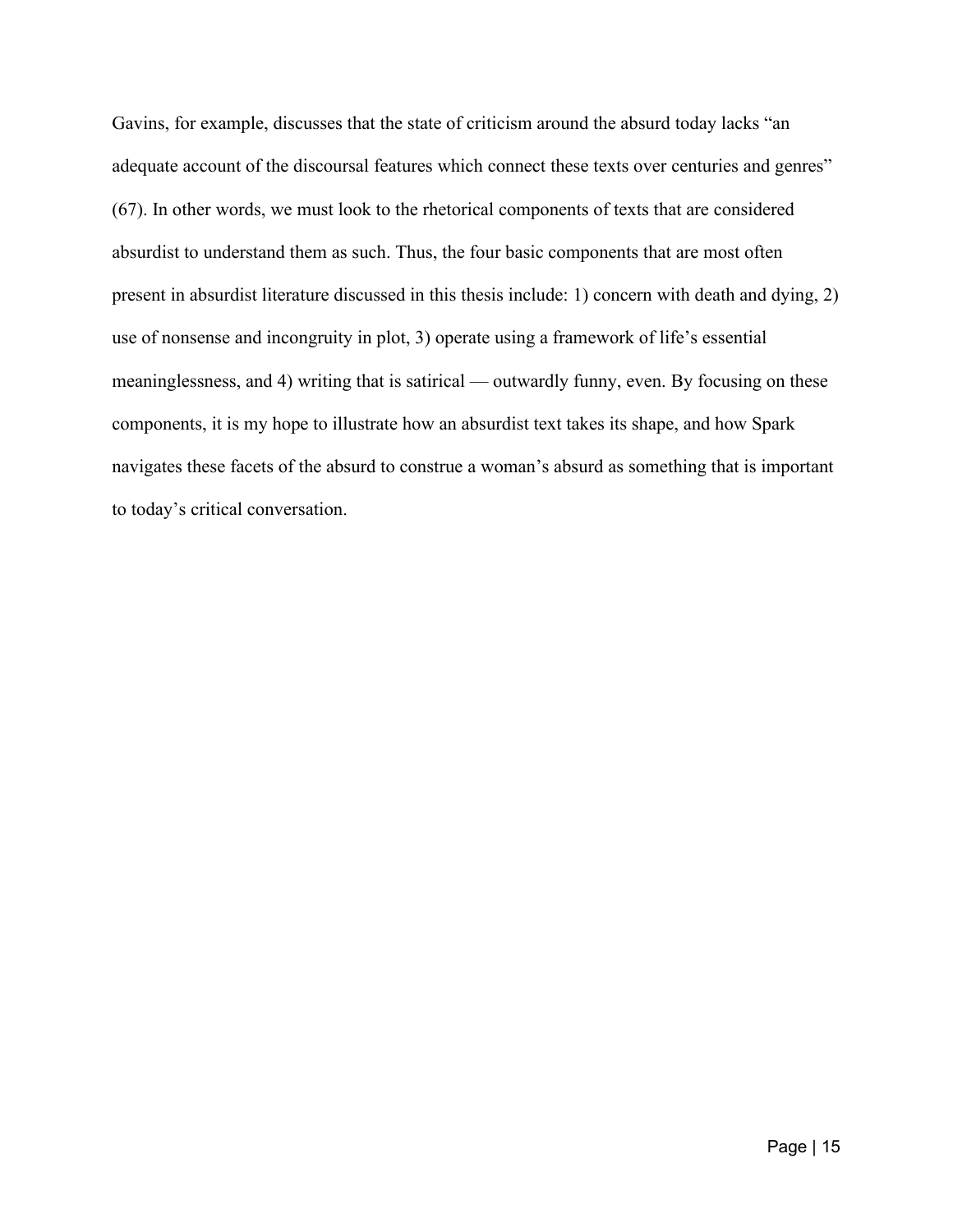Gavins, for example, discusses that the state of criticism around the absurd today lacks "an adequate account of the discoursal features which connect these texts over centuries and genres" (67). In other words, we must look to the rhetorical components of texts that are considered absurdist to understand them as such. Thus, the four basic components that are most often present in absurdist literature discussed in this thesis include: 1) concern with death and dying, 2) use of nonsense and incongruity in plot, 3) operate using a framework of life's essential meaninglessness, and 4) writing that is satirical — outwardly funny, even. By focusing on these components, it is my hope to illustrate how an absurdist text takes its shape, and how Spark navigates these facets of the absurd to construe a woman's absurd as something that is important to today's critical conversation.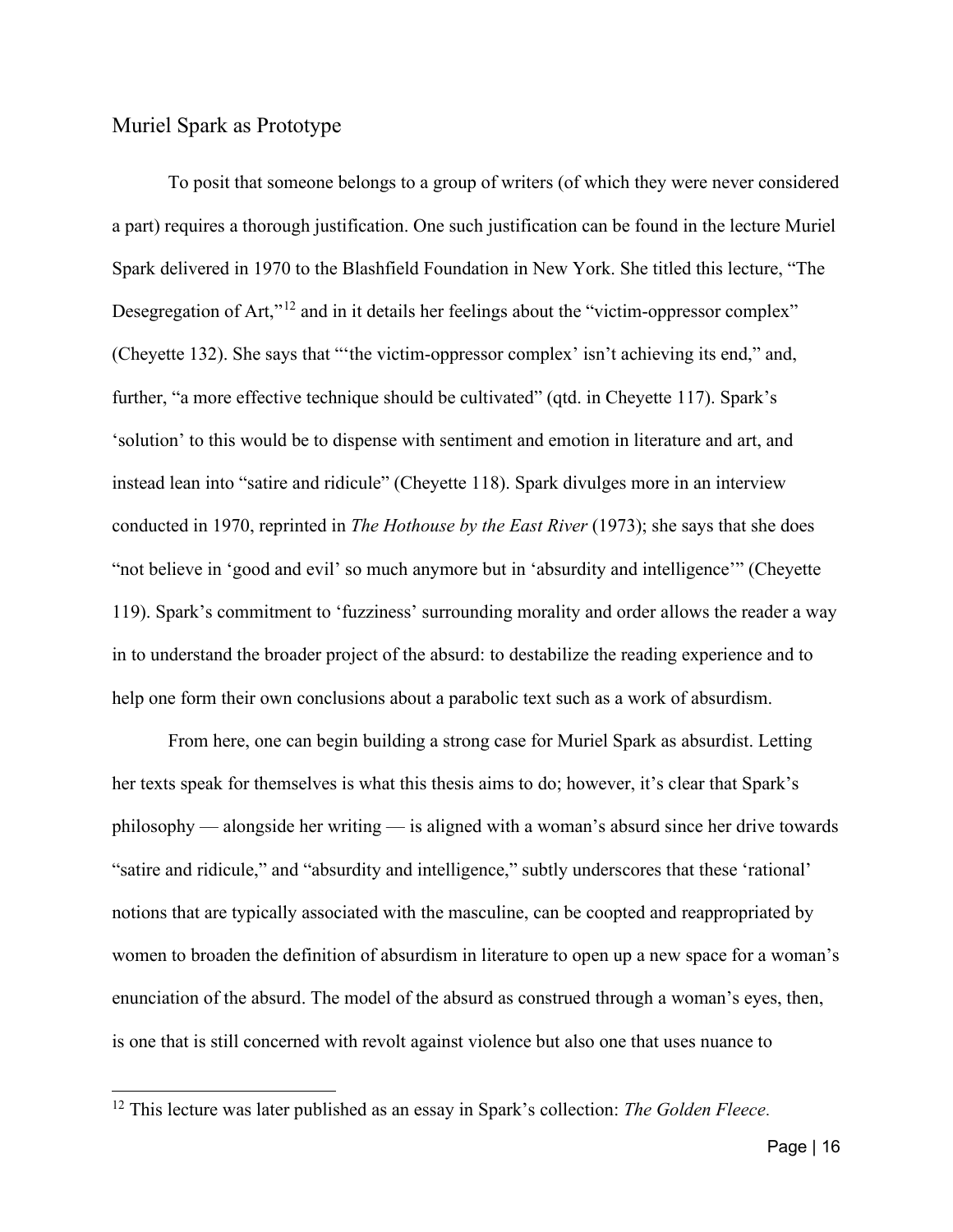## Muriel Spark as Prototype

To posit that someone belongs to a group of writers (of which they were never considered a part) requires a thorough justification. One such justification can be found in the lecture Muriel Spark delivered in 1970 to the Blashfield Foundation in New York. She titled this lecture, "The Desegregation of Art,"[12] and in it details her feelings about the "victim-oppressor complex" (Cheyette 132). She says that "'the victim-oppressor complex' isn't achieving its end," and, further, "a more effective technique should be cultivated" (qtd. in Cheyette 117). Spark's 'solution' to this would be to dispense with sentiment and emotion in literature and art, and instead lean into "satire and ridicule" (Cheyette 118). Spark divulges more in an interview conducted in 1970, reprinted in *The Hothouse by the East River* (1973); she says that she does "not believe in 'good and evil' so much anymore but in 'absurdity and intelligence'" (Cheyette 119). Spark's commitment to 'fuzziness' surrounding morality and order allows the reader a way in to understand the broader project of the absurd: to destabilize the reading experience and to help one form their own conclusions about a parabolic text such as a work of absurdism.

From here, one can begin building a strong case for Muriel Spark as absurdist. Letting her texts speak for themselves is what this thesis aims to do; however, it's clear that Spark's philosophy — alongside her writing — is aligned with a woman's absurd since her drive towards "satire and ridicule," and "absurdity and intelligence," subtly underscores that these 'rational' notions that are typically associated with the masculine, can be coopted and reappropriated by women to broaden the definition of absurdism in literature to open up a new space for a woman's enunciation of the absurd. The model of the absurd as construed through a woman's eyes, then, is one that is still concerned with revolt against violence but also one that uses nuance to

[12] This lecture was later published as an essay in Spark's collection: *The Golden Fleece.*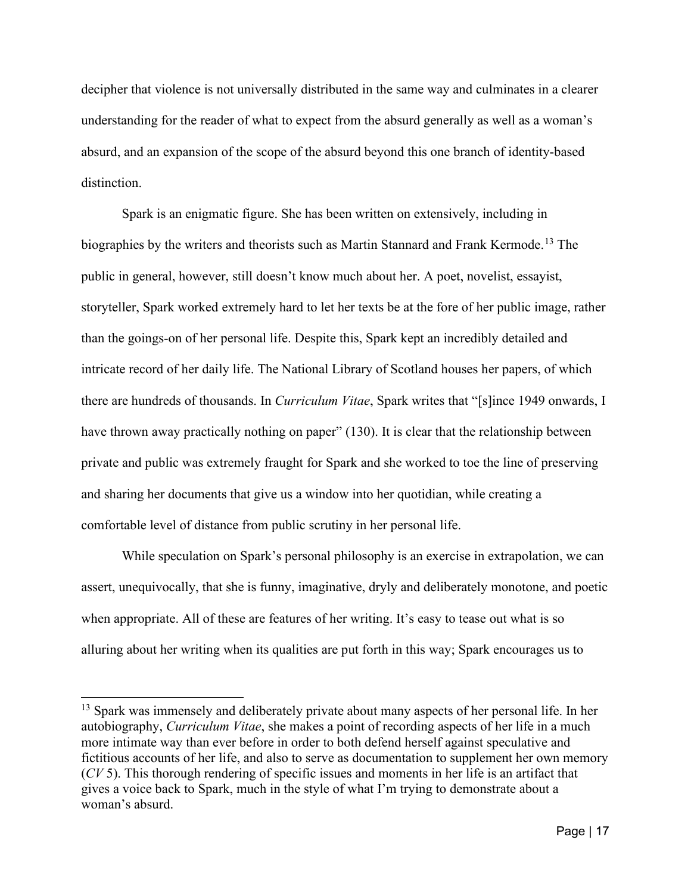decipher that violence is not universally distributed in the same way and culminates in a clearer understanding for the reader of what to expect from the absurd generally as well as a woman's absurd, and an expansion of the scope of the absurd beyond this one branch of identity-based distinction.

Spark is an enigmatic figure. She has been written on extensively, including in biographies by the writers and theorists such as Martin Stannard and Frank Kermode.[13] The public in general, however, still doesn't know much about her. A poet, novelist, essayist, storyteller, Spark worked extremely hard to let her texts be at the fore of her public image, rather than the goings-on of her personal life. Despite this, Spark kept an incredibly detailed and intricate record of her daily life. The National Library of Scotland houses her papers, of which there are hundreds of thousands. In *Curriculum Vitae*, Spark writes that "[s]ince 1949 onwards, I have thrown away practically nothing on paper" (130). It is clear that the relationship between private and public was extremely fraught for Spark and she worked to toe the line of preserving and sharing her documents that give us a window into her quotidian, while creating a comfortable level of distance from public scrutiny in her personal life.

While speculation on Spark's personal philosophy is an exercise in extrapolation, we can assert, unequivocally, that she is funny, imaginative, dryly and deliberately monotone, and poetic when appropriate. All of these are features of her writing. It's easy to tease out what is so alluring about her writing when its qualities are put forth in this way; Spark encourages us to

---

[13] Spark was immensely and deliberately private about many aspects of her personal life. In her autobiography, *Curriculum Vitae*, she makes a point of recording aspects of her life in a much more intimate way than ever before in order to both defend herself against speculative and fictitious accounts of her life, and also to serve as documentation to supplement her own memory (*CV* 5). This thorough rendering of specific issues and moments in her life is an artifact that gives a voice back to Spark, much in the style of what I'm trying to demonstrate about a woman's absurd.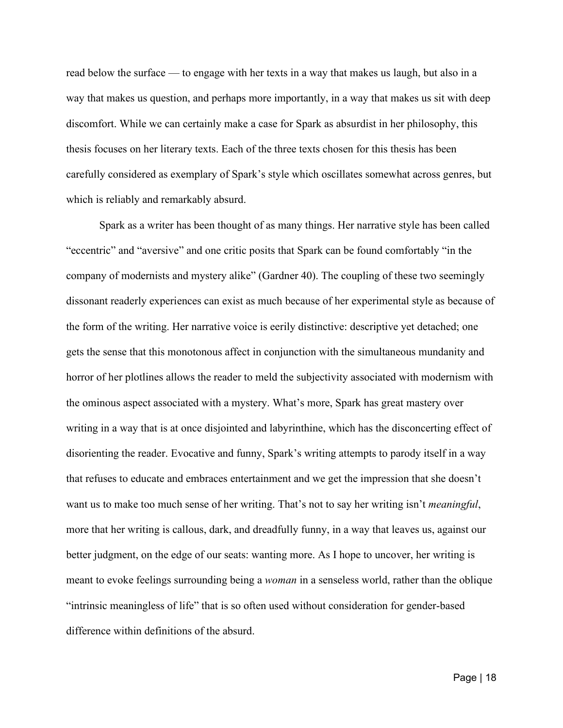read below the surface — to engage with her texts in a way that makes us laugh, but also in a way that makes us question, and perhaps more importantly, in a way that makes us sit with deep discomfort. While we can certainly make a case for Spark as absurdist in her philosophy, this thesis focuses on her literary texts. Each of the three texts chosen for this thesis has been carefully considered as exemplary of Spark's style which oscillates somewhat across genres, but which is reliably and remarkably absurd.

Spark as a writer has been thought of as many things. Her narrative style has been called "eccentric" and "aversive" and one critic posits that Spark can be found comfortably "in the company of modernists and mystery alike" (Gardner 40). The coupling of these two seemingly dissonant readerly experiences can exist as much because of her experimental style as because of the form of the writing. Her narrative voice is eerily distinctive: descriptive yet detached; one gets the sense that this monotonous affect in conjunction with the simultaneous mundanity and horror of her plotlines allows the reader to meld the subjectivity associated with modernism with the ominous aspect associated with a mystery. What's more, Spark has great mastery over writing in a way that is at once disjointed and labyrinthine, which has the disconcerting effect of disorienting the reader. Evocative and funny, Spark's writing attempts to parody itself in a way that refuses to educate and embraces entertainment and we get the impression that she doesn't want us to make too much sense of her writing. That's not to say her writing isn't *meaningful*, more that her writing is callous, dark, and dreadfully funny, in a way that leaves us, against our better judgment, on the edge of our seats: wanting more. As I hope to uncover, her writing is meant to evoke feelings surrounding being a *woman* in a senseless world, rather than the oblique "intrinsic meaningless of life" that is so often used without consideration for gender-based difference within definitions of the absurd.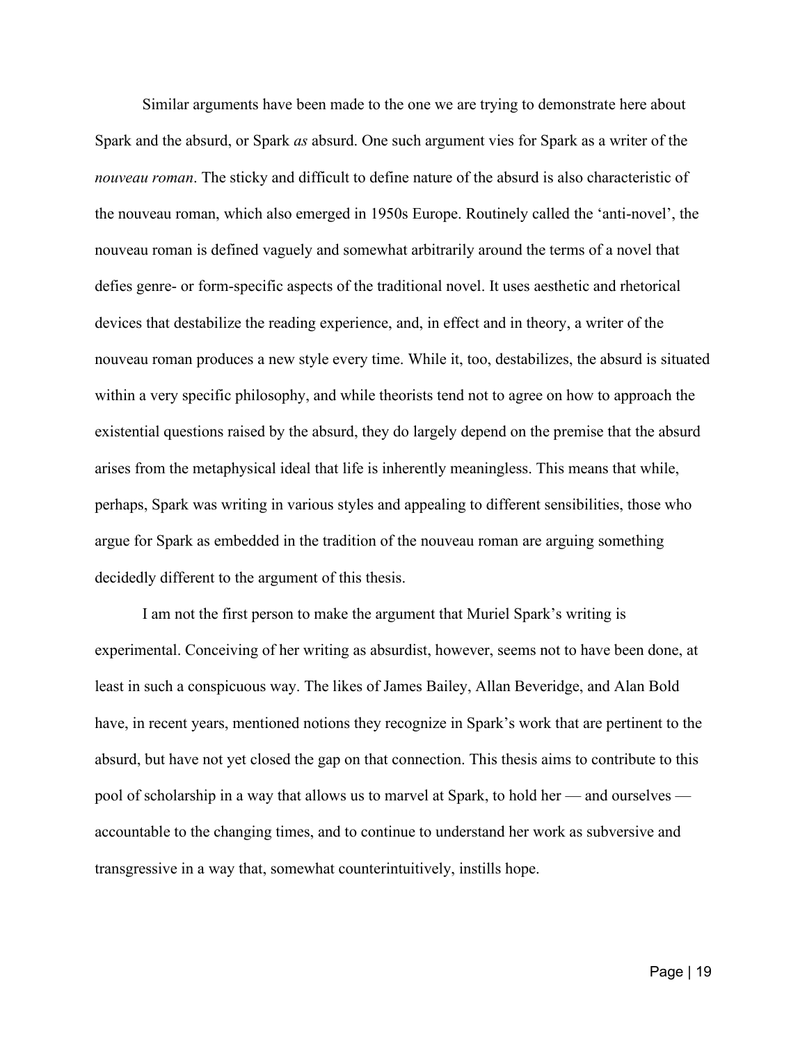Similar arguments have been made to the one we are trying to demonstrate here about Spark and the absurd, or Spark *as* absurd. One such argument vies for Spark as a writer of the *nouveau roman*. The sticky and difficult to define nature of the absurd is also characteristic of the nouveau roman, which also emerged in 1950s Europe. Routinely called the 'anti-novel', the nouveau roman is defined vaguely and somewhat arbitrarily around the terms of a novel that defies genre- or form-specific aspects of the traditional novel. It uses aesthetic and rhetorical devices that destabilize the reading experience, and, in effect and in theory, a writer of the nouveau roman produces a new style every time. While it, too, destabilizes, the absurd is situated within a very specific philosophy, and while theorists tend not to agree on how to approach the existential questions raised by the absurd, they do largely depend on the premise that the absurd arises from the metaphysical ideal that life is inherently meaningless. This means that while, perhaps, Spark was writing in various styles and appealing to different sensibilities, those who argue for Spark as embedded in the tradition of the nouveau roman are arguing something decidedly different to the argument of this thesis.

I am not the first person to make the argument that Muriel Spark's writing is experimental. Conceiving of her writing as absurdist, however, seems not to have been done, at least in such a conspicuous way. The likes of James Bailey, Allan Beveridge, and Alan Bold have, in recent years, mentioned notions they recognize in Spark's work that are pertinent to the absurd, but have not yet closed the gap on that connection. This thesis aims to contribute to this pool of scholarship in a way that allows us to marvel at Spark, to hold her — and ourselves — accountable to the changing times, and to continue to understand her work as subversive and transgressive in a way that, somewhat counterintuitively, instills hope.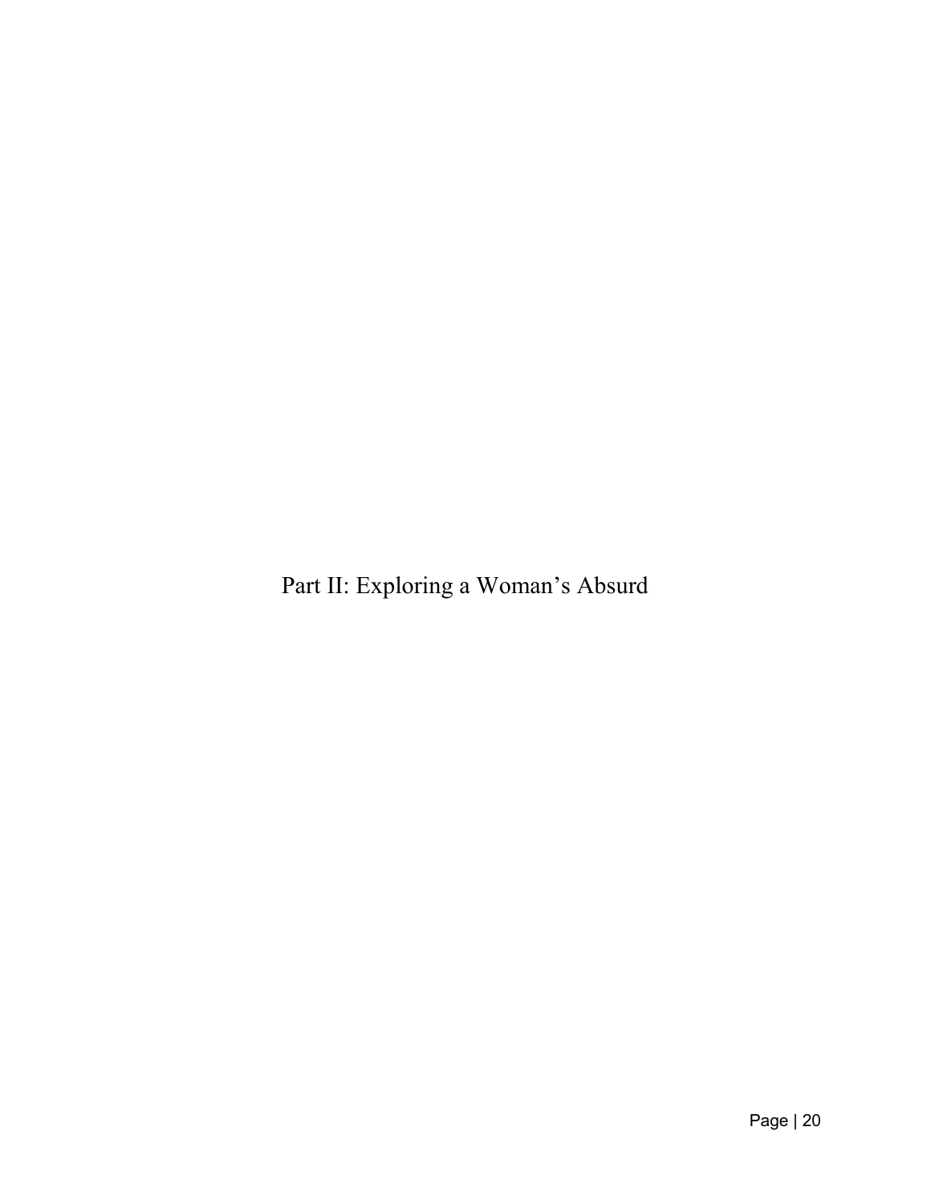# Part II: Exploring a Woman's Absurd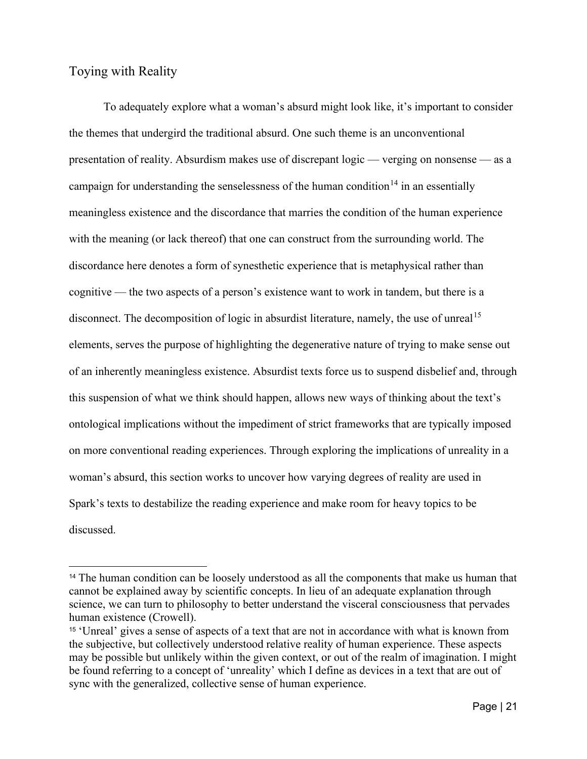## Toying with Reality

To adequately explore what a woman's absurd might look like, it's important to consider the themes that undergird the traditional absurd. One such theme is an unconventional presentation of reality. Absurdism makes use of discrepant logic — verging on nonsense — as a campaign for understanding the senselessness of the human condition[14] in an essentially meaningless existence and the discordance that marries the condition of the human experience with the meaning (or lack thereof) that one can construct from the surrounding world. The discordance here denotes a form of synesthetic experience that is metaphysical rather than cognitive — the two aspects of a person's existence want to work in tandem, but there is a disconnect. The decomposition of logic in absurdist literature, namely, the use of unreal[15] elements, serves the purpose of highlighting the degenerative nature of trying to make sense out of an inherently meaningless existence. Absurdist texts force us to suspend disbelief and, through this suspension of what we think should happen, allows new ways of thinking about the text's ontological implications without the impediment of strict frameworks that are typically imposed on more conventional reading experiences. Through exploring the implications of unreality in a woman's absurd, this section works to uncover how varying degrees of reality are used in Spark's texts to destabilize the reading experience and make room for heavy topics to be discussed.

---

[14] The human condition can be loosely understood as all the components that make us human that cannot be explained away by scientific concepts. In lieu of an adequate explanation through science, we can turn to philosophy to better understand the visceral consciousness that pervades human existence (Crowell).

[15] 'Unreal' gives a sense of aspects of a text that are not in accordance with what is known from the subjective, but collectively understood relative reality of human experience. These aspects may be possible but unlikely within the given context, or out of the realm of imagination. I might be found referring to a concept of 'unreality' which I define as devices in a text that are out of sync with the generalized, collective sense of human experience.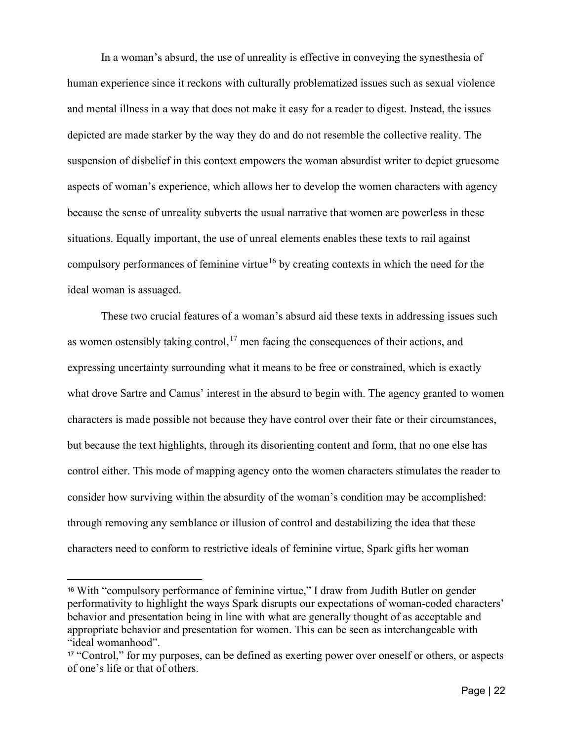In a woman's absurd, the use of unreality is effective in conveying the synesthesia of human experience since it reckons with culturally problematized issues such as sexual violence and mental illness in a way that does not make it easy for a reader to digest. Instead, the issues depicted are made starker by the way they do and do not resemble the collective reality. The suspension of disbelief in this context empowers the woman absurdist writer to depict gruesome aspects of woman's experience, which allows her to develop the women characters with agency because the sense of unreality subverts the usual narrative that women are powerless in these situations. Equally important, the use of unreal elements enables these texts to rail against compulsory performances of feminine virtue[16] by creating contexts in which the need for the ideal woman is assuaged.

These two crucial features of a woman's absurd aid these texts in addressing issues such as women ostensibly taking control,[17] men facing the consequences of their actions, and expressing uncertainty surrounding what it means to be free or constrained, which is exactly what drove Sartre and Camus' interest in the absurd to begin with. The agency granted to women characters is made possible not because they have control over their fate or their circumstances, but because the text highlights, through its disorienting content and form, that no one else has control either. This mode of mapping agency onto the women characters stimulates the reader to consider how surviving within the absurdity of the woman's condition may be accomplished: through removing any semblance or illusion of control and destabilizing the idea that these characters need to conform to restrictive ideals of feminine virtue, Spark gifts her woman

---

[16] With "compulsory performance of feminine virtue," I draw from Judith Butler on gender performativity to highlight the ways Spark disrupts our expectations of woman-coded characters' behavior and presentation being in line with what are generally thought of as acceptable and appropriate behavior and presentation for women. This can be seen as interchangeable with "ideal womanhood".

[17] "Control," for my purposes, can be defined as exerting power over oneself or others, or aspects of one's life or that of others.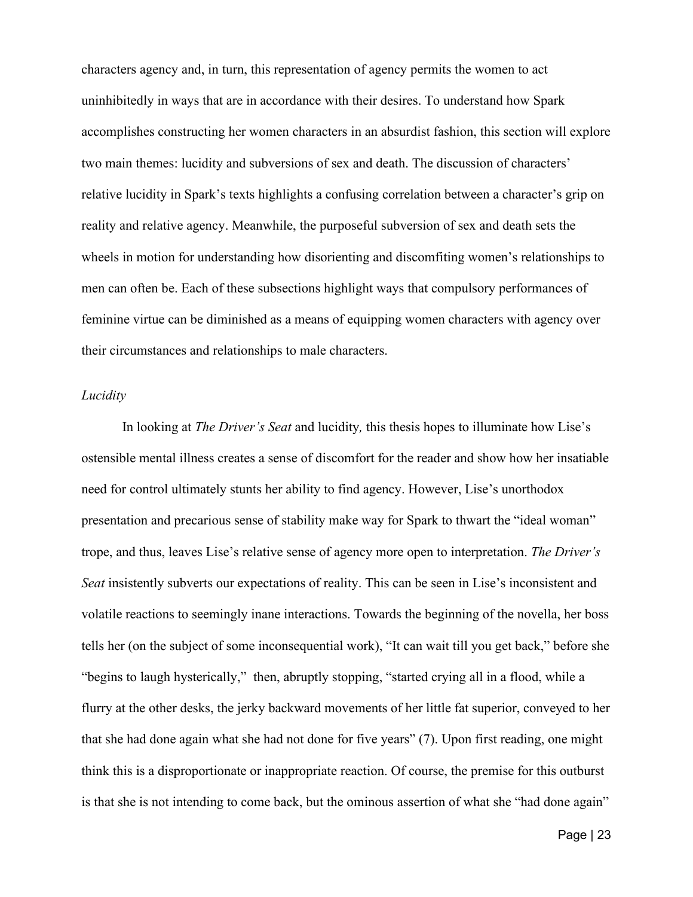characters agency and, in turn, this representation of agency permits the women to act uninhibitedly in ways that are in accordance with their desires. To understand how Spark accomplishes constructing her women characters in an absurdist fashion, this section will explore two main themes: lucidity and subversions of sex and death. The discussion of characters' relative lucidity in Spark's texts highlights a confusing correlation between a character's grip on reality and relative agency. Meanwhile, the purposeful subversion of sex and death sets the wheels in motion for understanding how disorienting and discomfiting women's relationships to men can often be. Each of these subsections highlight ways that compulsory performances of feminine virtue can be diminished as a means of equipping women characters with agency over their circumstances and relationships to male characters.

### *Lucidity*

In looking at *The Driver's Seat* and lucidity*,* this thesis hopes to illuminate how Lise's ostensible mental illness creates a sense of discomfort for the reader and show how her insatiable need for control ultimately stunts her ability to find agency. However, Lise's unorthodox presentation and precarious sense of stability make way for Spark to thwart the "ideal woman" trope, and thus, leaves Lise's relative sense of agency more open to interpretation. *The Driver's Seat* insistently subverts our expectations of reality. This can be seen in Lise's inconsistent and volatile reactions to seemingly inane interactions. Towards the beginning of the novella, her boss tells her (on the subject of some inconsequential work), "It can wait till you get back," before she "begins to laugh hysterically," then, abruptly stopping, "started crying all in a flood, while a flurry at the other desks, the jerky backward movements of her little fat superior, conveyed to her that she had done again what she had not done for five years" (7). Upon first reading, one might think this is a disproportionate or inappropriate reaction. Of course, the premise for this outburst is that she is not intending to come back, but the ominous assertion of what she "had done again"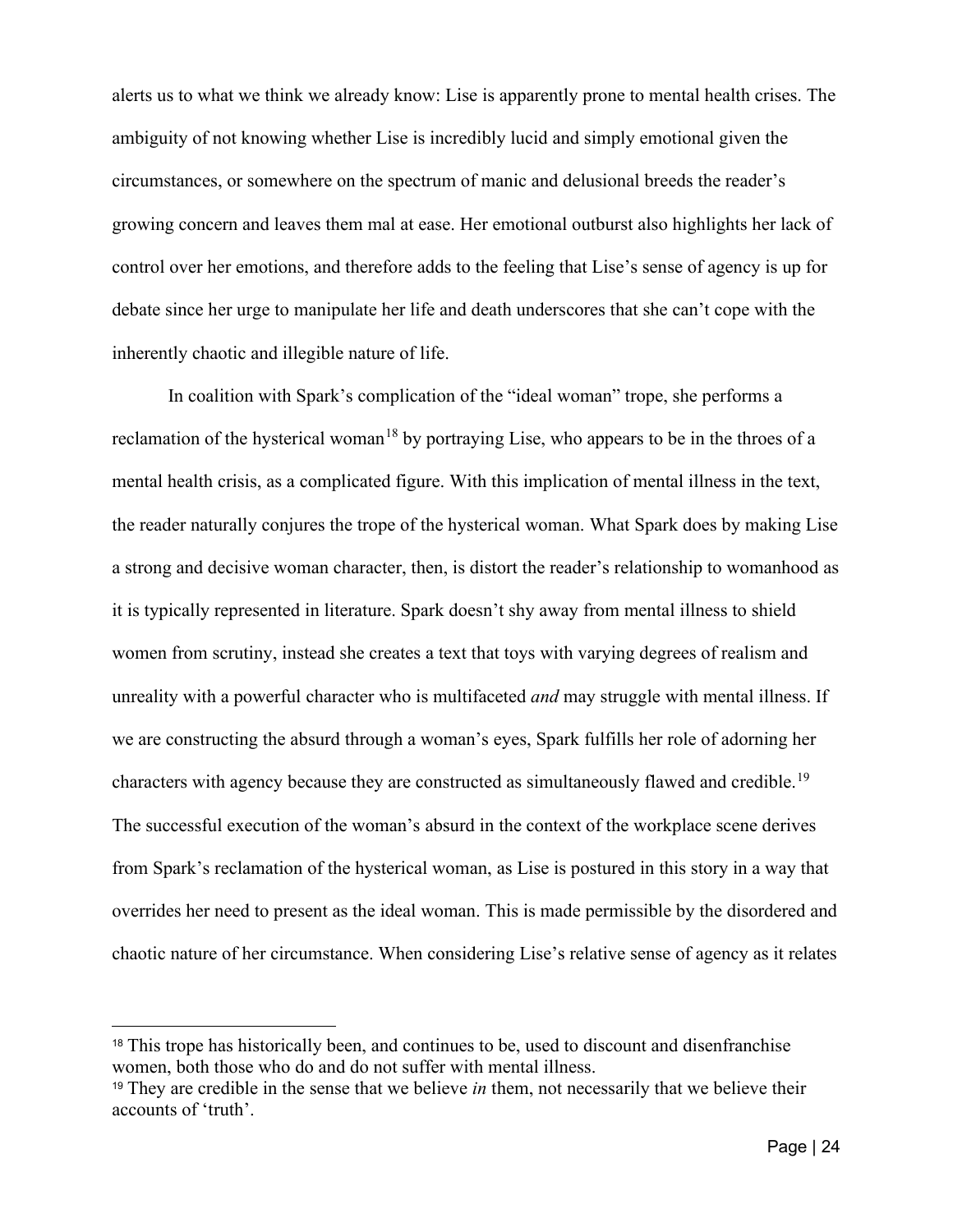alerts us to what we think we already know: Lise is apparently prone to mental health crises. The ambiguity of not knowing whether Lise is incredibly lucid and simply emotional given the circumstances, or somewhere on the spectrum of manic and delusional breeds the reader's growing concern and leaves them mal at ease. Her emotional outburst also highlights her lack of control over her emotions, and therefore adds to the feeling that Lise's sense of agency is up for debate since her urge to manipulate her life and death underscores that she can't cope with the inherently chaotic and illegible nature of life.

In coalition with Spark's complication of the "ideal woman" trope, she performs a reclamation of the hysterical woman[18] by portraying Lise, who appears to be in the throes of a mental health crisis, as a complicated figure. With this implication of mental illness in the text, the reader naturally conjures the trope of the hysterical woman. What Spark does by making Lise a strong and decisive woman character, then, is distort the reader's relationship to womanhood as it is typically represented in literature. Spark doesn't shy away from mental illness to shield women from scrutiny, instead she creates a text that toys with varying degrees of realism and unreality with a powerful character who is multifaceted *and* may struggle with mental illness. If we are constructing the absurd through a woman's eyes, Spark fulfills her role of adorning her characters with agency because they are constructed as simultaneously flawed and credible.[19] The successful execution of the woman's absurd in the context of the workplace scene derives from Spark's reclamation of the hysterical woman, as Lise is postured in this story in a way that overrides her need to present as the ideal woman. This is made permissible by the disordered and chaotic nature of her circumstance. When considering Lise's relative sense of agency as it relates

---

[18] This trope has historically been, and continues to be, used to discount and disenfranchise women, both those who do and do not suffer with mental illness.

[19] They are credible in the sense that we believe *in* them, not necessarily that we believe their accounts of 'truth'.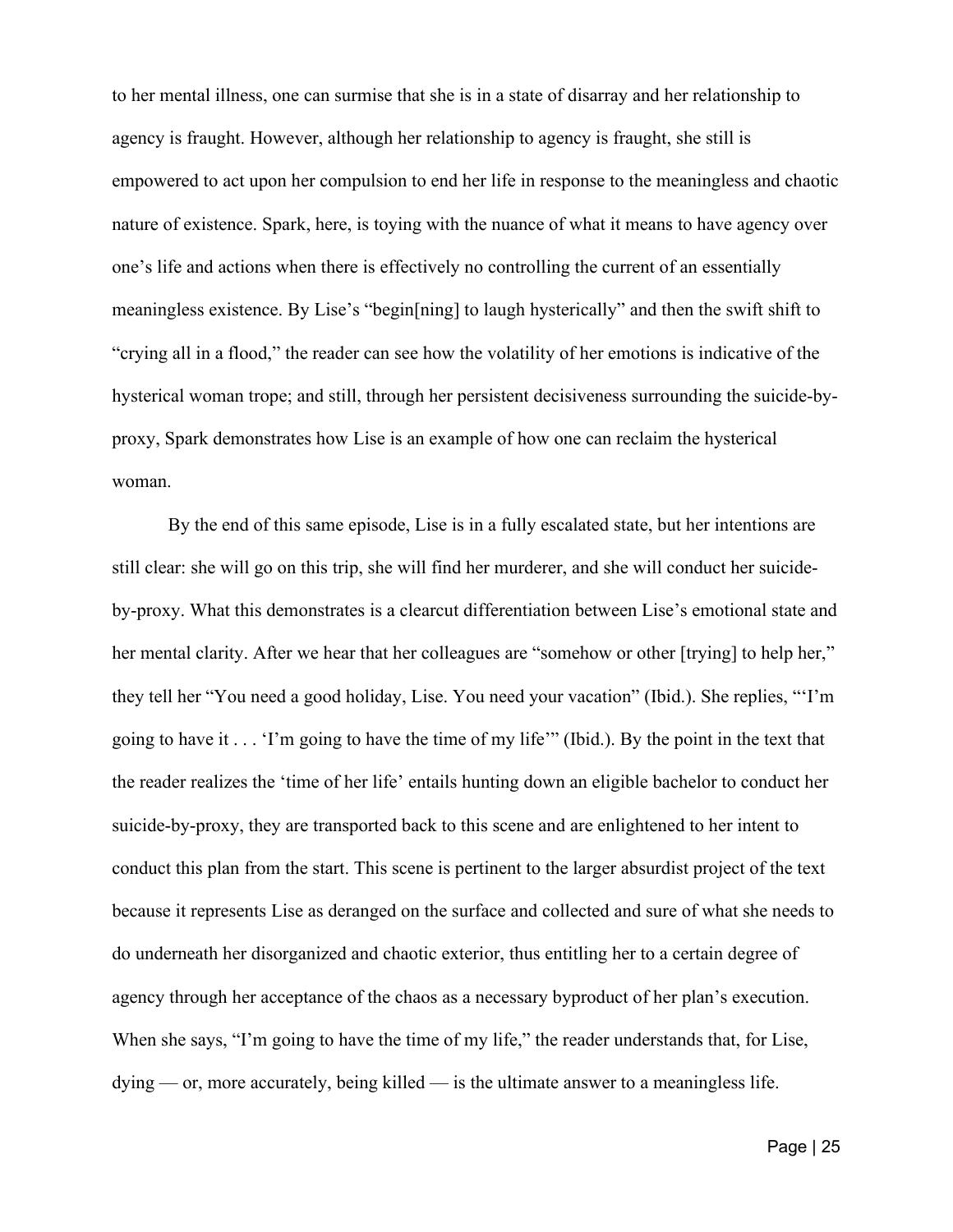to her mental illness, one can surmise that she is in a state of disarray and her relationship to agency is fraught. However, although her relationship to agency is fraught, she still is empowered to act upon her compulsion to end her life in response to the meaningless and chaotic nature of existence. Spark, here, is toying with the nuance of what it means to have agency over one's life and actions when there is effectively no controlling the current of an essentially meaningless existence. By Lise's "begin[ning] to laugh hysterically" and then the swift shift to "crying all in a flood," the reader can see how the volatility of her emotions is indicative of the hysterical woman trope; and still, through her persistent decisiveness surrounding the suicide-by-proxy, Spark demonstrates how Lise is an example of how one can reclaim the hysterical woman.

By the end of this same episode, Lise is in a fully escalated state, but her intentions are still clear: she will go on this trip, she will find her murderer, and she will conduct her suicide-by-proxy. What this demonstrates is a clearcut differentiation between Lise's emotional state and her mental clarity. After we hear that her colleagues are "somehow or other [trying] to help her," they tell her "You need a good holiday, Lise. You need your vacation" (Ibid.). She replies, "'I'm going to have it . . . 'I'm going to have the time of my life'" (Ibid.). By the point in the text that the reader realizes the 'time of her life' entails hunting down an eligible bachelor to conduct her suicide-by-proxy, they are transported back to this scene and are enlightened to her intent to conduct this plan from the start. This scene is pertinent to the larger absurdist project of the text because it represents Lise as deranged on the surface and collected and sure of what she needs to do underneath her disorganized and chaotic exterior, thus entitling her to a certain degree of agency through her acceptance of the chaos as a necessary byproduct of her plan's execution. When she says, "I'm going to have the time of my life," the reader understands that, for Lise, dying — or, more accurately, being killed — is the ultimate answer to a meaningless life.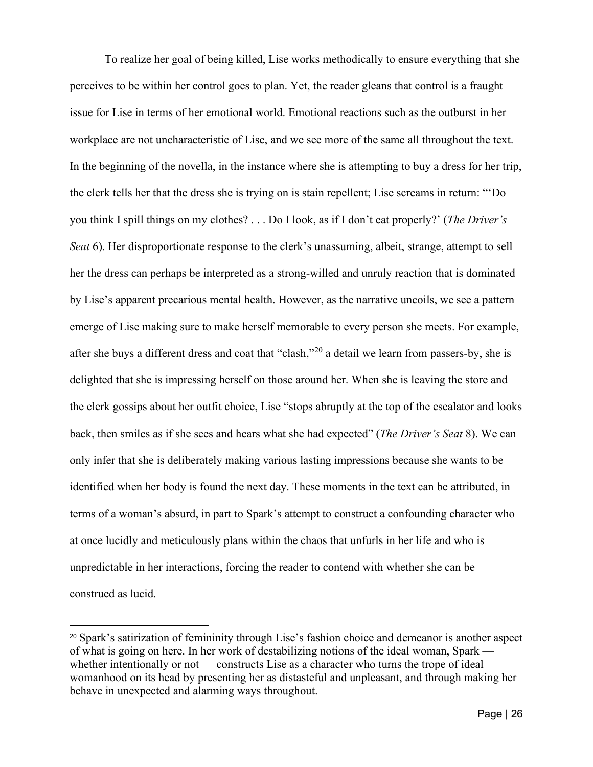To realize her goal of being killed, Lise works methodically to ensure everything that she perceives to be within her control goes to plan. Yet, the reader gleans that control is a fraught issue for Lise in terms of her emotional world. Emotional reactions such as the outburst in her workplace are not uncharacteristic of Lise, and we see more of the same all throughout the text. In the beginning of the novella, in the instance where she is attempting to buy a dress for her trip, the clerk tells her that the dress she is trying on is stain repellent; Lise screams in return: "'Do you think I spill things on my clothes? . . . Do I look, as if I don't eat properly?' (*The Driver's Seat* 6). Her disproportionate response to the clerk's unassuming, albeit, strange, attempt to sell her the dress can perhaps be interpreted as a strong-willed and unruly reaction that is dominated by Lise's apparent precarious mental health. However, as the narrative uncoils, we see a pattern emerge of Lise making sure to make herself memorable to every person she meets. For example, after she buys a different dress and coat that "clash,"[20] a detail we learn from passers-by, she is delighted that she is impressing herself on those around her. When she is leaving the store and the clerk gossips about her outfit choice, Lise "stops abruptly at the top of the escalator and looks back, then smiles as if she sees and hears what she had expected" (*The Driver's Seat* 8). We can only infer that she is deliberately making various lasting impressions because she wants to be identified when her body is found the next day. These moments in the text can be attributed, in terms of a woman's absurd, in part to Spark's attempt to construct a confounding character who at once lucidly and meticulously plans within the chaos that unfurls in her life and who is unpredictable in her interactions, forcing the reader to contend with whether she can be construed as lucid.

---

[20] Spark's satirization of femininity through Lise's fashion choice and demeanor is another aspect of what is going on here. In her work of destabilizing notions of the ideal woman, Spark — whether intentionally or not — constructs Lise as a character who turns the trope of ideal womanhood on its head by presenting her as distasteful and unpleasant, and through making her behave in unexpected and alarming ways throughout.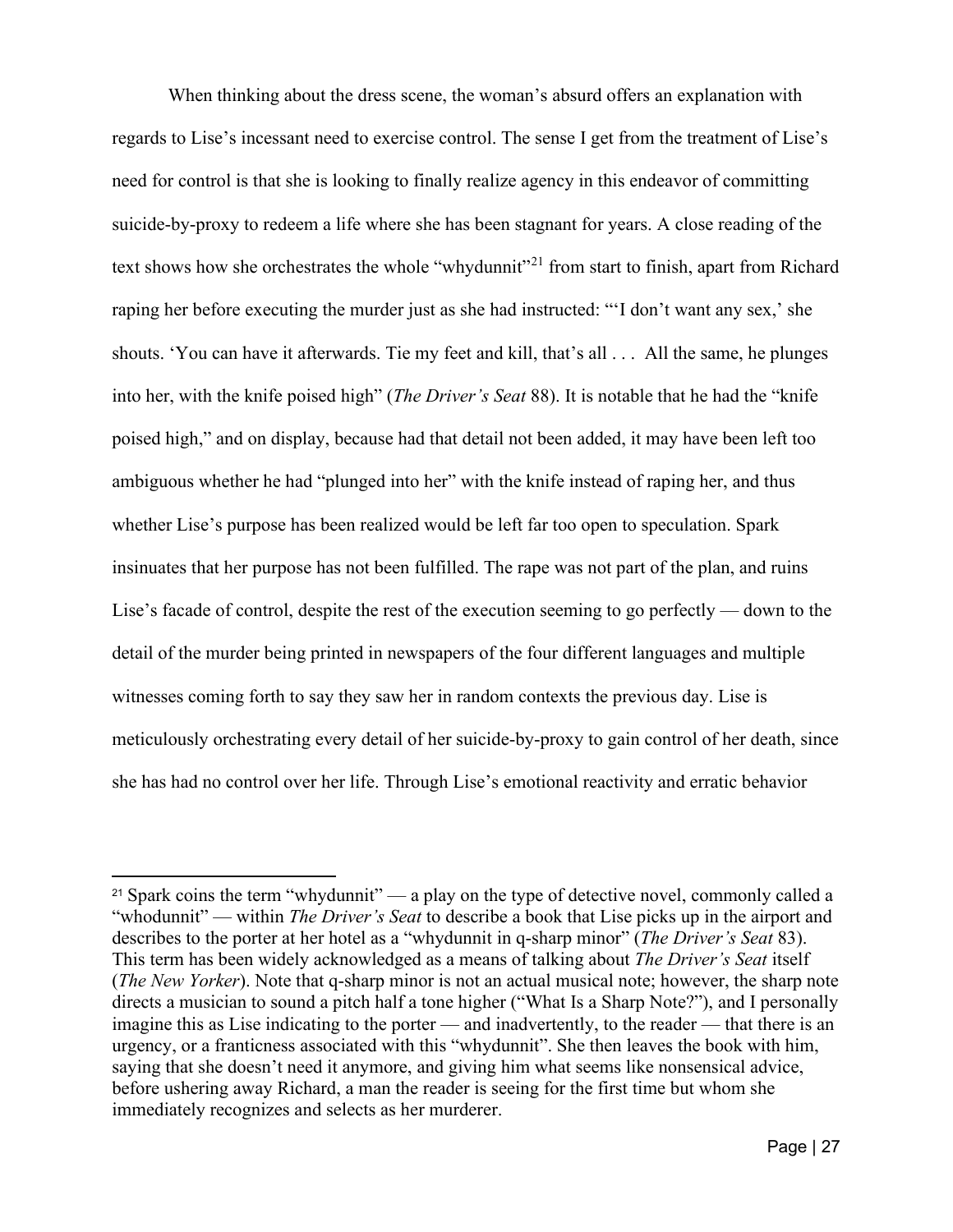When thinking about the dress scene, the woman's absurd offers an explanation with regards to Lise's incessant need to exercise control. The sense I get from the treatment of Lise's need for control is that she is looking to finally realize agency in this endeavor of committing suicide-by-proxy to redeem a life where she has been stagnant for years. A close reading of the text shows how she orchestrates the whole "whydunnit"[21] from start to finish, apart from Richard raping her before executing the murder just as she had instructed: "'I don't want any sex,' she shouts. 'You can have it afterwards. Tie my feet and kill, that's all . . .  All the same, he plunges into her, with the knife poised high" (*The Driver's Seat* 88). It is notable that he had the "knife poised high," and on display, because had that detail not been added, it may have been left too ambiguous whether he had "plunged into her" with the knife instead of raping her, and thus whether Lise's purpose has been realized would be left far too open to speculation. Spark insinuates that her purpose has not been fulfilled. The rape was not part of the plan, and ruins Lise's facade of control, despite the rest of the execution seeming to go perfectly — down to the detail of the murder being printed in newspapers of the four different languages and multiple witnesses coming forth to say they saw her in random contexts the previous day. Lise is meticulously orchestrating every detail of her suicide-by-proxy to gain control of her death, since she has had no control over her life. Through Lise's emotional reactivity and erratic behavior

[21] Spark coins the term "whydunnit" — a play on the type of detective novel, commonly called a "whodunnit" — within *The Driver's Seat* to describe a book that Lise picks up in the airport and describes to the porter at her hotel as a "whydunnit in q-sharp minor" (*The Driver's Seat* 83). This term has been widely acknowledged as a means of talking about *The Driver's Seat* itself (*The New Yorker*). Note that q-sharp minor is not an actual musical note; however, the sharp note directs a musician to sound a pitch half a tone higher ("What Is a Sharp Note?"), and I personally imagine this as Lise indicating to the porter — and inadvertently, to the reader — that there is an urgency, or a franticness associated with this "whydunnit". She then leaves the book with him, saying that she doesn't need it anymore, and giving him what seems like nonsensical advice, before ushering away Richard, a man the reader is seeing for the first time but whom she immediately recognizes and selects as her murderer.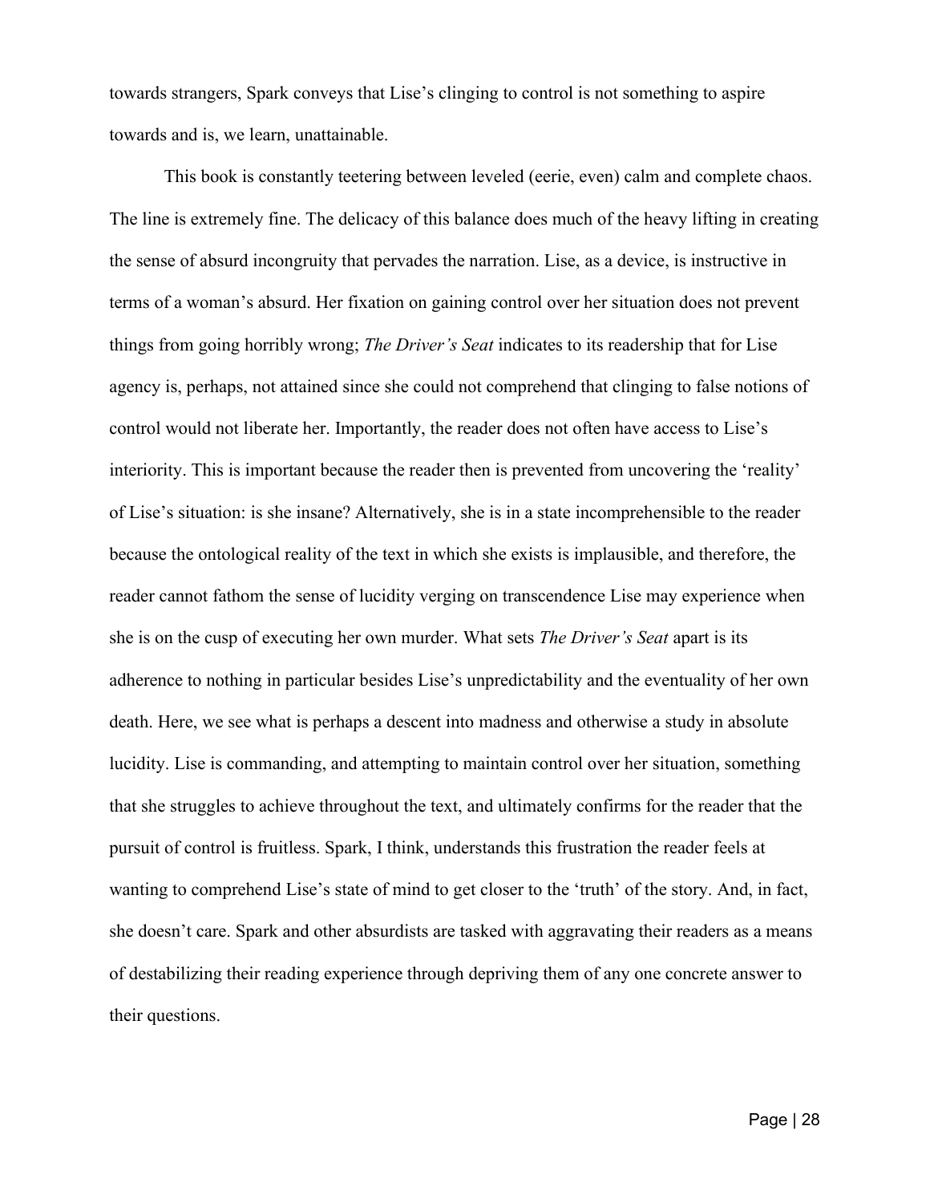towards strangers, Spark conveys that Lise's clinging to control is not something to aspire towards and is, we learn, unattainable.

This book is constantly teetering between leveled (eerie, even) calm and complete chaos. The line is extremely fine. The delicacy of this balance does much of the heavy lifting in creating the sense of absurd incongruity that pervades the narration. Lise, as a device, is instructive in terms of a woman's absurd. Her fixation on gaining control over her situation does not prevent things from going horribly wrong; *The Driver's Seat* indicates to its readership that for Lise agency is, perhaps, not attained since she could not comprehend that clinging to false notions of control would not liberate her. Importantly, the reader does not often have access to Lise's interiority. This is important because the reader then is prevented from uncovering the 'reality' of Lise's situation: is she insane? Alternatively, she is in a state incomprehensible to the reader because the ontological reality of the text in which she exists is implausible, and therefore, the reader cannot fathom the sense of lucidity verging on transcendence Lise may experience when she is on the cusp of executing her own murder. What sets *The Driver's Seat* apart is its adherence to nothing in particular besides Lise's unpredictability and the eventuality of her own death. Here, we see what is perhaps a descent into madness and otherwise a study in absolute lucidity. Lise is commanding, and attempting to maintain control over her situation, something that she struggles to achieve throughout the text, and ultimately confirms for the reader that the pursuit of control is fruitless. Spark, I think, understands this frustration the reader feels at wanting to comprehend Lise's state of mind to get closer to the 'truth' of the story. And, in fact, she doesn't care. Spark and other absurdists are tasked with aggravating their readers as a means of destabilizing their reading experience through depriving them of any one concrete answer to their questions.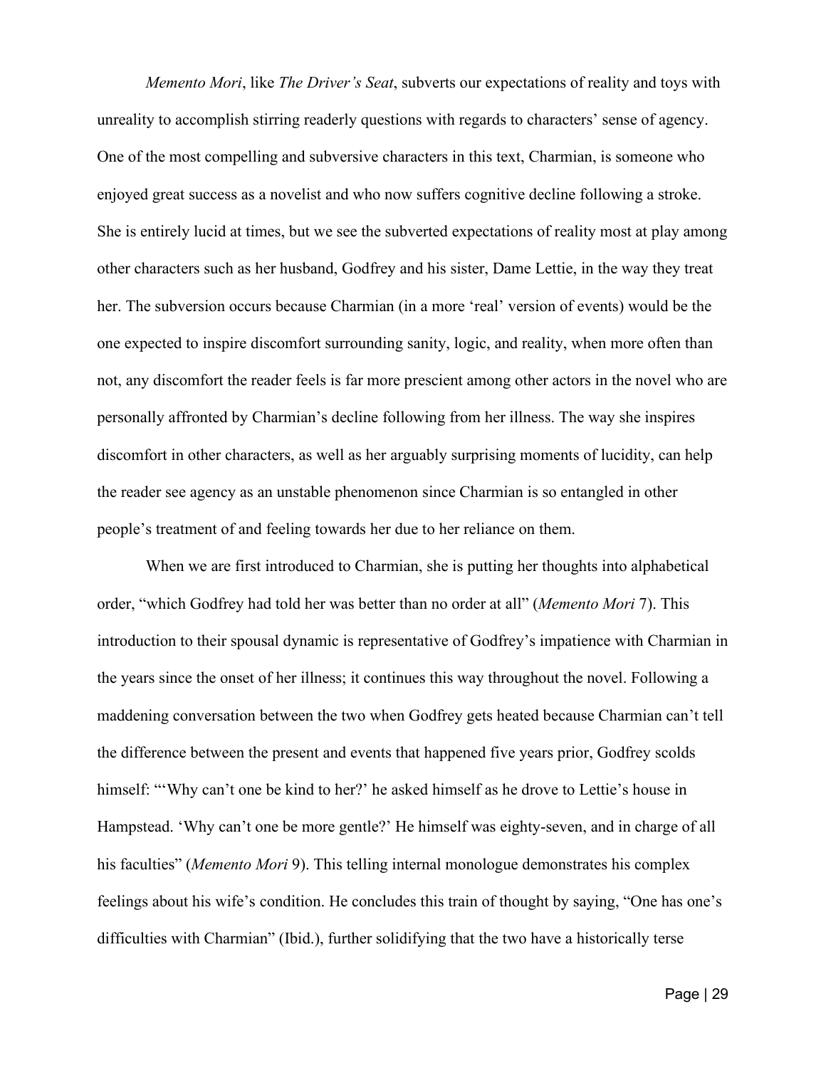*Memento Mori*, like *The Driver's Seat*, subverts our expectations of reality and toys with unreality to accomplish stirring readerly questions with regards to characters' sense of agency. One of the most compelling and subversive characters in this text, Charmian, is someone who enjoyed great success as a novelist and who now suffers cognitive decline following a stroke. She is entirely lucid at times, but we see the subverted expectations of reality most at play among other characters such as her husband, Godfrey and his sister, Dame Lettie, in the way they treat her. The subversion occurs because Charmian (in a more 'real' version of events) would be the one expected to inspire discomfort surrounding sanity, logic, and reality, when more often than not, any discomfort the reader feels is far more prescient among other actors in the novel who are personally affronted by Charmian's decline following from her illness. The way she inspires discomfort in other characters, as well as her arguably surprising moments of lucidity, can help the reader see agency as an unstable phenomenon since Charmian is so entangled in other people's treatment of and feeling towards her due to her reliance on them.

When we are first introduced to Charmian, she is putting her thoughts into alphabetical order, "which Godfrey had told her was better than no order at all" (*Memento Mori* 7). This introduction to their spousal dynamic is representative of Godfrey's impatience with Charmian in the years since the onset of her illness; it continues this way throughout the novel. Following a maddening conversation between the two when Godfrey gets heated because Charmian can't tell the difference between the present and events that happened five years prior, Godfrey scolds himself: "'Why can't one be kind to her?' he asked himself as he drove to Lettie's house in Hampstead. 'Why can't one be more gentle?' He himself was eighty-seven, and in charge of all his faculties" (*Memento Mori* 9). This telling internal monologue demonstrates his complex feelings about his wife's condition. He concludes this train of thought by saying, "One has one's difficulties with Charmian" (Ibid.), further solidifying that the two have a historically terse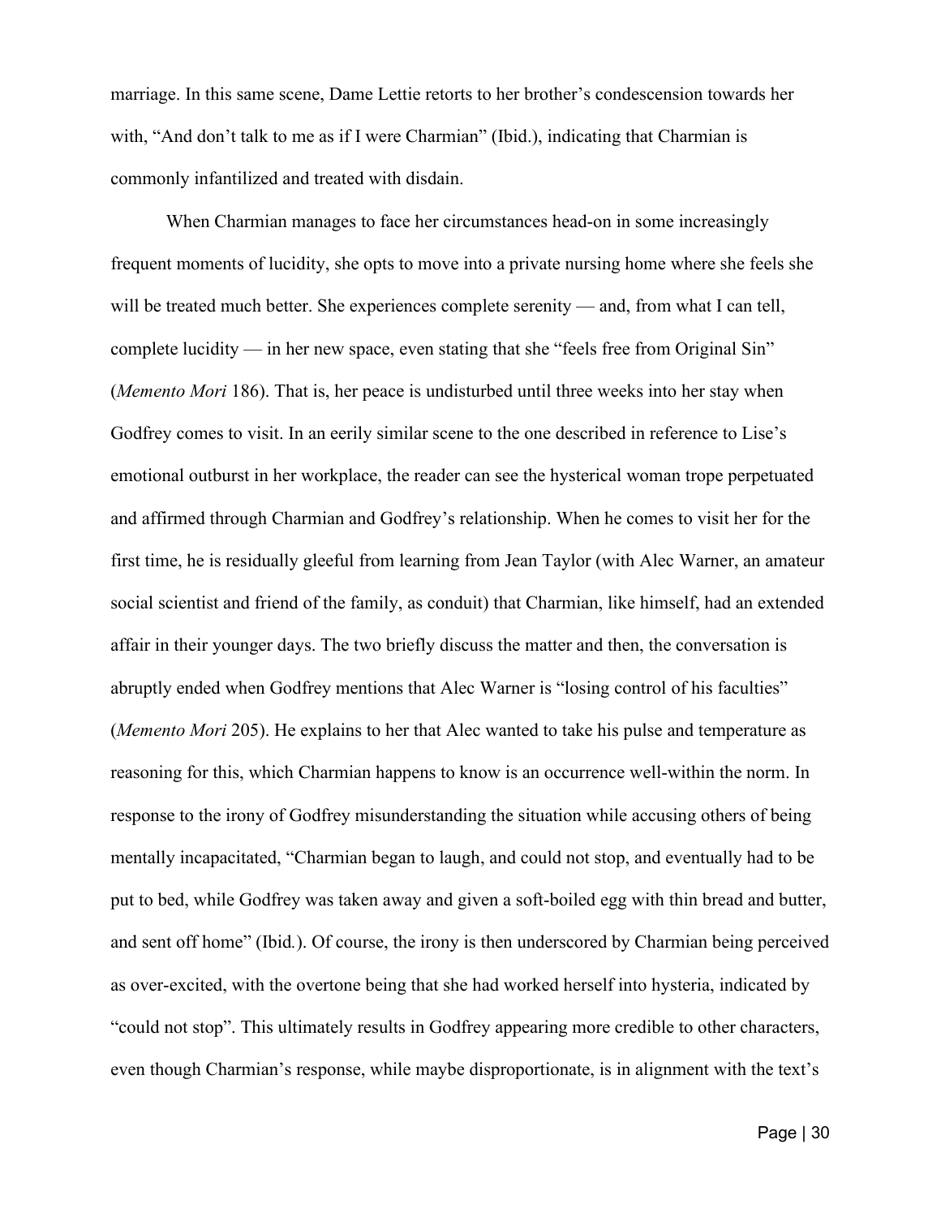marriage. In this same scene, Dame Lettie retorts to her brother's condescension towards her with, "And don't talk to me as if I were Charmian" (Ibid.), indicating that Charmian is commonly infantilized and treated with disdain.

When Charmian manages to face her circumstances head-on in some increasingly frequent moments of lucidity, she opts to move into a private nursing home where she feels she will be treated much better. She experiences complete serenity — and, from what I can tell, complete lucidity — in her new space, even stating that she "feels free from Original Sin" (*Memento Mori* 186). That is, her peace is undisturbed until three weeks into her stay when Godfrey comes to visit. In an eerily similar scene to the one described in reference to Lise's emotional outburst in her workplace, the reader can see the hysterical woman trope perpetuated and affirmed through Charmian and Godfrey's relationship. When he comes to visit her for the first time, he is residually gleeful from learning from Jean Taylor (with Alec Warner, an amateur social scientist and friend of the family, as conduit) that Charmian, like himself, had an extended affair in their younger days. The two briefly discuss the matter and then, the conversation is abruptly ended when Godfrey mentions that Alec Warner is "losing control of his faculties" (*Memento Mori* 205). He explains to her that Alec wanted to take his pulse and temperature as reasoning for this, which Charmian happens to know is an occurrence well-within the norm. In response to the irony of Godfrey misunderstanding the situation while accusing others of being mentally incapacitated, "Charmian began to laugh, and could not stop, and eventually had to be put to bed, while Godfrey was taken away and given a soft-boiled egg with thin bread and butter, and sent off home" (Ibid*.*). Of course, the irony is then underscored by Charmian being perceived as over-excited, with the overtone being that she had worked herself into hysteria, indicated by "could not stop". This ultimately results in Godfrey appearing more credible to other characters, even though Charmian's response, while maybe disproportionate, is in alignment with the text's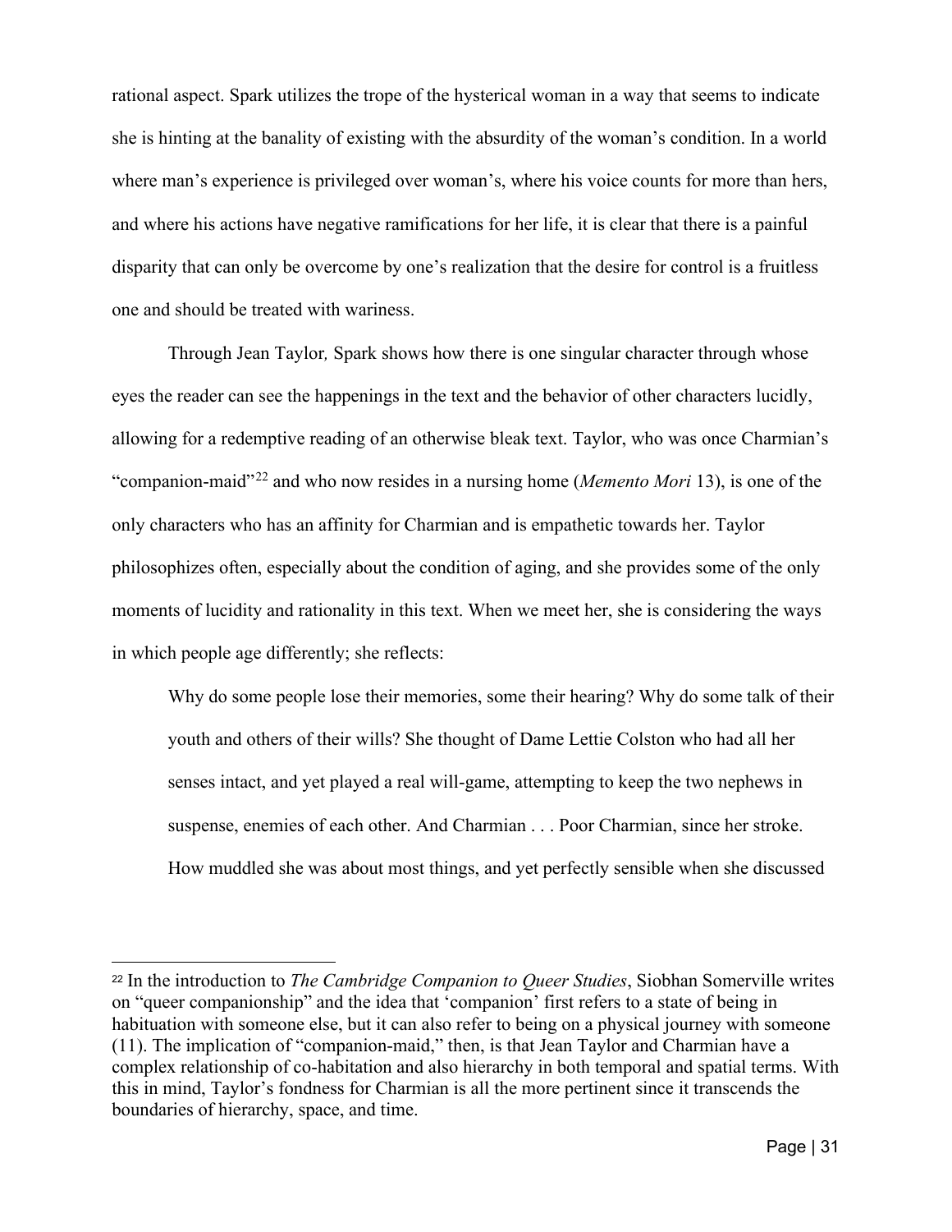rational aspect. Spark utilizes the trope of the hysterical woman in a way that seems to indicate she is hinting at the banality of existing with the absurdity of the woman's condition. In a world where man's experience is privileged over woman's, where his voice counts for more than hers, and where his actions have negative ramifications for her life, it is clear that there is a painful disparity that can only be overcome by one's realization that the desire for control is a fruitless one and should be treated with wariness.

Through Jean Taylor*,* Spark shows how there is one singular character through whose eyes the reader can see the happenings in the text and the behavior of other characters lucidly, allowing for a redemptive reading of an otherwise bleak text. Taylor, who was once Charmian's "companion-maid"[22] and who now resides in a nursing home (*Memento Mori* 13), is one of the only characters who has an affinity for Charmian and is empathetic towards her. Taylor philosophizes often, especially about the condition of aging, and she provides some of the only moments of lucidity and rationality in this text. When we meet her, she is considering the ways in which people age differently; she reflects:

> Why do some people lose their memories, some their hearing? Why do some talk of their youth and others of their wills? She thought of Dame Lettie Colston who had all her senses intact, and yet played a real will-game, attempting to keep the two nephews in suspense, enemies of each other. And Charmian . . . Poor Charmian, since her stroke. How muddled she was about most things, and yet perfectly sensible when she discussed

---

[22] In the introduction to *The Cambridge Companion to Queer Studies*, Siobhan Somerville writes on "queer companionship" and the idea that 'companion' first refers to a state of being in habituation with someone else, but it can also refer to being on a physical journey with someone (11). The implication of "companion-maid," then, is that Jean Taylor and Charmian have a complex relationship of co-habitation and also hierarchy in both temporal and spatial terms. With this in mind, Taylor's fondness for Charmian is all the more pertinent since it transcends the boundaries of hierarchy, space, and time.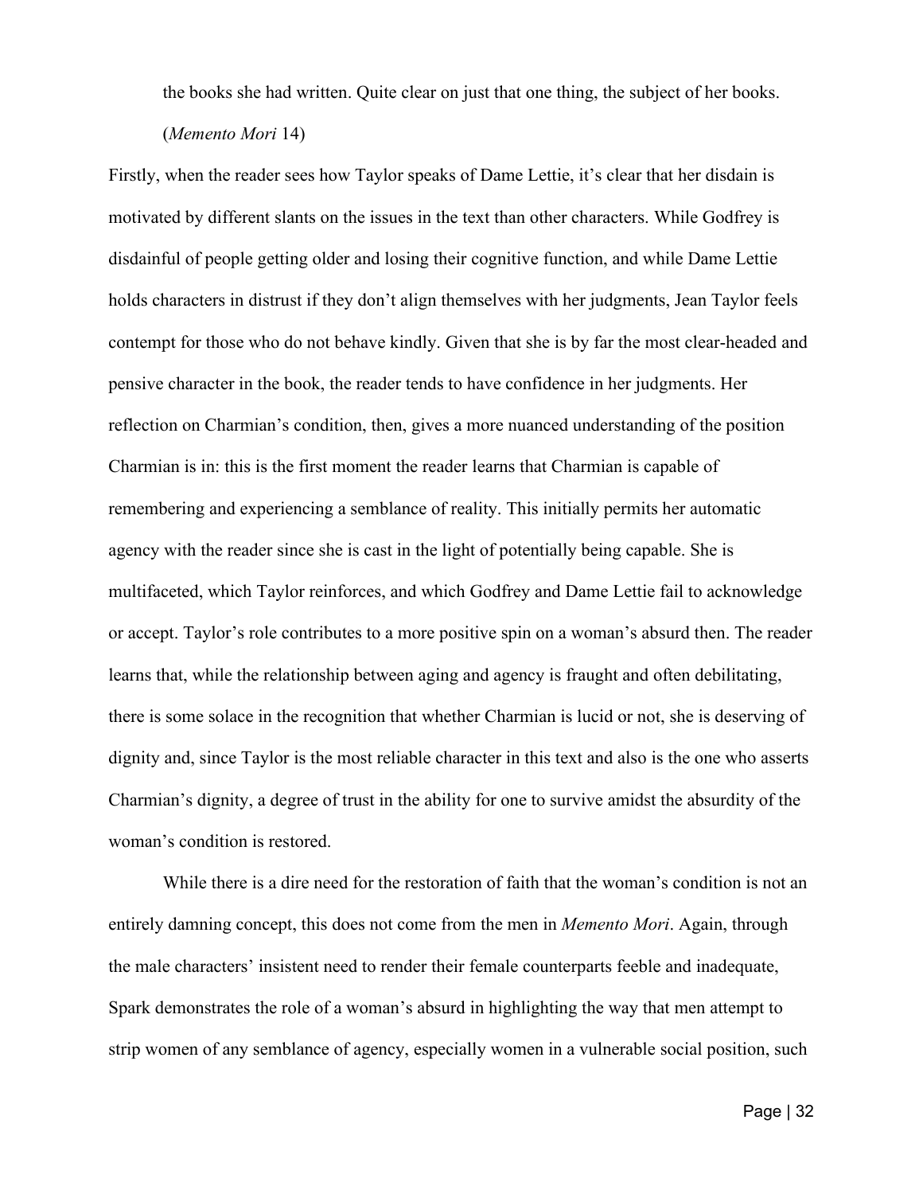> the books she had written. Quite clear on just that one thing, the subject of her books. (*Memento Mori* 14)

Firstly, when the reader sees how Taylor speaks of Dame Lettie, it's clear that her disdain is motivated by different slants on the issues in the text than other characters. While Godfrey is disdainful of people getting older and losing their cognitive function, and while Dame Lettie holds characters in distrust if they don't align themselves with her judgments, Jean Taylor feels contempt for those who do not behave kindly. Given that she is by far the most clear-headed and pensive character in the book, the reader tends to have confidence in her judgments. Her reflection on Charmian's condition, then, gives a more nuanced understanding of the position Charmian is in: this is the first moment the reader learns that Charmian is capable of remembering and experiencing a semblance of reality. This initially permits her automatic agency with the reader since she is cast in the light of potentially being capable. She is multifaceted, which Taylor reinforces, and which Godfrey and Dame Lettie fail to acknowledge or accept. Taylor's role contributes to a more positive spin on a woman's absurd then. The reader learns that, while the relationship between aging and agency is fraught and often debilitating, there is some solace in the recognition that whether Charmian is lucid or not, she is deserving of dignity and, since Taylor is the most reliable character in this text and also is the one who asserts Charmian's dignity, a degree of trust in the ability for one to survive amidst the absurdity of the woman's condition is restored.

While there is a dire need for the restoration of faith that the woman's condition is not an entirely damning concept, this does not come from the men in *Memento Mori*. Again, through the male characters' insistent need to render their female counterparts feeble and inadequate, Spark demonstrates the role of a woman's absurd in highlighting the way that men attempt to strip women of any semblance of agency, especially women in a vulnerable social position, such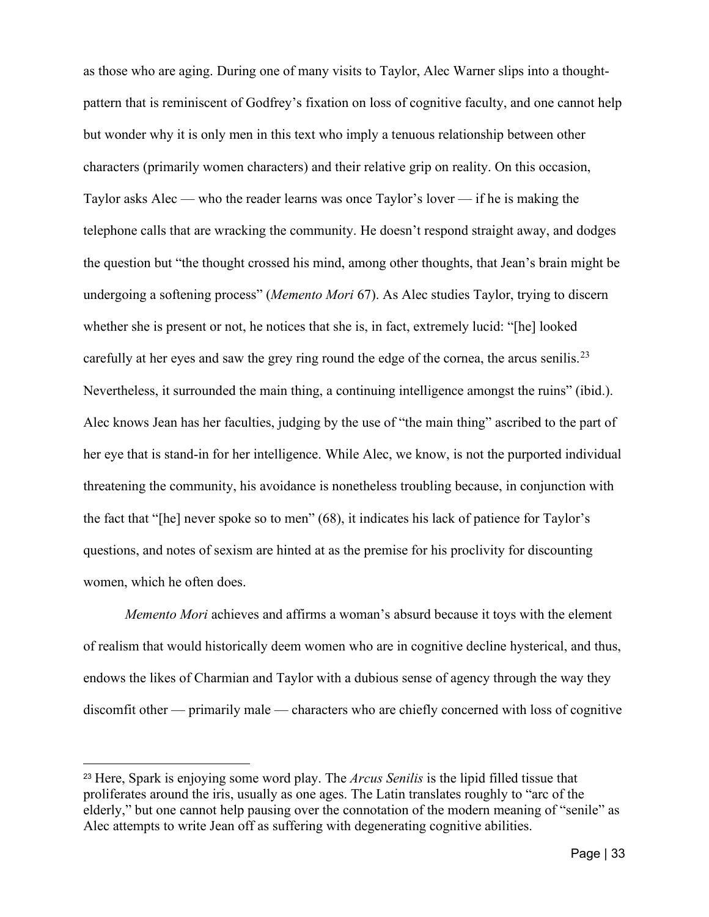as those who are aging. During one of many visits to Taylor, Alec Warner slips into a thought-pattern that is reminiscent of Godfrey's fixation on loss of cognitive faculty, and one cannot help but wonder why it is only men in this text who imply a tenuous relationship between other characters (primarily women characters) and their relative grip on reality. On this occasion, Taylor asks Alec — who the reader learns was once Taylor's lover — if he is making the telephone calls that are wracking the community. He doesn't respond straight away, and dodges the question but "the thought crossed his mind, among other thoughts, that Jean's brain might be undergoing a softening process" (*Memento Mori* 67). As Alec studies Taylor, trying to discern whether she is present or not, he notices that she is, in fact, extremely lucid: "[he] looked carefully at her eyes and saw the grey ring round the edge of the cornea, the arcus senilis.[23] Nevertheless, it surrounded the main thing, a continuing intelligence amongst the ruins" (ibid.). Alec knows Jean has her faculties, judging by the use of "the main thing" ascribed to the part of her eye that is stand-in for her intelligence. While Alec, we know, is not the purported individual threatening the community, his avoidance is nonetheless troubling because, in conjunction with the fact that "[he] never spoke so to men" (68), it indicates his lack of patience for Taylor's questions, and notes of sexism are hinted at as the premise for his proclivity for discounting women, which he often does.

*Memento Mori* achieves and affirms a woman's absurd because it toys with the element of realism that would historically deem women who are in cognitive decline hysterical, and thus, endows the likes of Charmian and Taylor with a dubious sense of agency through the way they discomfit other — primarily male — characters who are chiefly concerned with loss of cognitive

---

[23] Here, Spark is enjoying some word play. The *Arcus Senilis* is the lipid filled tissue that proliferates around the iris, usually as one ages. The Latin translates roughly to "arc of the elderly," but one cannot help pausing over the connotation of the modern meaning of "senile" as Alec attempts to write Jean off as suffering with degenerating cognitive abilities.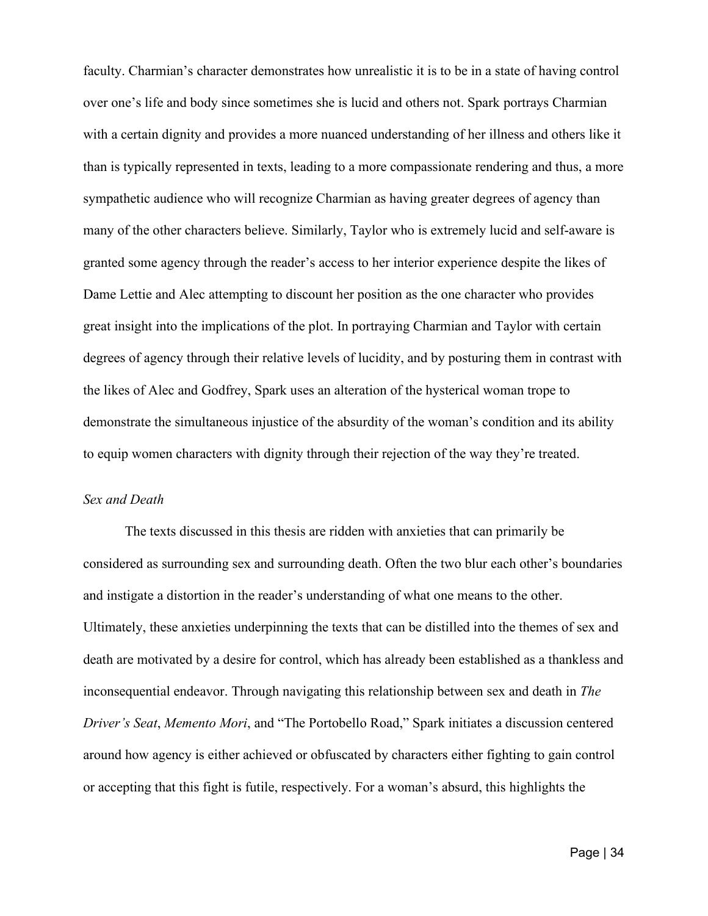faculty. Charmian's character demonstrates how unrealistic it is to be in a state of having control over one's life and body since sometimes she is lucid and others not. Spark portrays Charmian with a certain dignity and provides a more nuanced understanding of her illness and others like it than is typically represented in texts, leading to a more compassionate rendering and thus, a more sympathetic audience who will recognize Charmian as having greater degrees of agency than many of the other characters believe. Similarly, Taylor who is extremely lucid and self-aware is granted some agency through the reader's access to her interior experience despite the likes of Dame Lettie and Alec attempting to discount her position as the one character who provides great insight into the implications of the plot. In portraying Charmian and Taylor with certain degrees of agency through their relative levels of lucidity, and by posturing them in contrast with the likes of Alec and Godfrey, Spark uses an alteration of the hysterical woman trope to demonstrate the simultaneous injustice of the absurdity of the woman's condition and its ability to equip women characters with dignity through their rejection of the way they're treated.

*Sex and Death*

The texts discussed in this thesis are ridden with anxieties that can primarily be considered as surrounding sex and surrounding death. Often the two blur each other's boundaries and instigate a distortion in the reader's understanding of what one means to the other. Ultimately, these anxieties underpinning the texts that can be distilled into the themes of sex and death are motivated by a desire for control, which has already been established as a thankless and inconsequential endeavor. Through navigating this relationship between sex and death in *The Driver's Seat*, *Memento Mori*, and "The Portobello Road," Spark initiates a discussion centered around how agency is either achieved or obfuscated by characters either fighting to gain control or accepting that this fight is futile, respectively. For a woman's absurd, this highlights the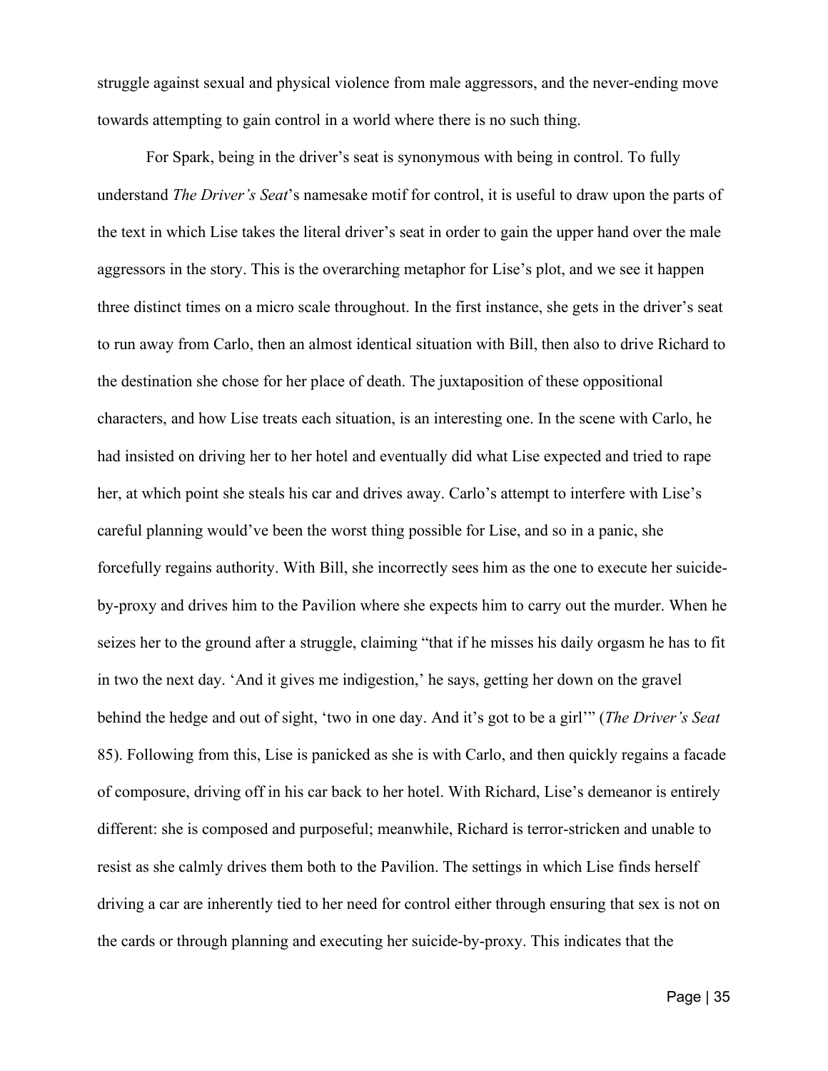struggle against sexual and physical violence from male aggressors, and the never-ending move towards attempting to gain control in a world where there is no such thing.

For Spark, being in the driver's seat is synonymous with being in control. To fully understand *The Driver's Seat*'s namesake motif for control, it is useful to draw upon the parts of the text in which Lise takes the literal driver's seat in order to gain the upper hand over the male aggressors in the story. This is the overarching metaphor for Lise's plot, and we see it happen three distinct times on a micro scale throughout. In the first instance, she gets in the driver's seat to run away from Carlo, then an almost identical situation with Bill, then also to drive Richard to the destination she chose for her place of death. The juxtaposition of these oppositional characters, and how Lise treats each situation, is an interesting one. In the scene with Carlo, he had insisted on driving her to her hotel and eventually did what Lise expected and tried to rape her, at which point she steals his car and drives away. Carlo's attempt to interfere with Lise's careful planning would've been the worst thing possible for Lise, and so in a panic, she forcefully regains authority. With Bill, she incorrectly sees him as the one to execute her suicide-by-proxy and drives him to the Pavilion where she expects him to carry out the murder. When he seizes her to the ground after a struggle, claiming "that if he misses his daily orgasm he has to fit in two the next day. 'And it gives me indigestion,' he says, getting her down on the gravel behind the hedge and out of sight, 'two in one day. And it's got to be a girl'" (*The Driver's Seat* 85). Following from this, Lise is panicked as she is with Carlo, and then quickly regains a facade of composure, driving off in his car back to her hotel. With Richard, Lise's demeanor is entirely different: she is composed and purposeful; meanwhile, Richard is terror-stricken and unable to resist as she calmly drives them both to the Pavilion. The settings in which Lise finds herself driving a car are inherently tied to her need for control either through ensuring that sex is not on the cards or through planning and executing her suicide-by-proxy. This indicates that the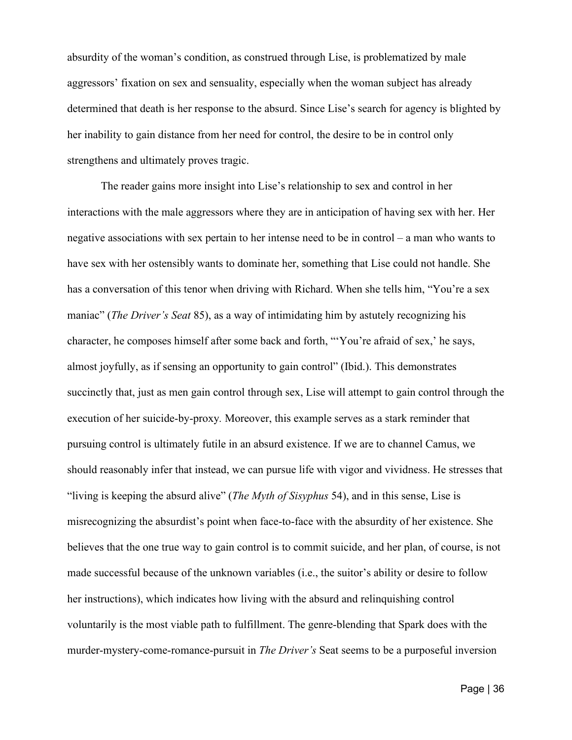absurdity of the woman's condition, as construed through Lise, is problematized by male aggressors' fixation on sex and sensuality, especially when the woman subject has already determined that death is her response to the absurd. Since Lise's search for agency is blighted by her inability to gain distance from her need for control, the desire to be in control only strengthens and ultimately proves tragic.

The reader gains more insight into Lise's relationship to sex and control in her interactions with the male aggressors where they are in anticipation of having sex with her. Her negative associations with sex pertain to her intense need to be in control – a man who wants to have sex with her ostensibly wants to dominate her, something that Lise could not handle. She has a conversation of this tenor when driving with Richard. When she tells him, "You're a sex maniac" (*The Driver's Seat* 85), as a way of intimidating him by astutely recognizing his character, he composes himself after some back and forth, "'You're afraid of sex,' he says, almost joyfully, as if sensing an opportunity to gain control" (Ibid.). This demonstrates succinctly that, just as men gain control through sex, Lise will attempt to gain control through the execution of her suicide-by-proxy. Moreover, this example serves as a stark reminder that pursuing control is ultimately futile in an absurd existence. If we are to channel Camus, we should reasonably infer that instead, we can pursue life with vigor and vividness. He stresses that "living is keeping the absurd alive" (*The Myth of Sisyphus* 54), and in this sense, Lise is misrecognizing the absurdist's point when face-to-face with the absurdity of her existence. She believes that the one true way to gain control is to commit suicide, and her plan, of course, is not made successful because of the unknown variables (i.e., the suitor's ability or desire to follow her instructions), which indicates how living with the absurd and relinquishing control voluntarily is the most viable path to fulfillment. The genre-blending that Spark does with the murder-mystery-come-romance-pursuit in *The Driver's* Seat seems to be a purposeful inversion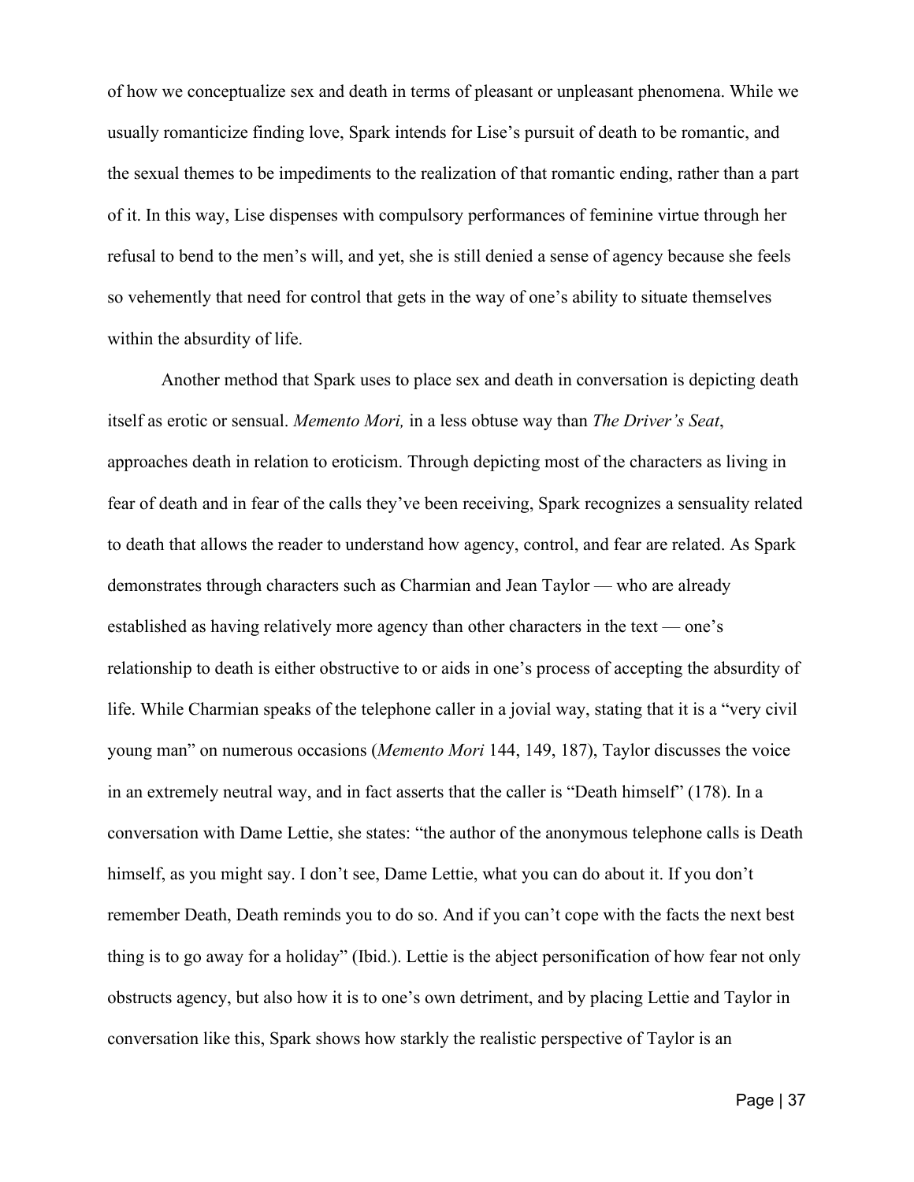of how we conceptualize sex and death in terms of pleasant or unpleasant phenomena. While we usually romanticize finding love, Spark intends for Lise's pursuit of death to be romantic, and the sexual themes to be impediments to the realization of that romantic ending, rather than a part of it. In this way, Lise dispenses with compulsory performances of feminine virtue through her refusal to bend to the men's will, and yet, she is still denied a sense of agency because she feels so vehemently that need for control that gets in the way of one's ability to situate themselves within the absurdity of life.

Another method that Spark uses to place sex and death in conversation is depicting death itself as erotic or sensual. *Memento Mori,* in a less obtuse way than *The Driver's Seat*, approaches death in relation to eroticism. Through depicting most of the characters as living in fear of death and in fear of the calls they've been receiving, Spark recognizes a sensuality related to death that allows the reader to understand how agency, control, and fear are related. As Spark demonstrates through characters such as Charmian and Jean Taylor — who are already established as having relatively more agency than other characters in the text — one's relationship to death is either obstructive to or aids in one's process of accepting the absurdity of life. While Charmian speaks of the telephone caller in a jovial way, stating that it is a "very civil young man" on numerous occasions (*Memento Mori* 144, 149, 187), Taylor discusses the voice in an extremely neutral way, and in fact asserts that the caller is "Death himself" (178). In a conversation with Dame Lettie, she states: "the author of the anonymous telephone calls is Death himself, as you might say. I don't see, Dame Lettie, what you can do about it. If you don't remember Death, Death reminds you to do so. And if you can't cope with the facts the next best thing is to go away for a holiday" (Ibid.). Lettie is the abject personification of how fear not only obstructs agency, but also how it is to one's own detriment, and by placing Lettie and Taylor in conversation like this, Spark shows how starkly the realistic perspective of Taylor is an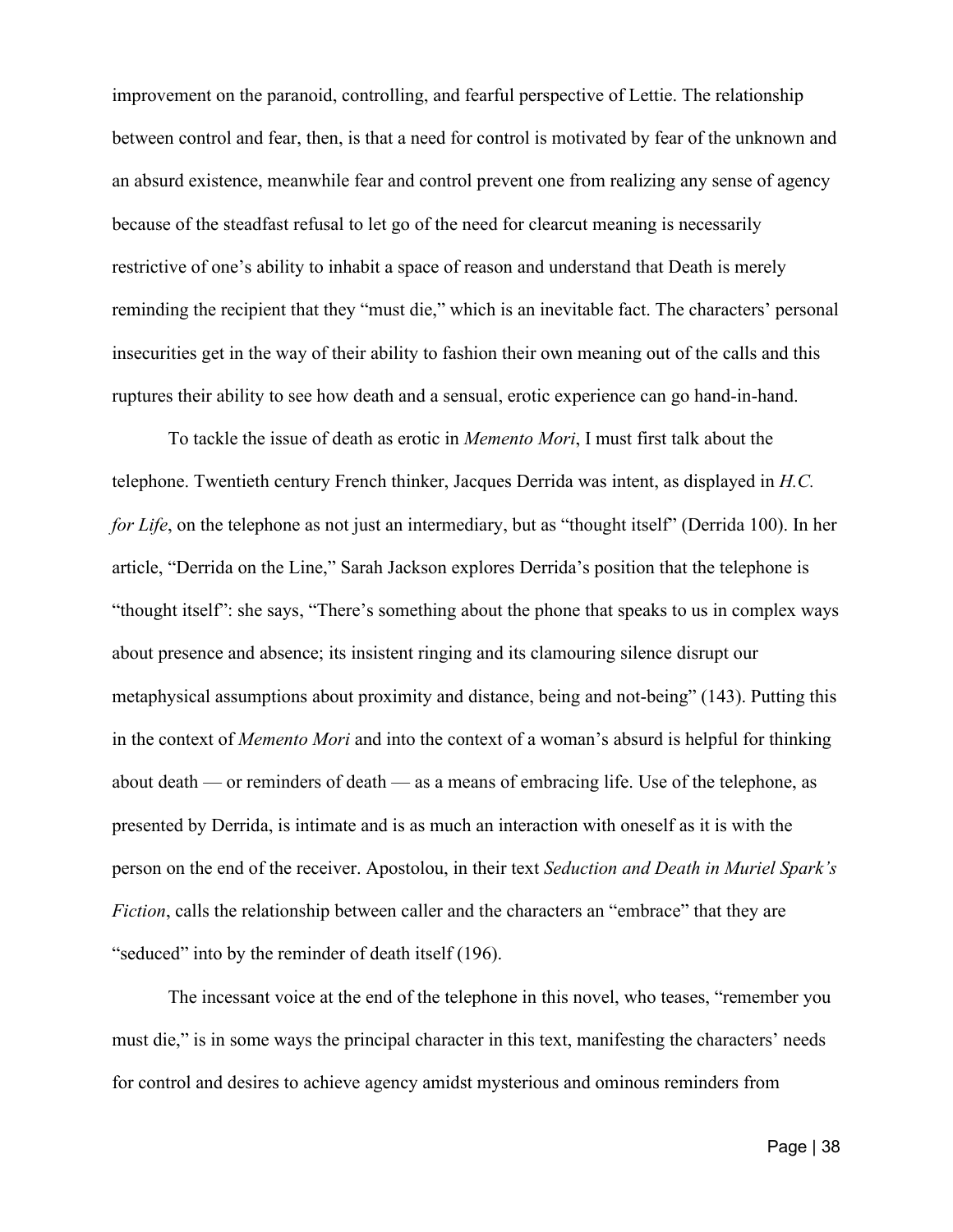improvement on the paranoid, controlling, and fearful perspective of Lettie. The relationship between control and fear, then, is that a need for control is motivated by fear of the unknown and an absurd existence, meanwhile fear and control prevent one from realizing any sense of agency because of the steadfast refusal to let go of the need for clearcut meaning is necessarily restrictive of one's ability to inhabit a space of reason and understand that Death is merely reminding the recipient that they "must die," which is an inevitable fact. The characters' personal insecurities get in the way of their ability to fashion their own meaning out of the calls and this ruptures their ability to see how death and a sensual, erotic experience can go hand-in-hand.

To tackle the issue of death as erotic in *Memento Mori*, I must first talk about the telephone. Twentieth century French thinker, Jacques Derrida was intent, as displayed in *H.C. for Life*, on the telephone as not just an intermediary, but as "thought itself" (Derrida 100). In her article, "Derrida on the Line," Sarah Jackson explores Derrida's position that the telephone is "thought itself": she says, "There's something about the phone that speaks to us in complex ways about presence and absence; its insistent ringing and its clamouring silence disrupt our metaphysical assumptions about proximity and distance, being and not-being" (143). Putting this in the context of *Memento Mori* and into the context of a woman's absurd is helpful for thinking about death — or reminders of death — as a means of embracing life. Use of the telephone, as presented by Derrida, is intimate and is as much an interaction with oneself as it is with the person on the end of the receiver. Apostolou, in their text *Seduction and Death in Muriel Spark's Fiction*, calls the relationship between caller and the characters an "embrace" that they are "seduced" into by the reminder of death itself (196).

The incessant voice at the end of the telephone in this novel, who teases, "remember you must die," is in some ways the principal character in this text, manifesting the characters' needs for control and desires to achieve agency amidst mysterious and ominous reminders from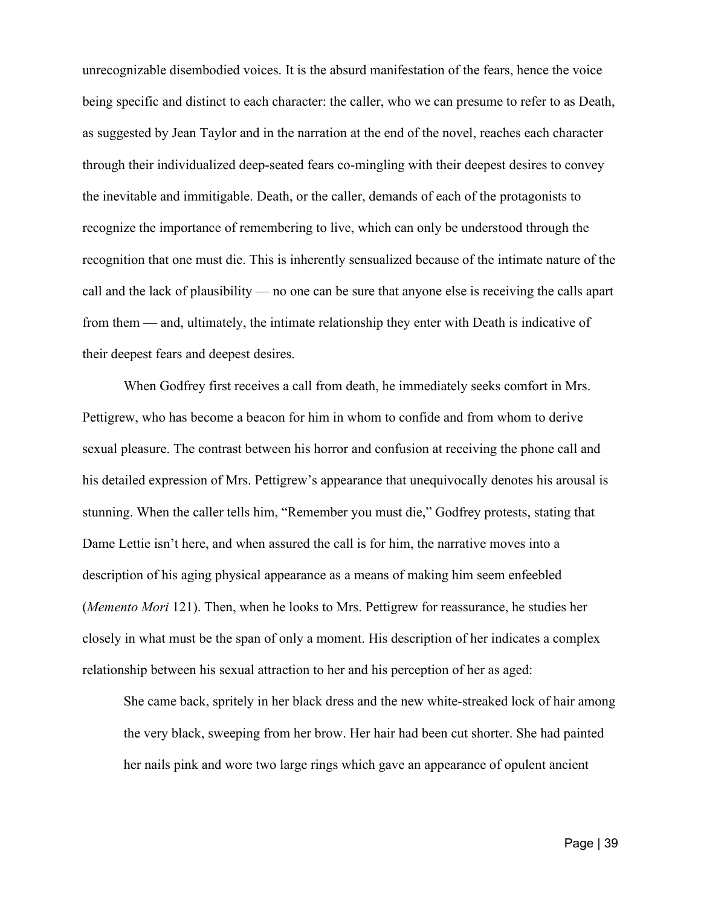unrecognizable disembodied voices. It is the absurd manifestation of the fears, hence the voice being specific and distinct to each character: the caller, who we can presume to refer to as Death, as suggested by Jean Taylor and in the narration at the end of the novel, reaches each character through their individualized deep-seated fears co-mingling with their deepest desires to convey the inevitable and immitigable. Death, or the caller, demands of each of the protagonists to recognize the importance of remembering to live, which can only be understood through the recognition that one must die. This is inherently sensualized because of the intimate nature of the call and the lack of plausibility — no one can be sure that anyone else is receiving the calls apart from them — and, ultimately, the intimate relationship they enter with Death is indicative of their deepest fears and deepest desires.

When Godfrey first receives a call from death, he immediately seeks comfort in Mrs. Pettigrew, who has become a beacon for him in whom to confide and from whom to derive sexual pleasure. The contrast between his horror and confusion at receiving the phone call and his detailed expression of Mrs. Pettigrew's appearance that unequivocally denotes his arousal is stunning. When the caller tells him, "Remember you must die," Godfrey protests, stating that Dame Lettie isn't here, and when assured the call is for him, the narrative moves into a description of his aging physical appearance as a means of making him seem enfeebled (*Memento Mori* 121). Then, when he looks to Mrs. Pettigrew for reassurance, he studies her closely in what must be the span of only a moment. His description of her indicates a complex relationship between his sexual attraction to her and his perception of her as aged:

> She came back, spritely in her black dress and the new white-streaked lock of hair among the very black, sweeping from her brow. Her hair had been cut shorter. She had painted her nails pink and wore two large rings which gave an appearance of opulent ancient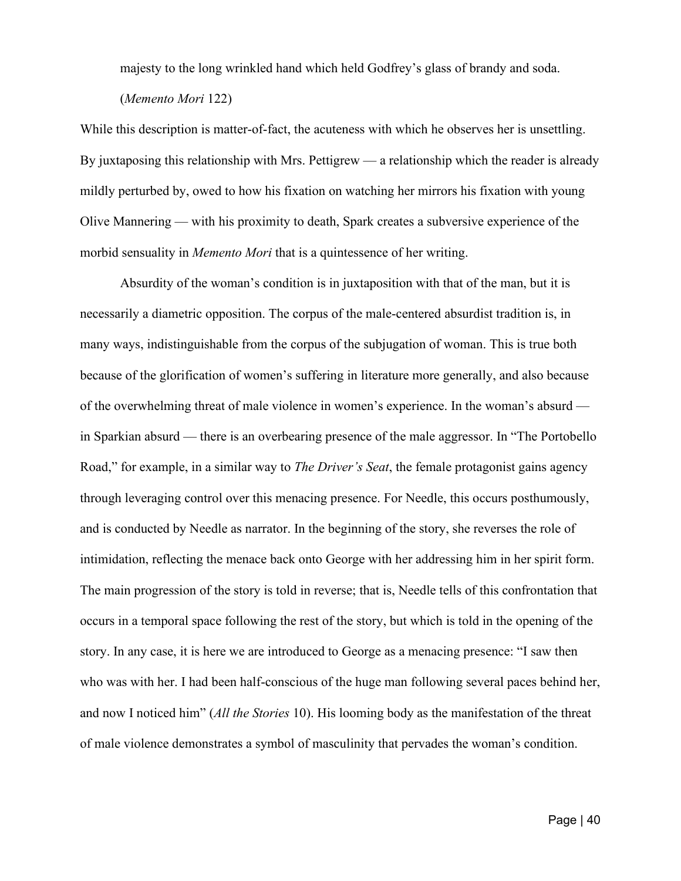majesty to the long wrinkled hand which held Godfrey's glass of brandy and soda. (*Memento Mori* 122)

While this description is matter-of-fact, the acuteness with which he observes her is unsettling. By juxtaposing this relationship with Mrs. Pettigrew — a relationship which the reader is already mildly perturbed by, owed to how his fixation on watching her mirrors his fixation with young Olive Mannering — with his proximity to death, Spark creates a subversive experience of the morbid sensuality in *Memento Mori* that is a quintessence of her writing.

Absurdity of the woman's condition is in juxtaposition with that of the man, but it is necessarily a diametric opposition. The corpus of the male-centered absurdist tradition is, in many ways, indistinguishable from the corpus of the subjugation of woman. This is true both because of the glorification of women's suffering in literature more generally, and also because of the overwhelming threat of male violence in women's experience. In the woman's absurd — in Sparkian absurd — there is an overbearing presence of the male aggressor. In "The Portobello Road," for example, in a similar way to *The Driver's Seat*, the female protagonist gains agency through leveraging control over this menacing presence. For Needle, this occurs posthumously, and is conducted by Needle as narrator. In the beginning of the story, she reverses the role of intimidation, reflecting the menace back onto George with her addressing him in her spirit form. The main progression of the story is told in reverse; that is, Needle tells of this confrontation that occurs in a temporal space following the rest of the story, but which is told in the opening of the story. In any case, it is here we are introduced to George as a menacing presence: "I saw then who was with her. I had been half-conscious of the huge man following several paces behind her, and now I noticed him" (*All the Stories* 10). His looming body as the manifestation of the threat of male violence demonstrates a symbol of masculinity that pervades the woman's condition.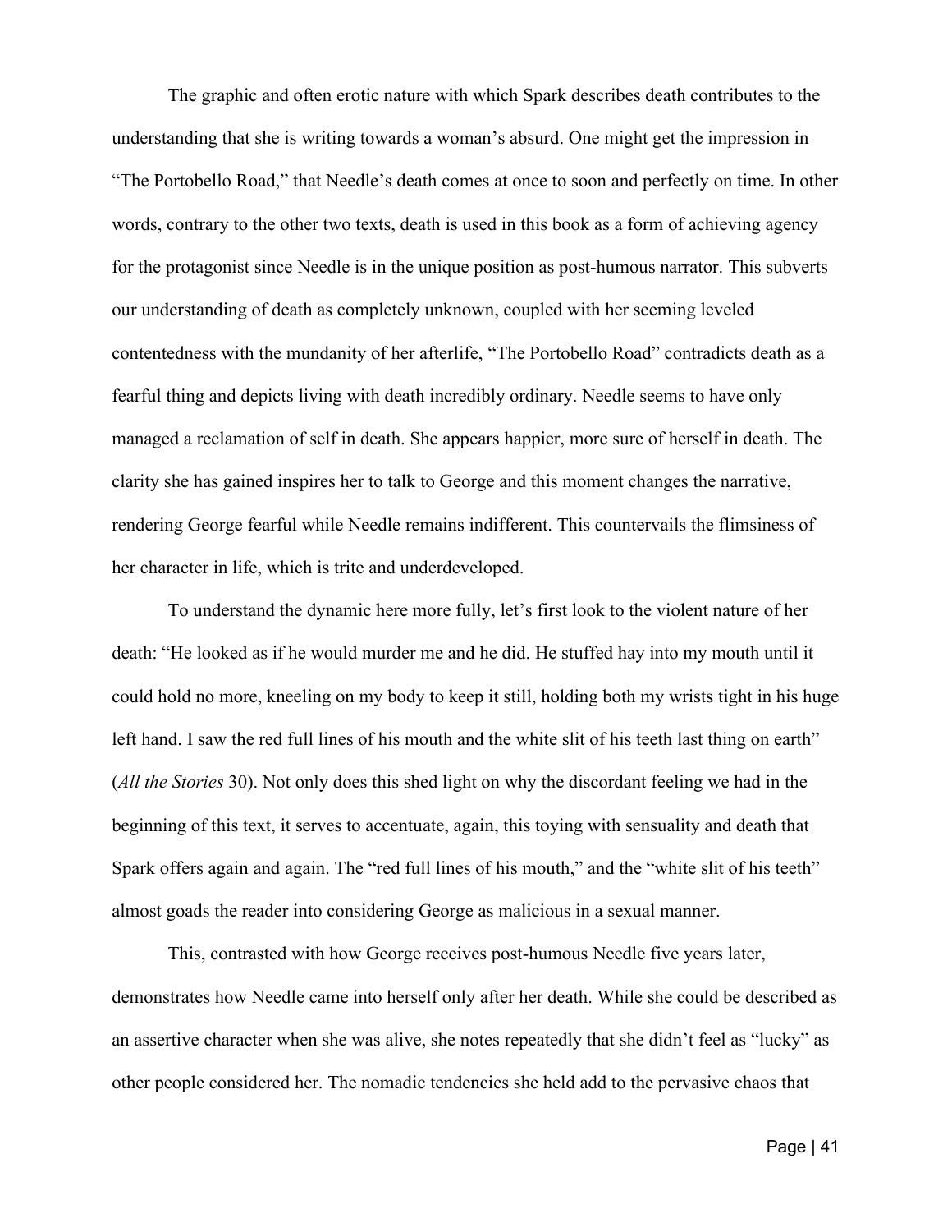The graphic and often erotic nature with which Spark describes death contributes to the understanding that she is writing towards a woman's absurd. One might get the impression in "The Portobello Road," that Needle's death comes at once to soon and perfectly on time. In other words, contrary to the other two texts, death is used in this book as a form of achieving agency for the protagonist since Needle is in the unique position as post-humous narrator. This subverts our understanding of death as completely unknown, coupled with her seeming leveled contentedness with the mundanity of her afterlife, "The Portobello Road" contradicts death as a fearful thing and depicts living with death incredibly ordinary. Needle seems to have only managed a reclamation of self in death. She appears happier, more sure of herself in death. The clarity she has gained inspires her to talk to George and this moment changes the narrative, rendering George fearful while Needle remains indifferent. This countervails the flimsiness of her character in life, which is trite and underdeveloped.

To understand the dynamic here more fully, let's first look to the violent nature of her death: "He looked as if he would murder me and he did. He stuffed hay into my mouth until it could hold no more, kneeling on my body to keep it still, holding both my wrists tight in his huge left hand. I saw the red full lines of his mouth and the white slit of his teeth last thing on earth" (*All the Stories* 30). Not only does this shed light on why the discordant feeling we had in the beginning of this text, it serves to accentuate, again, this toying with sensuality and death that Spark offers again and again. The "red full lines of his mouth," and the "white slit of his teeth" almost goads the reader into considering George as malicious in a sexual manner.

This, contrasted with how George receives post-humous Needle five years later, demonstrates how Needle came into herself only after her death. While she could be described as an assertive character when she was alive, she notes repeatedly that she didn't feel as "lucky" as other people considered her. The nomadic tendencies she held add to the pervasive chaos that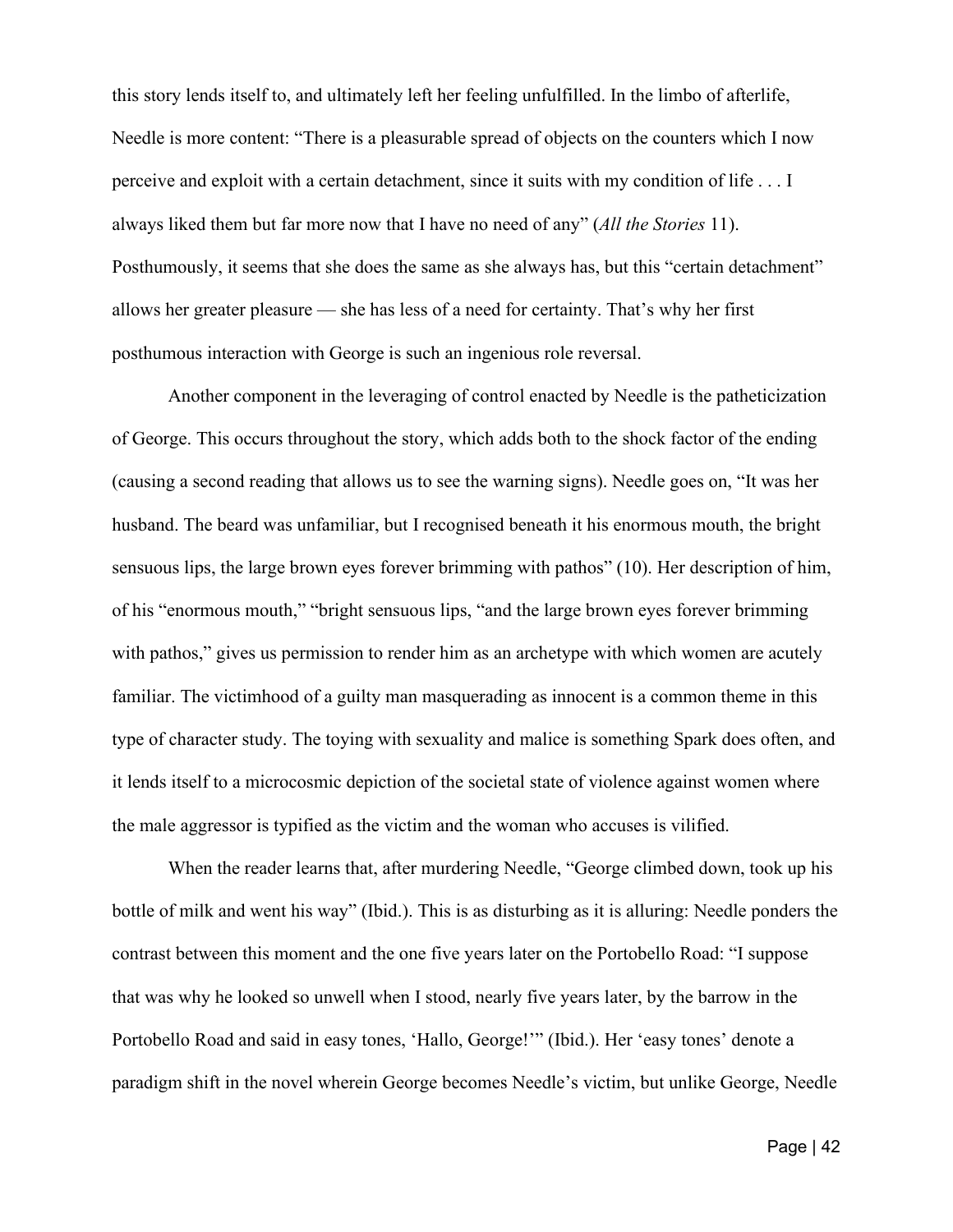this story lends itself to, and ultimately left her feeling unfulfilled. In the limbo of afterlife, Needle is more content: "There is a pleasurable spread of objects on the counters which I now perceive and exploit with a certain detachment, since it suits with my condition of life . . . I always liked them but far more now that I have no need of any" (*All the Stories* 11). Posthumously, it seems that she does the same as she always has, but this "certain detachment" allows her greater pleasure — she has less of a need for certainty. That's why her first posthumous interaction with George is such an ingenious role reversal.

Another component in the leveraging of control enacted by Needle is the patheticization of George. This occurs throughout the story, which adds both to the shock factor of the ending (causing a second reading that allows us to see the warning signs). Needle goes on, "It was her husband. The beard was unfamiliar, but I recognised beneath it his enormous mouth, the bright sensuous lips, the large brown eyes forever brimming with pathos" (10). Her description of him, of his "enormous mouth," "bright sensuous lips, "and the large brown eyes forever brimming with pathos," gives us permission to render him as an archetype with which women are acutely familiar. The victimhood of a guilty man masquerading as innocent is a common theme in this type of character study. The toying with sexuality and malice is something Spark does often, and it lends itself to a microcosmic depiction of the societal state of violence against women where the male aggressor is typified as the victim and the woman who accuses is vilified.

When the reader learns that, after murdering Needle, "George climbed down, took up his bottle of milk and went his way" (Ibid.). This is as disturbing as it is alluring: Needle ponders the contrast between this moment and the one five years later on the Portobello Road: "I suppose that was why he looked so unwell when I stood, nearly five years later, by the barrow in the Portobello Road and said in easy tones, 'Hallo, George!'" (Ibid.). Her 'easy tones' denote a paradigm shift in the novel wherein George becomes Needle's victim, but unlike George, Needle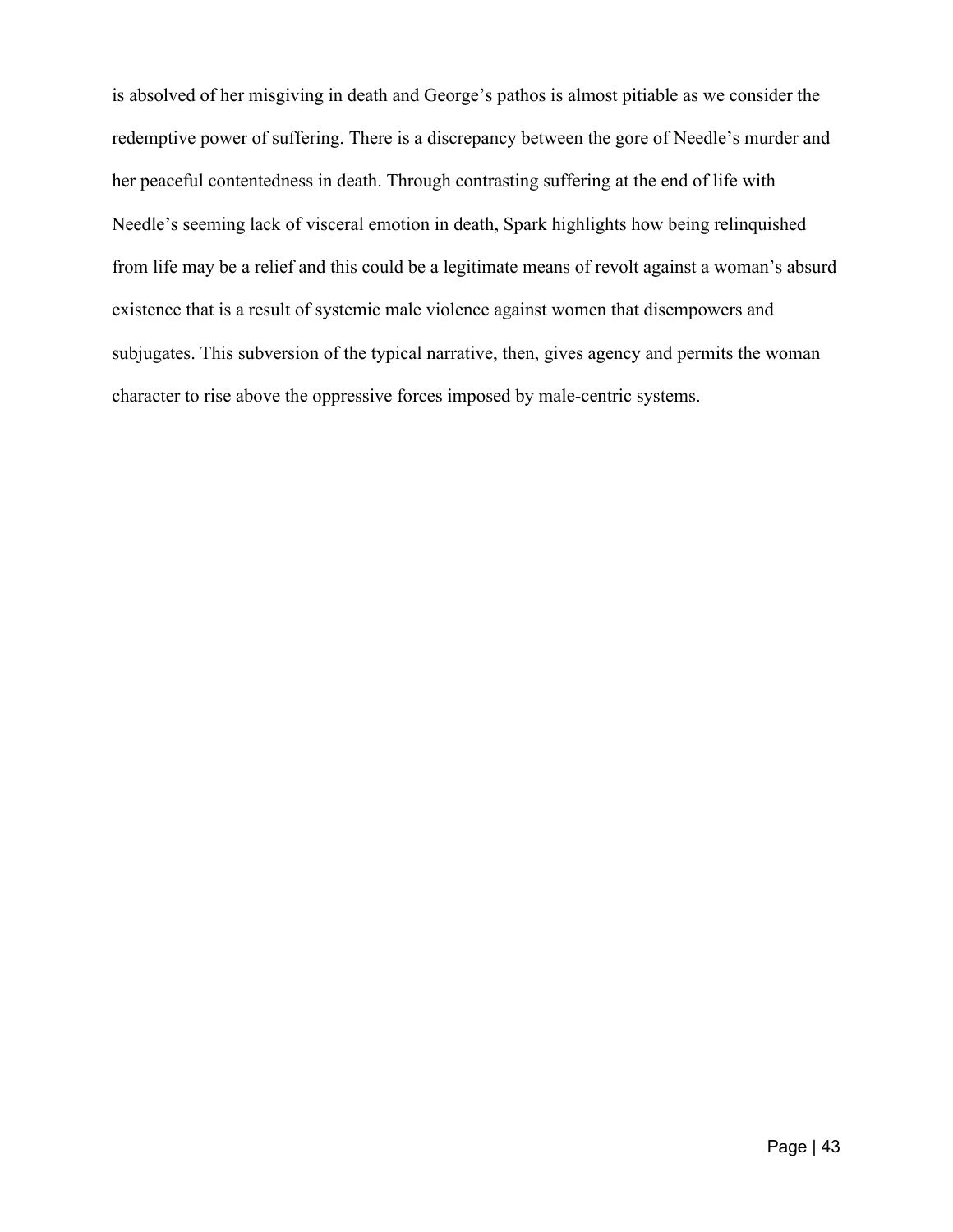is absolved of her misgiving in death and George's pathos is almost pitiable as we consider the redemptive power of suffering. There is a discrepancy between the gore of Needle's murder and her peaceful contentedness in death. Through contrasting suffering at the end of life with Needle's seeming lack of visceral emotion in death, Spark highlights how being relinquished from life may be a relief and this could be a legitimate means of revolt against a woman's absurd existence that is a result of systemic male violence against women that disempowers and subjugates. This subversion of the typical narrative, then, gives agency and permits the woman character to rise above the oppressive forces imposed by male-centric systems.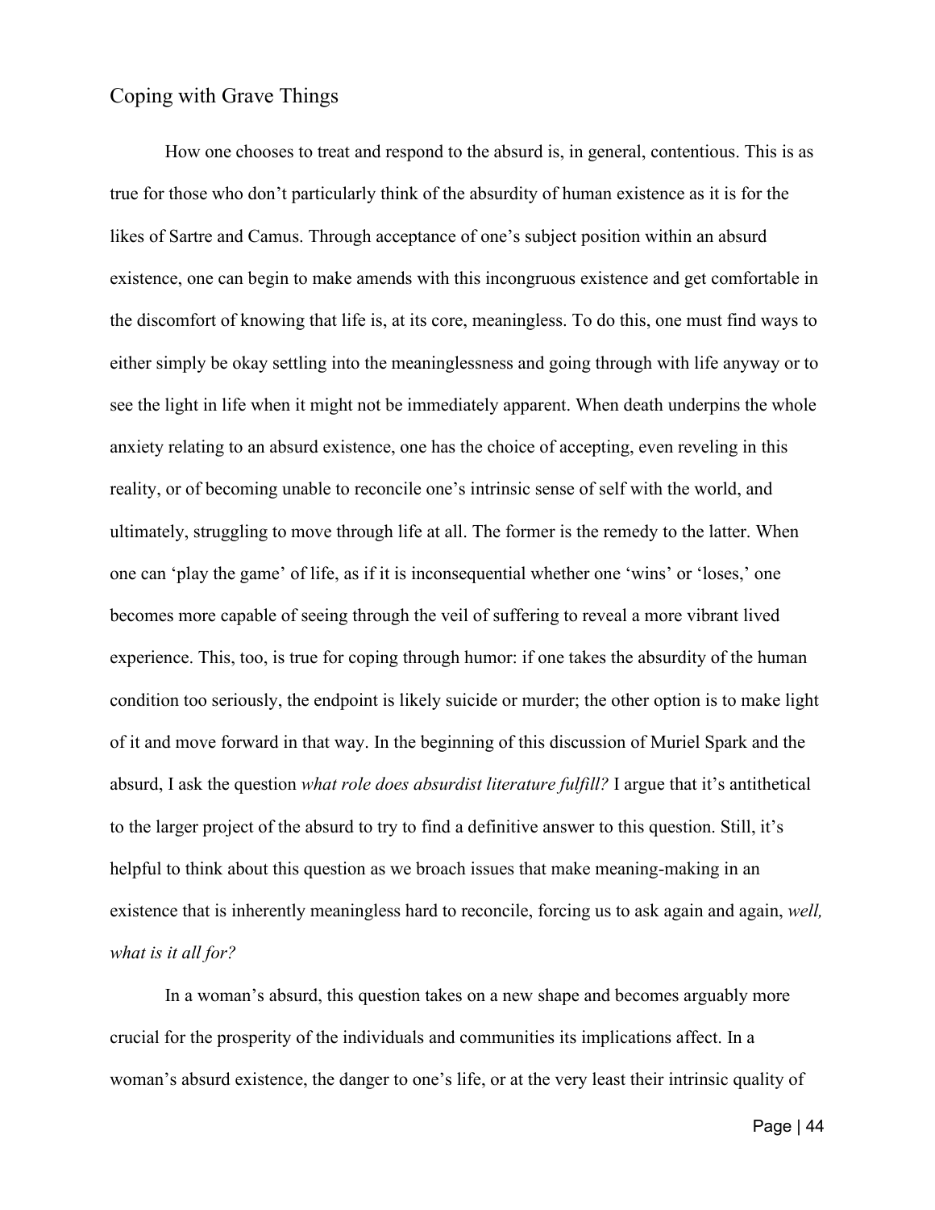## Coping with Grave Things

How one chooses to treat and respond to the absurd is, in general, contentious. This is as true for those who don't particularly think of the absurdity of human existence as it is for the likes of Sartre and Camus. Through acceptance of one's subject position within an absurd existence, one can begin to make amends with this incongruous existence and get comfortable in the discomfort of knowing that life is, at its core, meaningless. To do this, one must find ways to either simply be okay settling into the meaninglessness and going through with life anyway or to see the light in life when it might not be immediately apparent. When death underpins the whole anxiety relating to an absurd existence, one has the choice of accepting, even reveling in this reality, or of becoming unable to reconcile one's intrinsic sense of self with the world, and ultimately, struggling to move through life at all. The former is the remedy to the latter. When one can 'play the game' of life, as if it is inconsequential whether one 'wins' or 'loses,' one becomes more capable of seeing through the veil of suffering to reveal a more vibrant lived experience. This, too, is true for coping through humor: if one takes the absurdity of the human condition too seriously, the endpoint is likely suicide or murder; the other option is to make light of it and move forward in that way. In the beginning of this discussion of Muriel Spark and the absurd, I ask the question *what role does absurdist literature fulfill?* I argue that it's antithetical to the larger project of the absurd to try to find a definitive answer to this question. Still, it's helpful to think about this question as we broach issues that make meaning-making in an existence that is inherently meaningless hard to reconcile, forcing us to ask again and again, *well, what is it all for?*

In a woman's absurd, this question takes on a new shape and becomes arguably more crucial for the prosperity of the individuals and communities its implications affect. In a woman's absurd existence, the danger to one's life, or at the very least their intrinsic quality of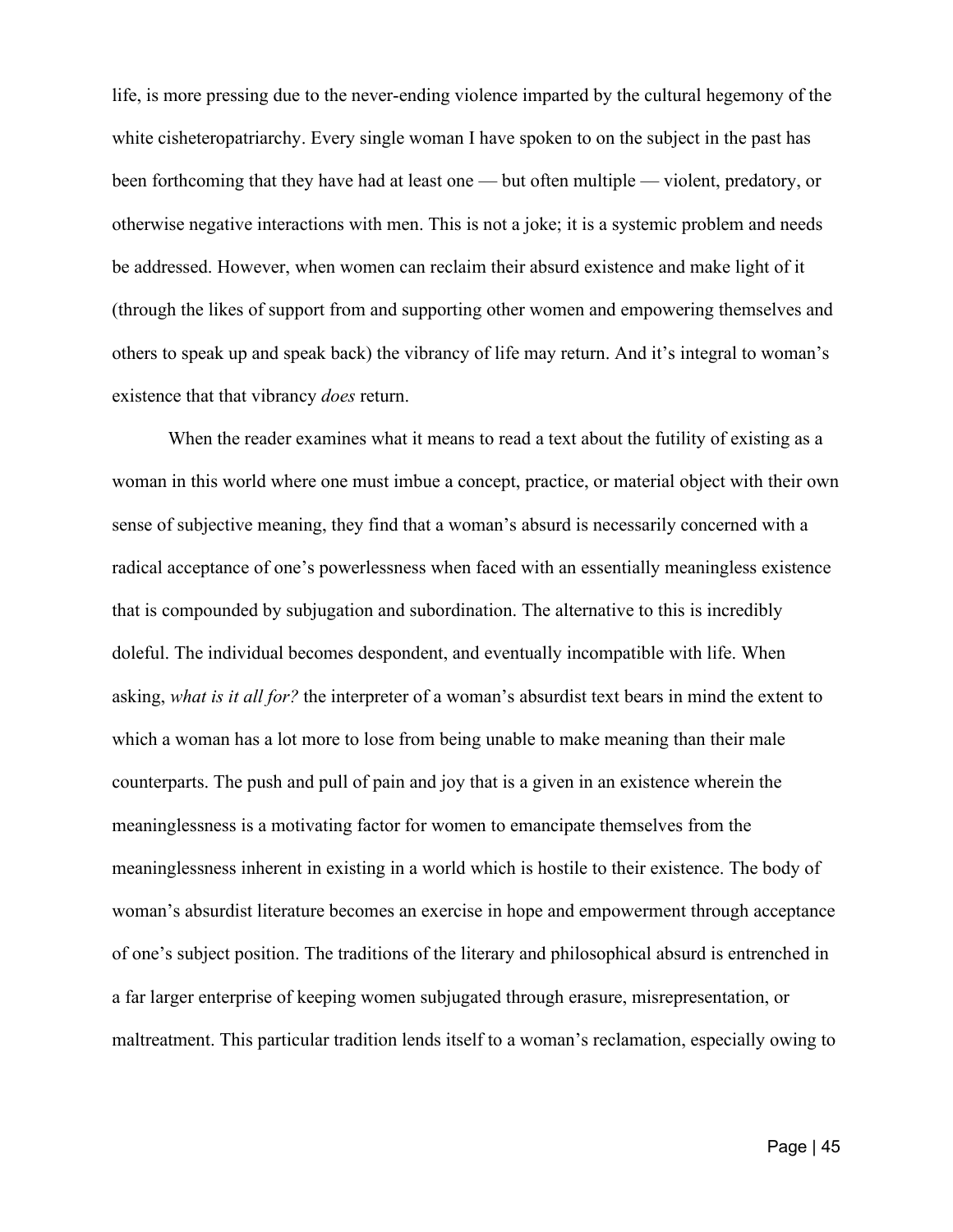life, is more pressing due to the never-ending violence imparted by the cultural hegemony of the white cisheteropatriarchy. Every single woman I have spoken to on the subject in the past has been forthcoming that they have had at least one — but often multiple — violent, predatory, or otherwise negative interactions with men. This is not a joke; it is a systemic problem and needs be addressed. However, when women can reclaim their absurd existence and make light of it (through the likes of support from and supporting other women and empowering themselves and others to speak up and speak back) the vibrancy of life may return. And it's integral to woman's existence that that vibrancy *does* return.

When the reader examines what it means to read a text about the futility of existing as a woman in this world where one must imbue a concept, practice, or material object with their own sense of subjective meaning, they find that a woman's absurd is necessarily concerned with a radical acceptance of one's powerlessness when faced with an essentially meaningless existence that is compounded by subjugation and subordination. The alternative to this is incredibly doleful. The individual becomes despondent, and eventually incompatible with life. When asking, *what is it all for?* the interpreter of a woman's absurdist text bears in mind the extent to which a woman has a lot more to lose from being unable to make meaning than their male counterparts. The push and pull of pain and joy that is a given in an existence wherein the meaninglessness is a motivating factor for women to emancipate themselves from the meaninglessness inherent in existing in a world which is hostile to their existence. The body of woman's absurdist literature becomes an exercise in hope and empowerment through acceptance of one's subject position. The traditions of the literary and philosophical absurd is entrenched in a far larger enterprise of keeping women subjugated through erasure, misrepresentation, or maltreatment. This particular tradition lends itself to a woman's reclamation, especially owing to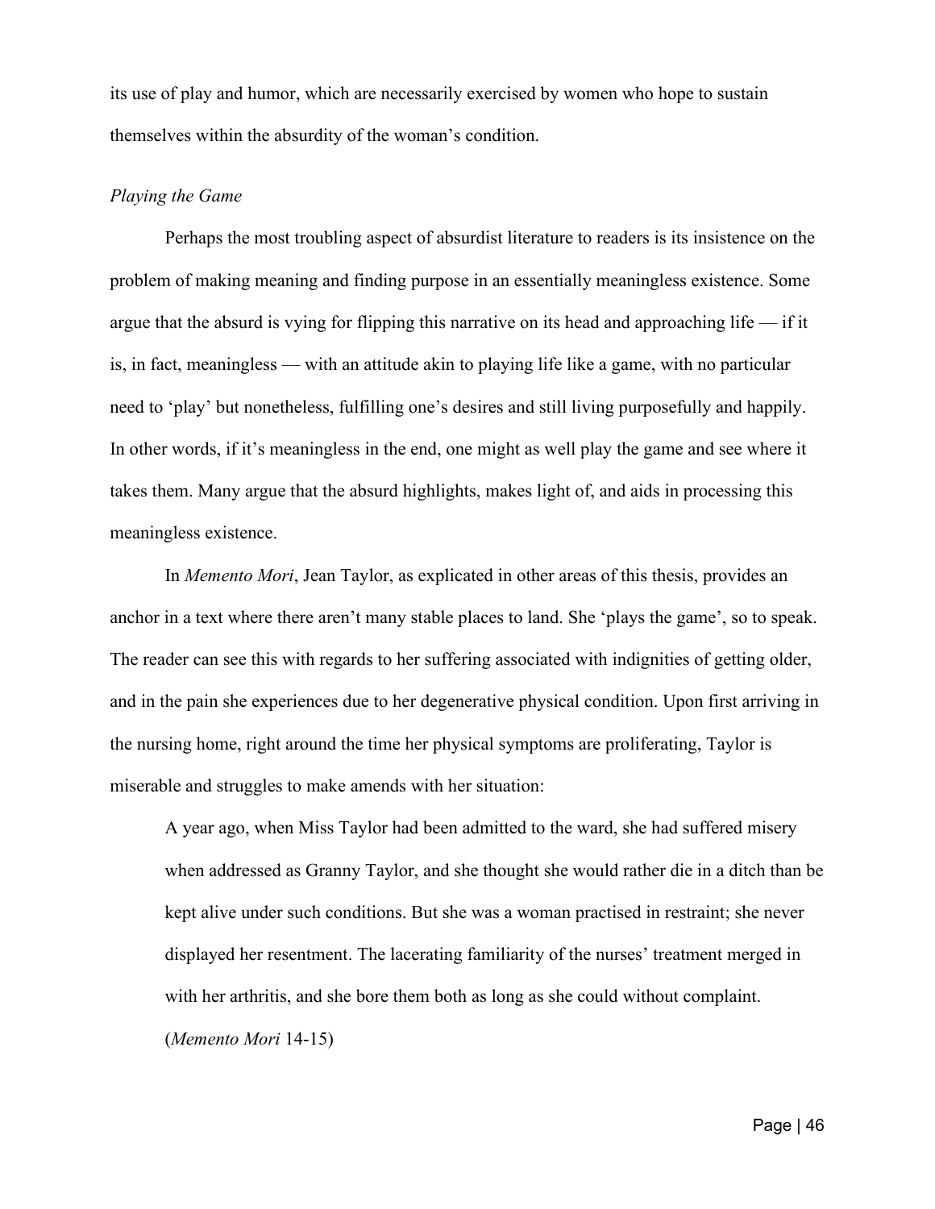its use of play and humor, which are necessarily exercised by women who hope to sustain themselves within the absurdity of the woman's condition.

*Playing the Game*

Perhaps the most troubling aspect of absurdist literature to readers is its insistence on the problem of making meaning and finding purpose in an essentially meaningless existence. Some argue that the absurd is vying for flipping this narrative on its head and approaching life — if it is, in fact, meaningless — with an attitude akin to playing life like a game, with no particular need to 'play' but nonetheless, fulfilling one's desires and still living purposefully and happily. In other words, if it's meaningless in the end, one might as well play the game and see where it takes them. Many argue that the absurd highlights, makes light of, and aids in processing this meaningless existence.

In *Memento Mori*, Jean Taylor, as explicated in other areas of this thesis, provides an anchor in a text where there aren't many stable places to land. She 'plays the game', so to speak. The reader can see this with regards to her suffering associated with indignities of getting older, and in the pain she experiences due to her degenerative physical condition. Upon first arriving in the nursing home, right around the time her physical symptoms are proliferating, Taylor is miserable and struggles to make amends with her situation:

> A year ago, when Miss Taylor had been admitted to the ward, she had suffered misery when addressed as Granny Taylor, and she thought she would rather die in a ditch than be kept alive under such conditions. But she was a woman practised in restraint; she never displayed her resentment. The lacerating familiarity of the nurses' treatment merged in with her arthritis, and she bore them both as long as she could without complaint. (*Memento Mori* 14-15)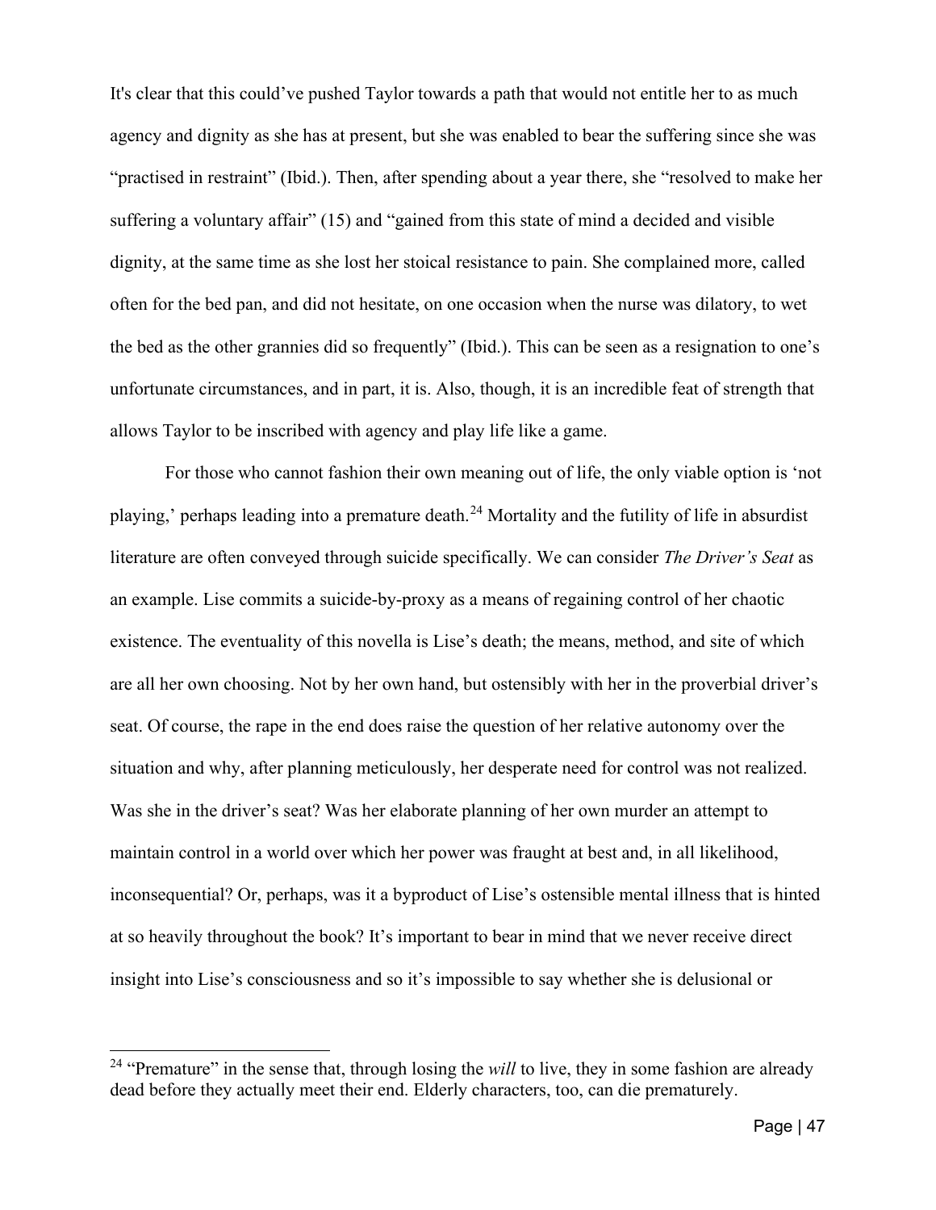It's clear that this could've pushed Taylor towards a path that would not entitle her to as much agency and dignity as she has at present, but she was enabled to bear the suffering since she was "practised in restraint" (Ibid.). Then, after spending about a year there, she "resolved to make her suffering a voluntary affair" (15) and "gained from this state of mind a decided and visible dignity, at the same time as she lost her stoical resistance to pain. She complained more, called often for the bed pan, and did not hesitate, on one occasion when the nurse was dilatory, to wet the bed as the other grannies did so frequently" (Ibid.). This can be seen as a resignation to one's unfortunate circumstances, and in part, it is. Also, though, it is an incredible feat of strength that allows Taylor to be inscribed with agency and play life like a game.

For those who cannot fashion their own meaning out of life, the only viable option is 'not playing,' perhaps leading into a premature death.[24] Mortality and the futility of life in absurdist literature are often conveyed through suicide specifically. We can consider *The Driver's Seat* as an example. Lise commits a suicide-by-proxy as a means of regaining control of her chaotic existence. The eventuality of this novella is Lise's death; the means, method, and site of which are all her own choosing. Not by her own hand, but ostensibly with her in the proverbial driver's seat. Of course, the rape in the end does raise the question of her relative autonomy over the situation and why, after planning meticulously, her desperate need for control was not realized. Was she in the driver's seat? Was her elaborate planning of her own murder an attempt to maintain control in a world over which her power was fraught at best and, in all likelihood, inconsequential? Or, perhaps, was it a byproduct of Lise's ostensible mental illness that is hinted at so heavily throughout the book? It's important to bear in mind that we never receive direct insight into Lise's consciousness and so it's impossible to say whether she is delusional or

[24] "Premature" in the sense that, through losing the *will* to live, they in some fashion are already dead before they actually meet their end. Elderly characters, too, can die prematurely.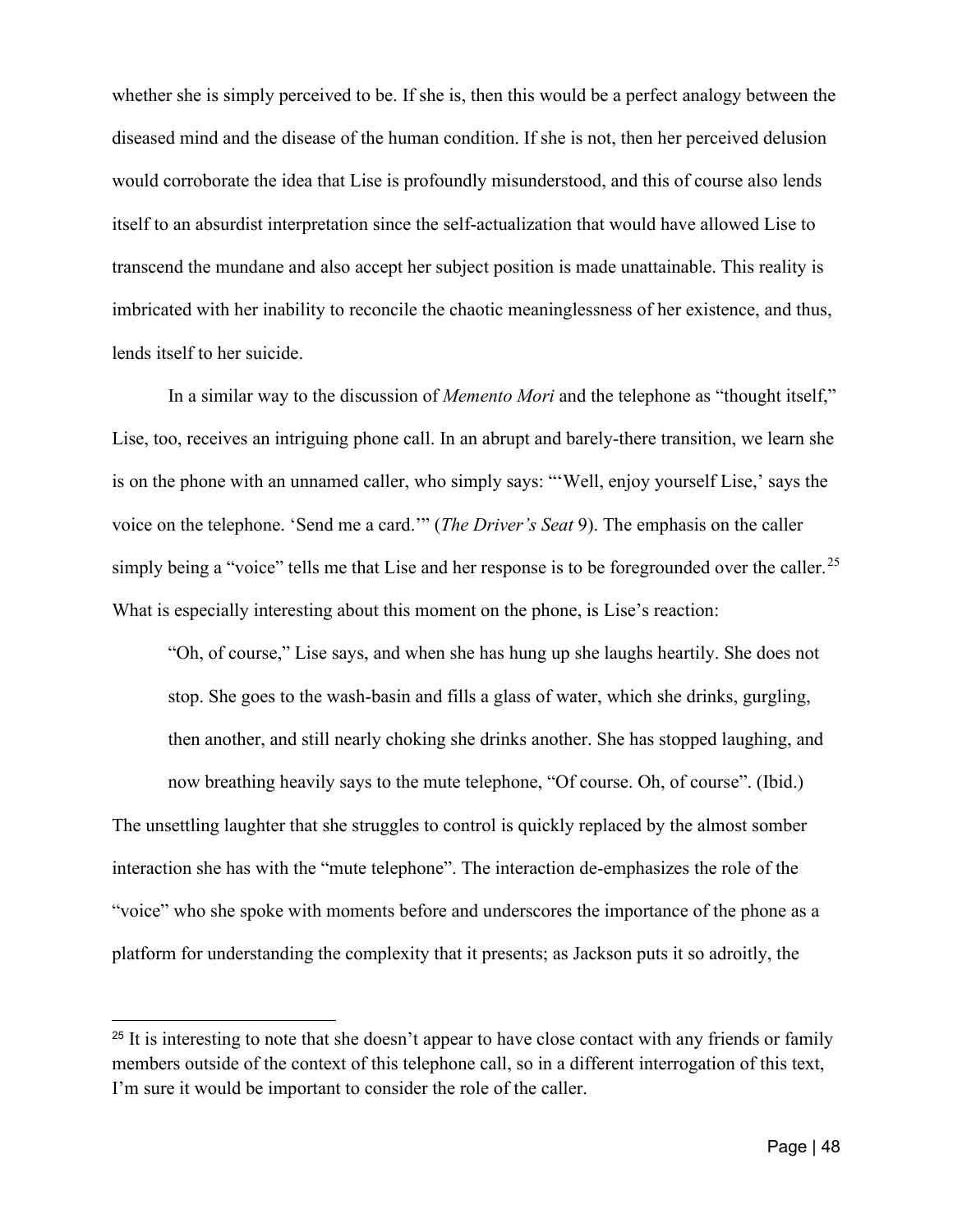whether she is simply perceived to be. If she is, then this would be a perfect analogy between the diseased mind and the disease of the human condition. If she is not, then her perceived delusion would corroborate the idea that Lise is profoundly misunderstood, and this of course also lends itself to an absurdist interpretation since the self-actualization that would have allowed Lise to transcend the mundane and also accept her subject position is made unattainable. This reality is imbricated with her inability to reconcile the chaotic meaninglessness of her existence, and thus, lends itself to her suicide.

In a similar way to the discussion of *Memento Mori* and the telephone as "thought itself," Lise, too, receives an intriguing phone call. In an abrupt and barely-there transition, we learn she is on the phone with an unnamed caller, who simply says: "'Well, enjoy yourself Lise,' says the voice on the telephone. 'Send me a card.'" (*The Driver's Seat* 9). The emphasis on the caller simply being a "voice" tells me that Lise and her response is to be foregrounded over the caller.[25] What is especially interesting about this moment on the phone, is Lise's reaction:

> "Oh, of course," Lise says, and when she has hung up she laughs heartily. She does not stop. She goes to the wash-basin and fills a glass of water, which she drinks, gurgling, then another, and still nearly choking she drinks another. She has stopped laughing, and now breathing heavily says to the mute telephone, "Of course. Oh, of course". (Ibid.)

The unsettling laughter that she struggles to control is quickly replaced by the almost somber interaction she has with the "mute telephone". The interaction de-emphasizes the role of the "voice" who she spoke with moments before and underscores the importance of the phone as a platform for understanding the complexity that it presents; as Jackson puts it so adroitly, the

[25] It is interesting to note that she doesn't appear to have close contact with any friends or family members outside of the context of this telephone call, so in a different interrogation of this text, I'm sure it would be important to consider the role of the caller.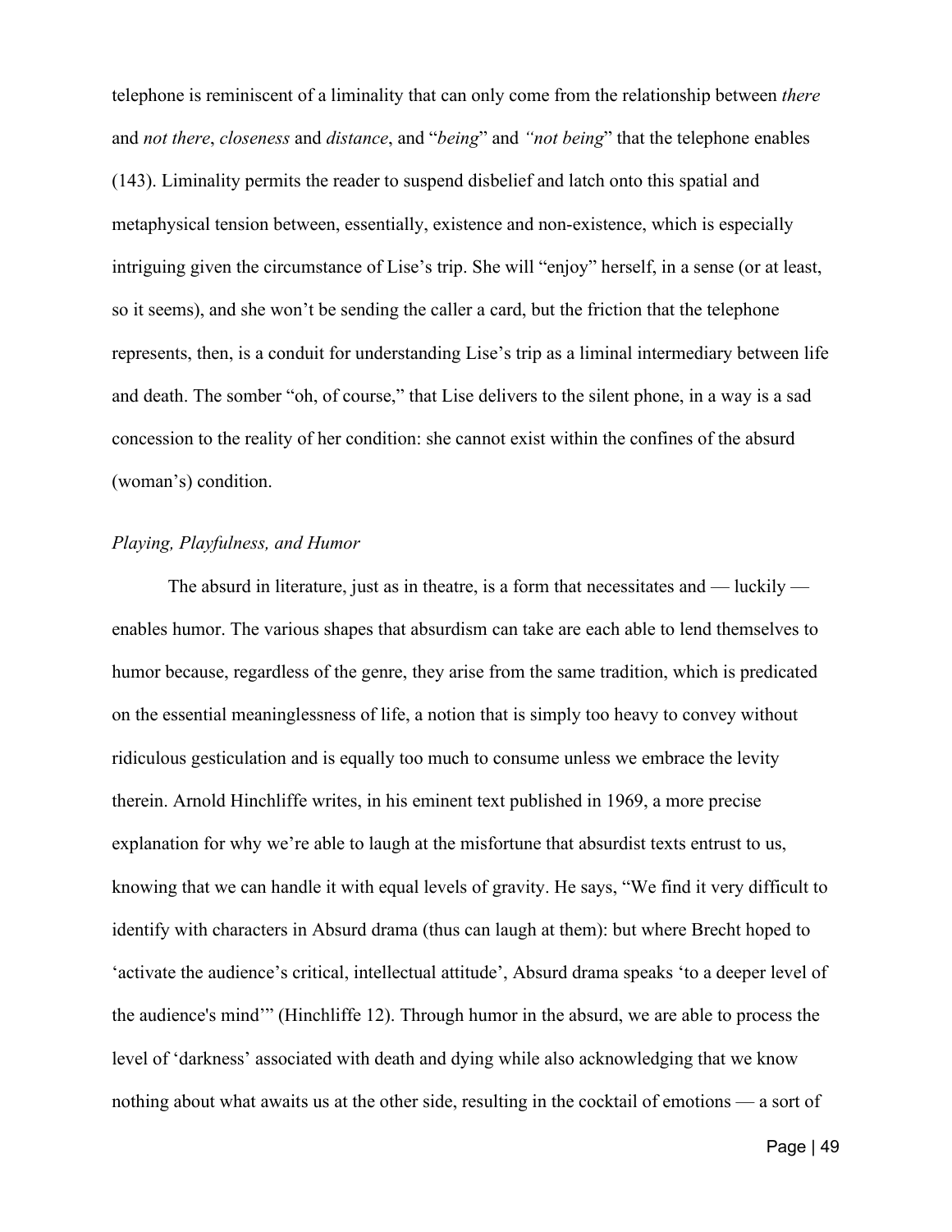telephone is reminiscent of a liminality that can only come from the relationship between *there* and *not there*, *closeness* and *distance*, and "*being*" and *"not being*" that the telephone enables (143). Liminality permits the reader to suspend disbelief and latch onto this spatial and metaphysical tension between, essentially, existence and non-existence, which is especially intriguing given the circumstance of Lise's trip. She will "enjoy" herself, in a sense (or at least, so it seems), and she won't be sending the caller a card, but the friction that the telephone represents, then, is a conduit for understanding Lise's trip as a liminal intermediary between life and death. The somber "oh, of course," that Lise delivers to the silent phone, in a way is a sad concession to the reality of her condition: she cannot exist within the confines of the absurd (woman's) condition.

*Playing, Playfulness, and Humor*

The absurd in literature, just as in theatre, is a form that necessitates and — luckily — enables humor. The various shapes that absurdism can take are each able to lend themselves to humor because, regardless of the genre, they arise from the same tradition, which is predicated on the essential meaninglessness of life, a notion that is simply too heavy to convey without ridiculous gesticulation and is equally too much to consume unless we embrace the levity therein. Arnold Hinchliffe writes, in his eminent text published in 1969, a more precise explanation for why we're able to laugh at the misfortune that absurdist texts entrust to us, knowing that we can handle it with equal levels of gravity. He says, "We find it very difficult to identify with characters in Absurd drama (thus can laugh at them): but where Brecht hoped to 'activate the audience's critical, intellectual attitude', Absurd drama speaks 'to a deeper level of the audience's mind'" (Hinchliffe 12). Through humor in the absurd, we are able to process the level of 'darkness' associated with death and dying while also acknowledging that we know nothing about what awaits us at the other side, resulting in the cocktail of emotions — a sort of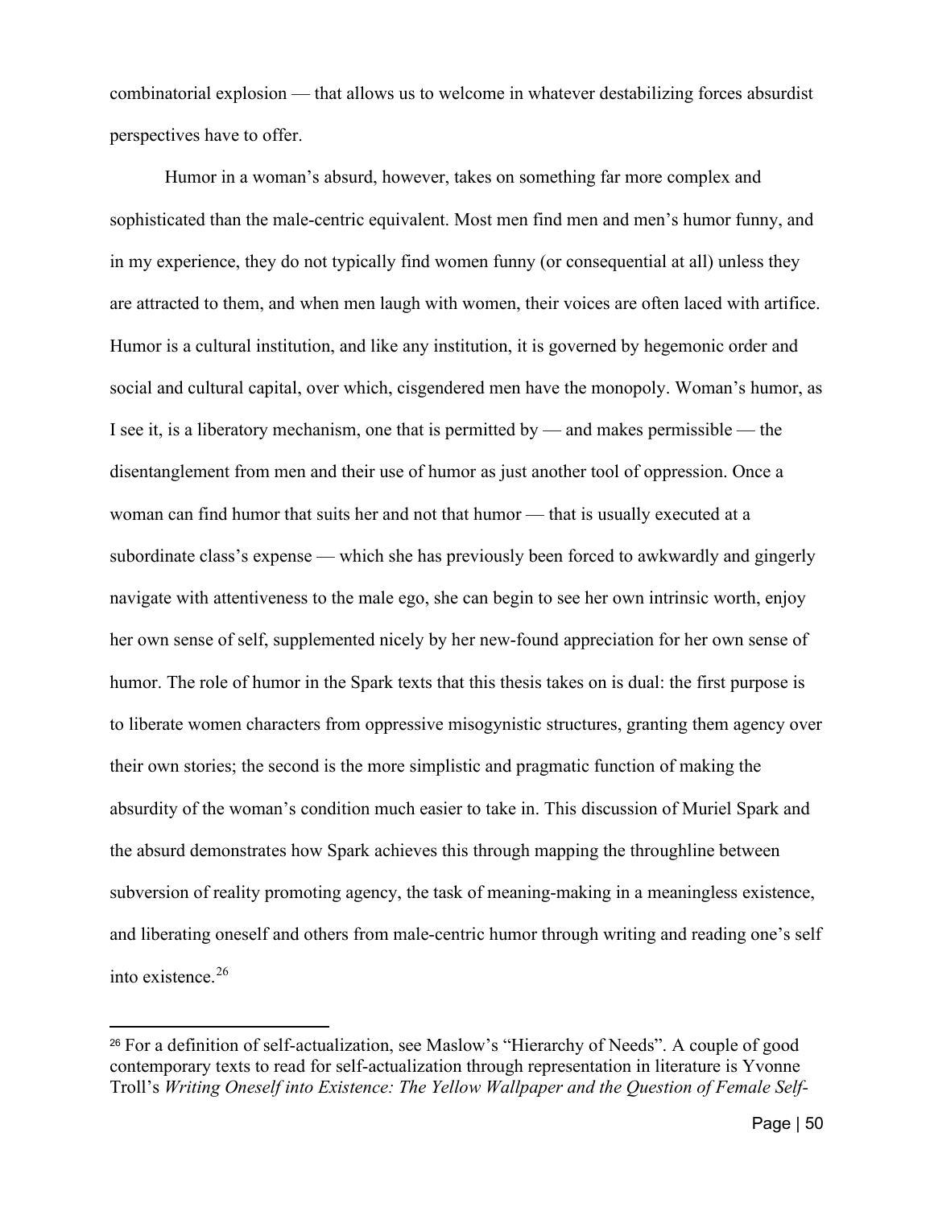combinatorial explosion — that allows us to welcome in whatever destabilizing forces absurdist perspectives have to offer.

Humor in a woman's absurd, however, takes on something far more complex and sophisticated than the male-centric equivalent. Most men find men and men's humor funny, and in my experience, they do not typically find women funny (or consequential at all) unless they are attracted to them, and when men laugh with women, their voices are often laced with artifice. Humor is a cultural institution, and like any institution, it is governed by hegemonic order and social and cultural capital, over which, cisgendered men have the monopoly. Woman's humor, as I see it, is a liberatory mechanism, one that is permitted by — and makes permissible — the disentanglement from men and their use of humor as just another tool of oppression. Once a woman can find humor that suits her and not that humor — that is usually executed at a subordinate class's expense — which she has previously been forced to awkwardly and gingerly navigate with attentiveness to the male ego, she can begin to see her own intrinsic worth, enjoy her own sense of self, supplemented nicely by her new-found appreciation for her own sense of humor. The role of humor in the Spark texts that this thesis takes on is dual: the first purpose is to liberate women characters from oppressive misogynistic structures, granting them agency over their own stories; the second is the more simplistic and pragmatic function of making the absurdity of the woman's condition much easier to take in. This discussion of Muriel Spark and the absurd demonstrates how Spark achieves this through mapping the throughline between subversion of reality promoting agency, the task of meaning-making in a meaningless existence, and liberating oneself and others from male-centric humor through writing and reading one's self into existence.[26]

---

[26] For a definition of self-actualization, see Maslow's "Hierarchy of Needs". A couple of good contemporary texts to read for self-actualization through representation in literature is Yvonne Troll's *Writing Oneself into Existence: The Yellow Wallpaper and the Question of Female Self-*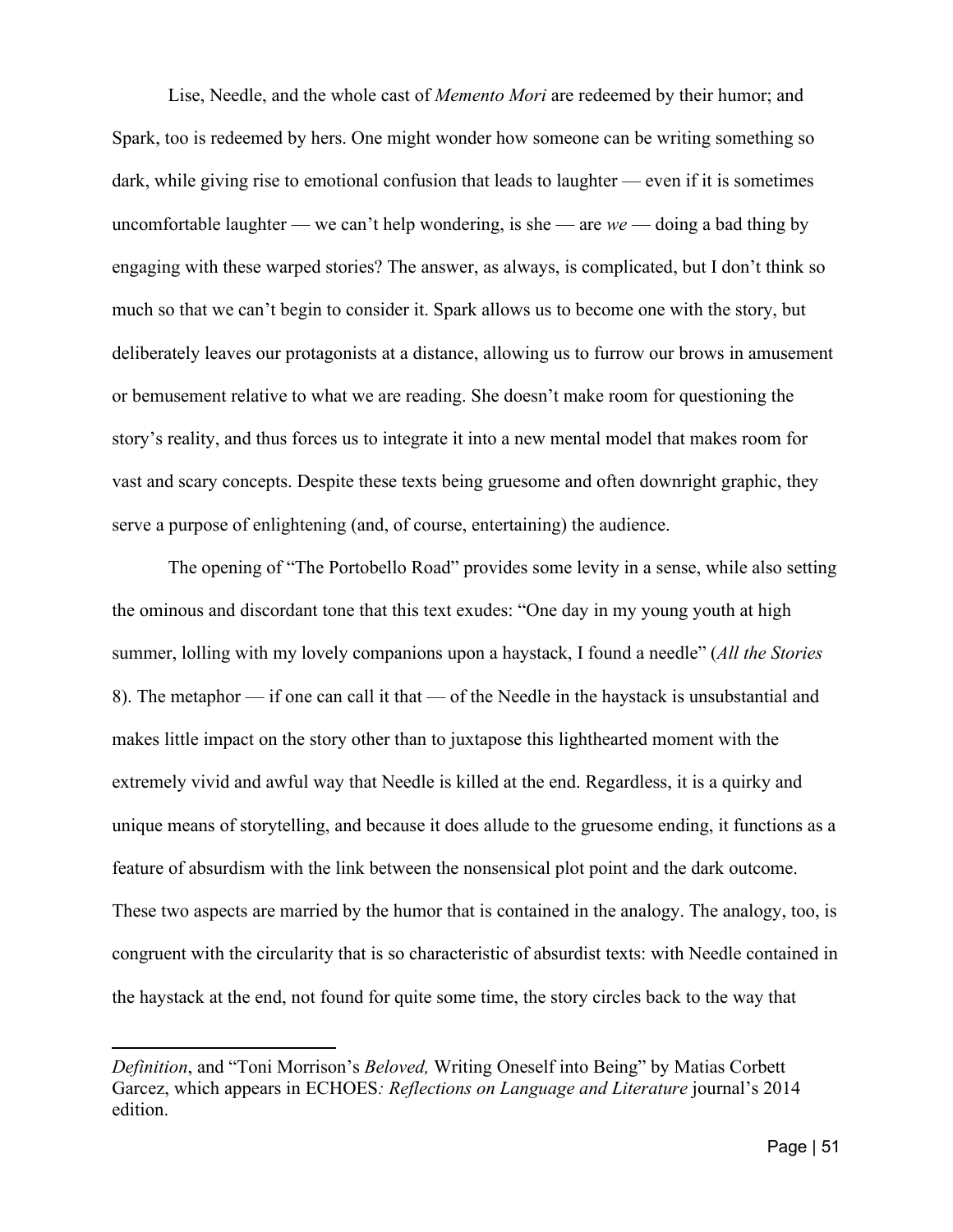Lise, Needle, and the whole cast of *Memento Mori* are redeemed by their humor; and Spark, too is redeemed by hers. One might wonder how someone can be writing something so dark, while giving rise to emotional confusion that leads to laughter — even if it is sometimes uncomfortable laughter — we can't help wondering, is she — are *we* — doing a bad thing by engaging with these warped stories? The answer, as always, is complicated, but I don't think so much so that we can't begin to consider it. Spark allows us to become one with the story, but deliberately leaves our protagonists at a distance, allowing us to furrow our brows in amusement or bemusement relative to what we are reading. She doesn't make room for questioning the story's reality, and thus forces us to integrate it into a new mental model that makes room for vast and scary concepts. Despite these texts being gruesome and often downright graphic, they serve a purpose of enlightening (and, of course, entertaining) the audience.

The opening of "The Portobello Road" provides some levity in a sense, while also setting the ominous and discordant tone that this text exudes: "One day in my young youth at high summer, lolling with my lovely companions upon a haystack, I found a needle" (*All the Stories* 8). The metaphor — if one can call it that — of the Needle in the haystack is unsubstantial and makes little impact on the story other than to juxtapose this lighthearted moment with the extremely vivid and awful way that Needle is killed at the end. Regardless, it is a quirky and unique means of storytelling, and because it does allude to the gruesome ending, it functions as a feature of absurdism with the link between the nonsensical plot point and the dark outcome. These two aspects are married by the humor that is contained in the analogy. The analogy, too, is congruent with the circularity that is so characteristic of absurdist texts: with Needle contained in the haystack at the end, not found for quite some time, the story circles back to the way that

---

*Definition*, and "Toni Morrison's *Beloved,* Writing Oneself into Being" by Matias Corbett Garcez, which appears in ECHOES*: Reflections on Language and Literature* journal's 2014 edition.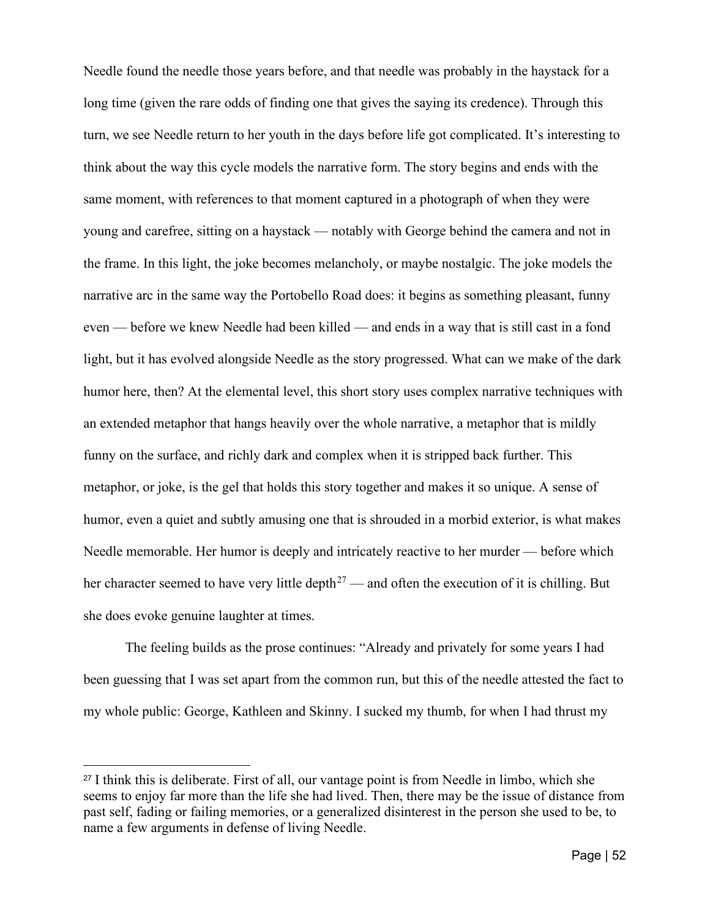Needle found the needle those years before, and that needle was probably in the haystack for a long time (given the rare odds of finding one that gives the saying its credence). Through this turn, we see Needle return to her youth in the days before life got complicated. It's interesting to think about the way this cycle models the narrative form. The story begins and ends with the same moment, with references to that moment captured in a photograph of when they were young and carefree, sitting on a haystack — notably with George behind the camera and not in the frame. In this light, the joke becomes melancholy, or maybe nostalgic. The joke models the narrative arc in the same way the Portobello Road does: it begins as something pleasant, funny even — before we knew Needle had been killed — and ends in a way that is still cast in a fond light, but it has evolved alongside Needle as the story progressed. What can we make of the dark humor here, then? At the elemental level, this short story uses complex narrative techniques with an extended metaphor that hangs heavily over the whole narrative, a metaphor that is mildly funny on the surface, and richly dark and complex when it is stripped back further. This metaphor, or joke, is the gel that holds this story together and makes it so unique. A sense of humor, even a quiet and subtly amusing one that is shrouded in a morbid exterior, is what makes Needle memorable. Her humor is deeply and intricately reactive to her murder — before which her character seemed to have very little depth[27] — and often the execution of it is chilling. But she does evoke genuine laughter at times.

The feeling builds as the prose continues: "Already and privately for some years I had been guessing that I was set apart from the common run, but this of the needle attested the fact to my whole public: George, Kathleen and Skinny. I sucked my thumb, for when I had thrust my

---

[27] I think this is deliberate. First of all, our vantage point is from Needle in limbo, which she seems to enjoy far more than the life she had lived. Then, there may be the issue of distance from past self, fading or failing memories, or a generalized disinterest in the person she used to be, to name a few arguments in defense of living Needle.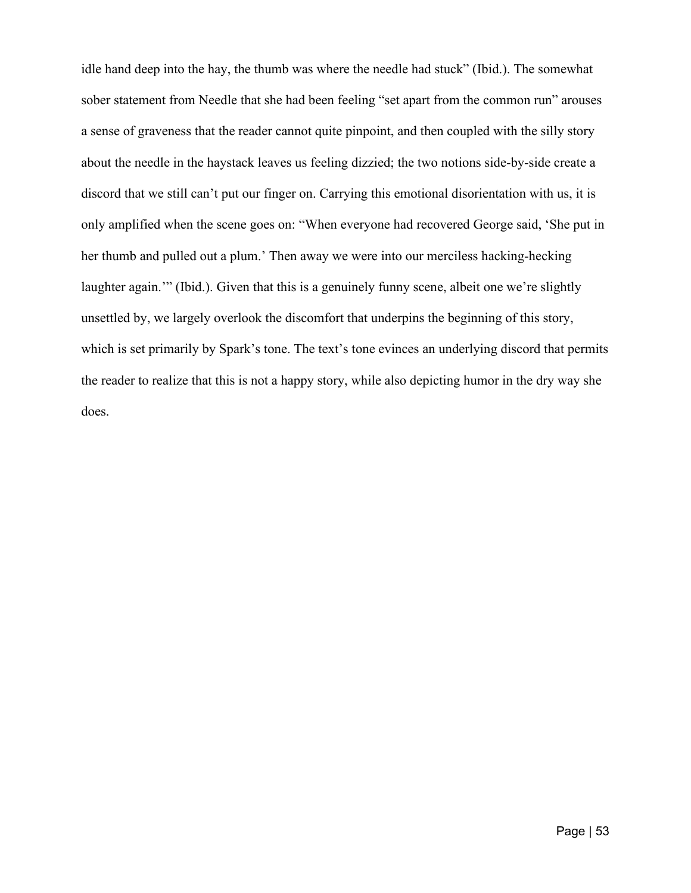idle hand deep into the hay, the thumb was where the needle had stuck" (Ibid.). The somewhat sober statement from Needle that she had been feeling "set apart from the common run" arouses a sense of graveness that the reader cannot quite pinpoint, and then coupled with the silly story about the needle in the haystack leaves us feeling dizzied; the two notions side-by-side create a discord that we still can't put our finger on. Carrying this emotional disorientation with us, it is only amplified when the scene goes on: "When everyone had recovered George said, 'She put in her thumb and pulled out a plum.' Then away we were into our merciless hacking-hecking laughter again.'" (Ibid.). Given that this is a genuinely funny scene, albeit one we're slightly unsettled by, we largely overlook the discomfort that underpins the beginning of this story, which is set primarily by Spark's tone. The text's tone evinces an underlying discord that permits the reader to realize that this is not a happy story, while also depicting humor in the dry way she does.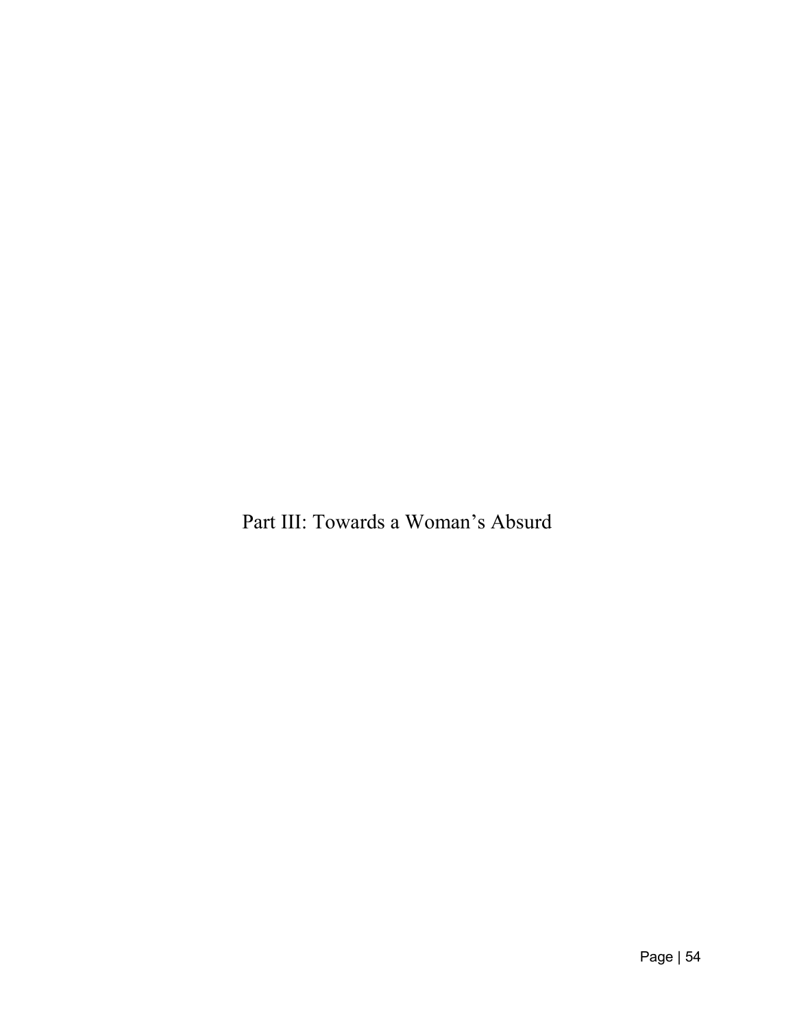# Part III: Towards a Woman's Absurd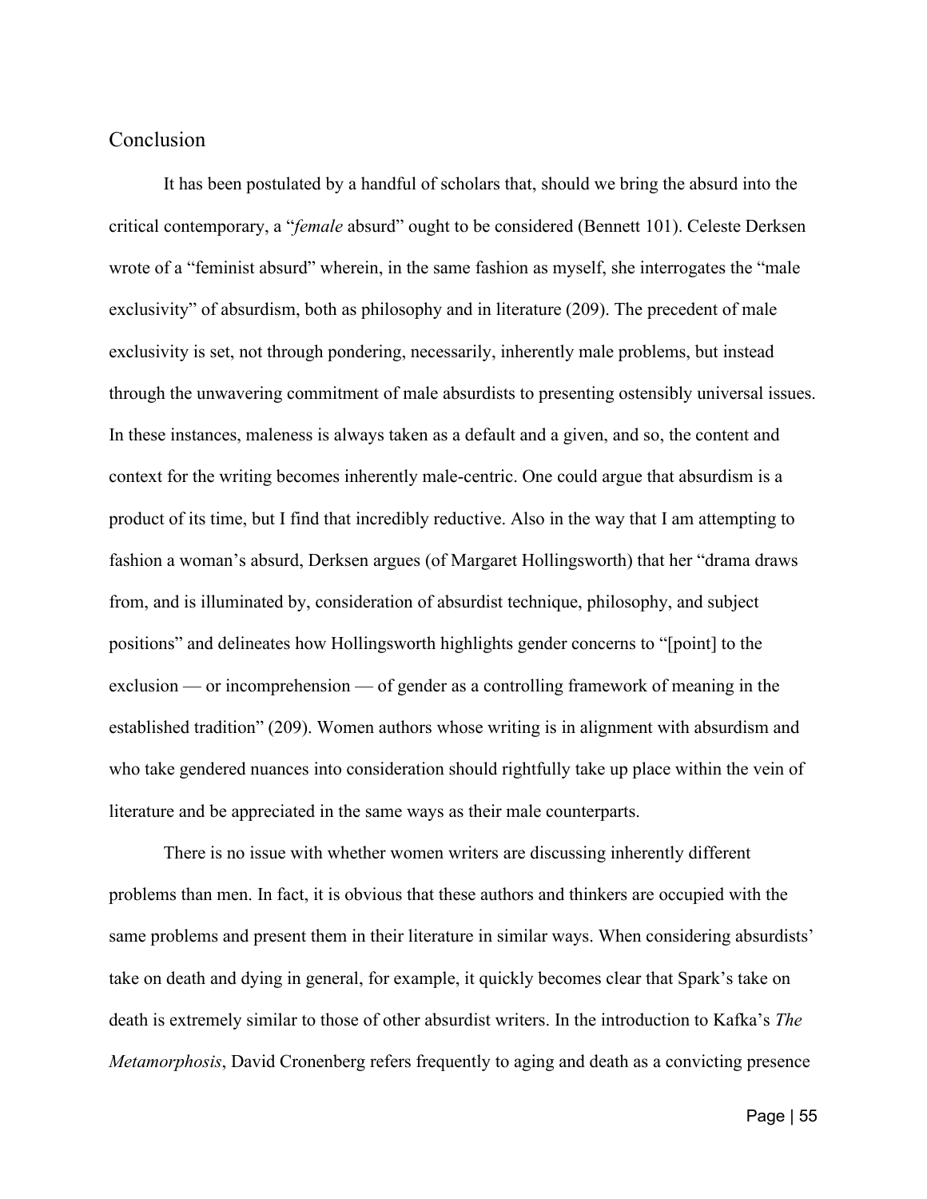## Conclusion

It has been postulated by a handful of scholars that, should we bring the absurd into the critical contemporary, a "*female* absurd" ought to be considered (Bennett 101). Celeste Derksen wrote of a "feminist absurd" wherein, in the same fashion as myself, she interrogates the "male exclusivity" of absurdism, both as philosophy and in literature (209). The precedent of male exclusivity is set, not through pondering, necessarily, inherently male problems, but instead through the unwavering commitment of male absurdists to presenting ostensibly universal issues. In these instances, maleness is always taken as a default and a given, and so, the content and context for the writing becomes inherently male-centric. One could argue that absurdism is a product of its time, but I find that incredibly reductive. Also in the way that I am attempting to fashion a woman's absurd, Derksen argues (of Margaret Hollingsworth) that her "drama draws from, and is illuminated by, consideration of absurdist technique, philosophy, and subject positions" and delineates how Hollingsworth highlights gender concerns to "[point] to the exclusion — or incomprehension — of gender as a controlling framework of meaning in the established tradition" (209). Women authors whose writing is in alignment with absurdism and who take gendered nuances into consideration should rightfully take up place within the vein of literature and be appreciated in the same ways as their male counterparts.

There is no issue with whether women writers are discussing inherently different problems than men. In fact, it is obvious that these authors and thinkers are occupied with the same problems and present them in their literature in similar ways. When considering absurdists' take on death and dying in general, for example, it quickly becomes clear that Spark's take on death is extremely similar to those of other absurdist writers. In the introduction to Kafka's *The Metamorphosis*, David Cronenberg refers frequently to aging and death as a convicting presence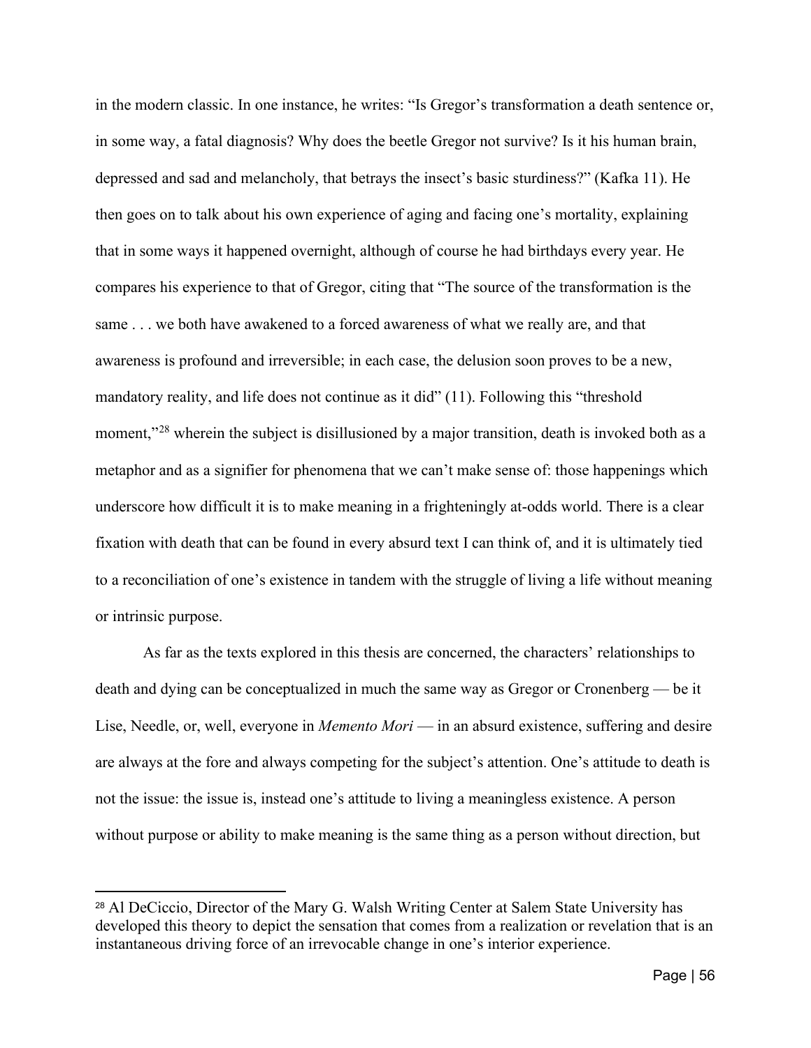in the modern classic. In one instance, he writes: "Is Gregor's transformation a death sentence or, in some way, a fatal diagnosis? Why does the beetle Gregor not survive? Is it his human brain, depressed and sad and melancholy, that betrays the insect's basic sturdiness?" (Kafka 11). He then goes on to talk about his own experience of aging and facing one's mortality, explaining that in some ways it happened overnight, although of course he had birthdays every year. He compares his experience to that of Gregor, citing that "The source of the transformation is the same . . . we both have awakened to a forced awareness of what we really are, and that awareness is profound and irreversible; in each case, the delusion soon proves to be a new, mandatory reality, and life does not continue as it did" (11). Following this "threshold moment,"[28] wherein the subject is disillusioned by a major transition, death is invoked both as a metaphor and as a signifier for phenomena that we can't make sense of: those happenings which underscore how difficult it is to make meaning in a frighteningly at-odds world. There is a clear fixation with death that can be found in every absurd text I can think of, and it is ultimately tied to a reconciliation of one's existence in tandem with the struggle of living a life without meaning or intrinsic purpose.

As far as the texts explored in this thesis are concerned, the characters' relationships to death and dying can be conceptualized in much the same way as Gregor or Cronenberg — be it Lise, Needle, or, well, everyone in *Memento Mori* — in an absurd existence, suffering and desire are always at the fore and always competing for the subject's attention. One's attitude to death is not the issue: the issue is, instead one's attitude to living a meaningless existence. A person without purpose or ability to make meaning is the same thing as a person without direction, but

[28] Al DeCiccio, Director of the Mary G. Walsh Writing Center at Salem State University has developed this theory to depict the sensation that comes from a realization or revelation that is an instantaneous driving force of an irrevocable change in one's interior experience.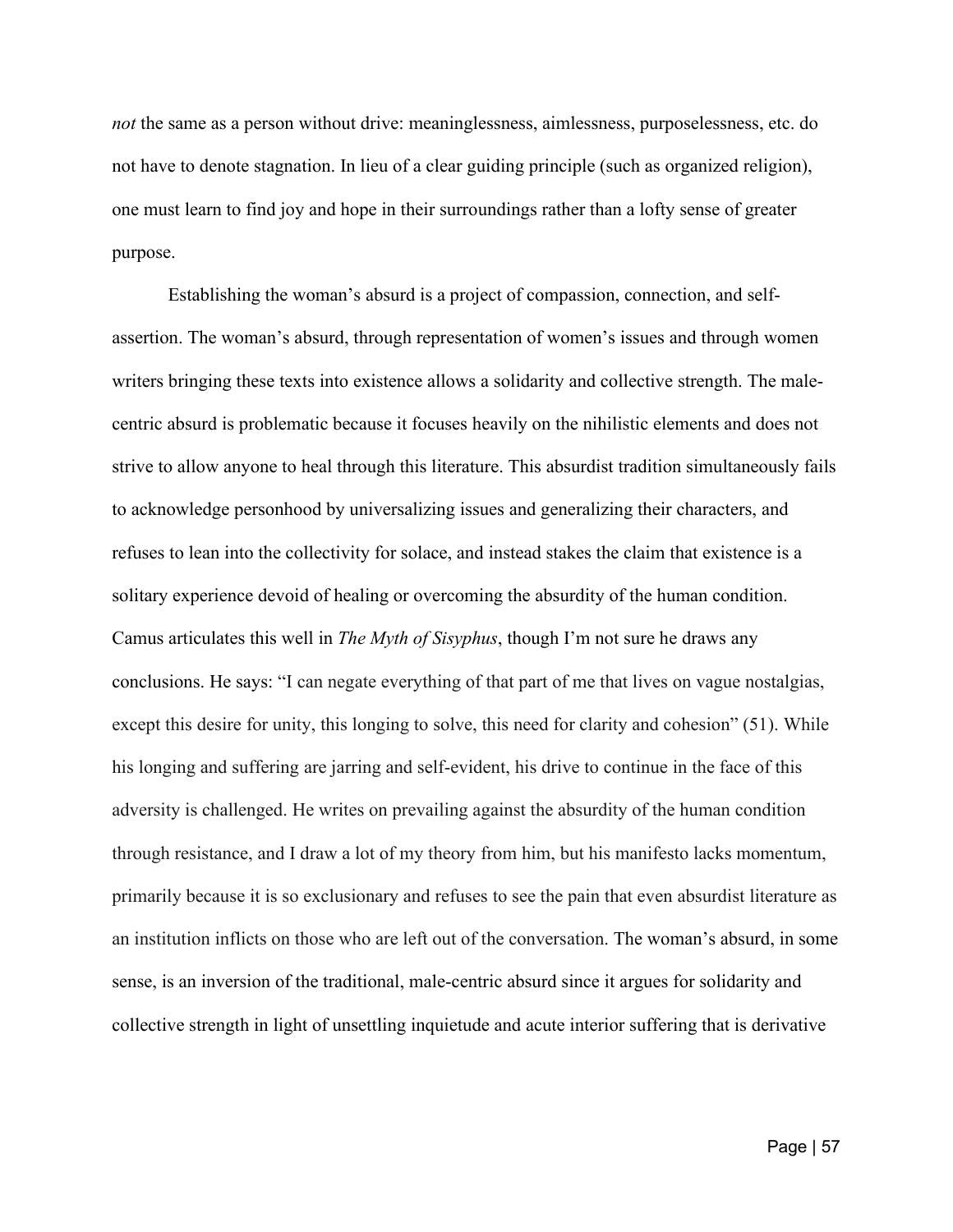*not* the same as a person without drive: meaninglessness, aimlessness, purposelessness, etc. do not have to denote stagnation. In lieu of a clear guiding principle (such as organized religion), one must learn to find joy and hope in their surroundings rather than a lofty sense of greater purpose.

Establishing the woman's absurd is a project of compassion, connection, and self-assertion. The woman's absurd, through representation of women's issues and through women writers bringing these texts into existence allows a solidarity and collective strength. The male-centric absurd is problematic because it focuses heavily on the nihilistic elements and does not strive to allow anyone to heal through this literature. This absurdist tradition simultaneously fails to acknowledge personhood by universalizing issues and generalizing their characters, and refuses to lean into the collectivity for solace, and instead stakes the claim that existence is a solitary experience devoid of healing or overcoming the absurdity of the human condition. Camus articulates this well in *The Myth of Sisyphus*, though I'm not sure he draws any conclusions. He says: "I can negate everything of that part of me that lives on vague nostalgias, except this desire for unity, this longing to solve, this need for clarity and cohesion" (51). While his longing and suffering are jarring and self-evident, his drive to continue in the face of this adversity is challenged. He writes on prevailing against the absurdity of the human condition through resistance, and I draw a lot of my theory from him, but his manifesto lacks momentum, primarily because it is so exclusionary and refuses to see the pain that even absurdist literature as an institution inflicts on those who are left out of the conversation. The woman's absurd, in some sense, is an inversion of the traditional, male-centric absurd since it argues for solidarity and collective strength in light of unsettling inquietude and acute interior suffering that is derivative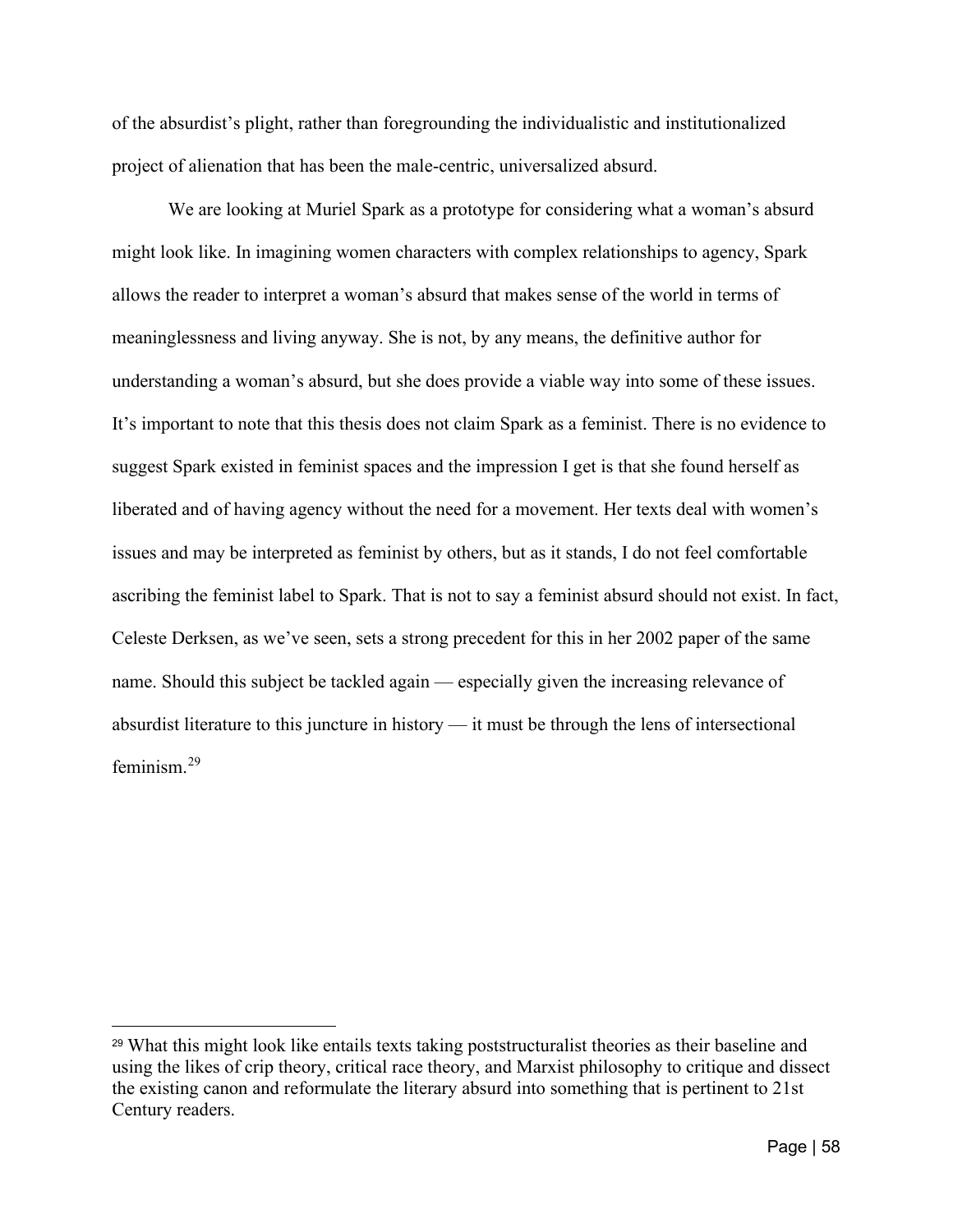of the absurdist's plight, rather than foregrounding the individualistic and institutionalized project of alienation that has been the male-centric, universalized absurd.

We are looking at Muriel Spark as a prototype for considering what a woman's absurd might look like. In imagining women characters with complex relationships to agency, Spark allows the reader to interpret a woman's absurd that makes sense of the world in terms of meaninglessness and living anyway. She is not, by any means, the definitive author for understanding a woman's absurd, but she does provide a viable way into some of these issues. It's important to note that this thesis does not claim Spark as a feminist. There is no evidence to suggest Spark existed in feminist spaces and the impression I get is that she found herself as liberated and of having agency without the need for a movement. Her texts deal with women's issues and may be interpreted as feminist by others, but as it stands, I do not feel comfortable ascribing the feminist label to Spark. That is not to say a feminist absurd should not exist. In fact, Celeste Derksen, as we've seen, sets a strong precedent for this in her 2002 paper of the same name. Should this subject be tackled again — especially given the increasing relevance of absurdist literature to this juncture in history — it must be through the lens of intersectional feminism.[29]

---

[29] What this might look like entails texts taking poststructuralist theories as their baseline and using the likes of crip theory, critical race theory, and Marxist philosophy to critique and dissect the existing canon and reformulate the literary absurd into something that is pertinent to 21st Century readers.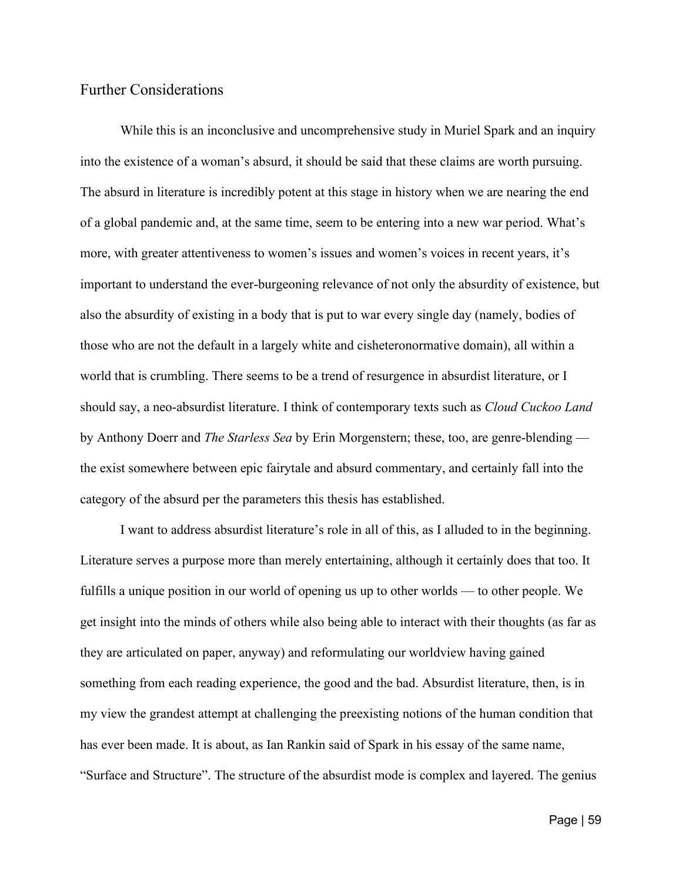## Further Considerations

While this is an inconclusive and uncomprehensive study in Muriel Spark and an inquiry into the existence of a woman's absurd, it should be said that these claims are worth pursuing. The absurd in literature is incredibly potent at this stage in history when we are nearing the end of a global pandemic and, at the same time, seem to be entering into a new war period. What's more, with greater attentiveness to women's issues and women's voices in recent years, it's important to understand the ever-burgeoning relevance of not only the absurdity of existence, but also the absurdity of existing in a body that is put to war every single day (namely, bodies of those who are not the default in a largely white and cisheteronormative domain), all within a world that is crumbling. There seems to be a trend of resurgence in absurdist literature, or I should say, a neo-absurdist literature. I think of contemporary texts such as *Cloud Cuckoo Land* by Anthony Doerr and *The Starless Sea* by Erin Morgenstern; these, too, are genre-blending — the exist somewhere between epic fairytale and absurd commentary, and certainly fall into the category of the absurd per the parameters this thesis has established.

I want to address absurdist literature's role in all of this, as I alluded to in the beginning. Literature serves a purpose more than merely entertaining, although it certainly does that too. It fulfills a unique position in our world of opening us up to other worlds — to other people. We get insight into the minds of others while also being able to interact with their thoughts (as far as they are articulated on paper, anyway) and reformulating our worldview having gained something from each reading experience, the good and the bad. Absurdist literature, then, is in my view the grandest attempt at challenging the preexisting notions of the human condition that has ever been made. It is about, as Ian Rankin said of Spark in his essay of the same name, "Surface and Structure". The structure of the absurdist mode is complex and layered. The genius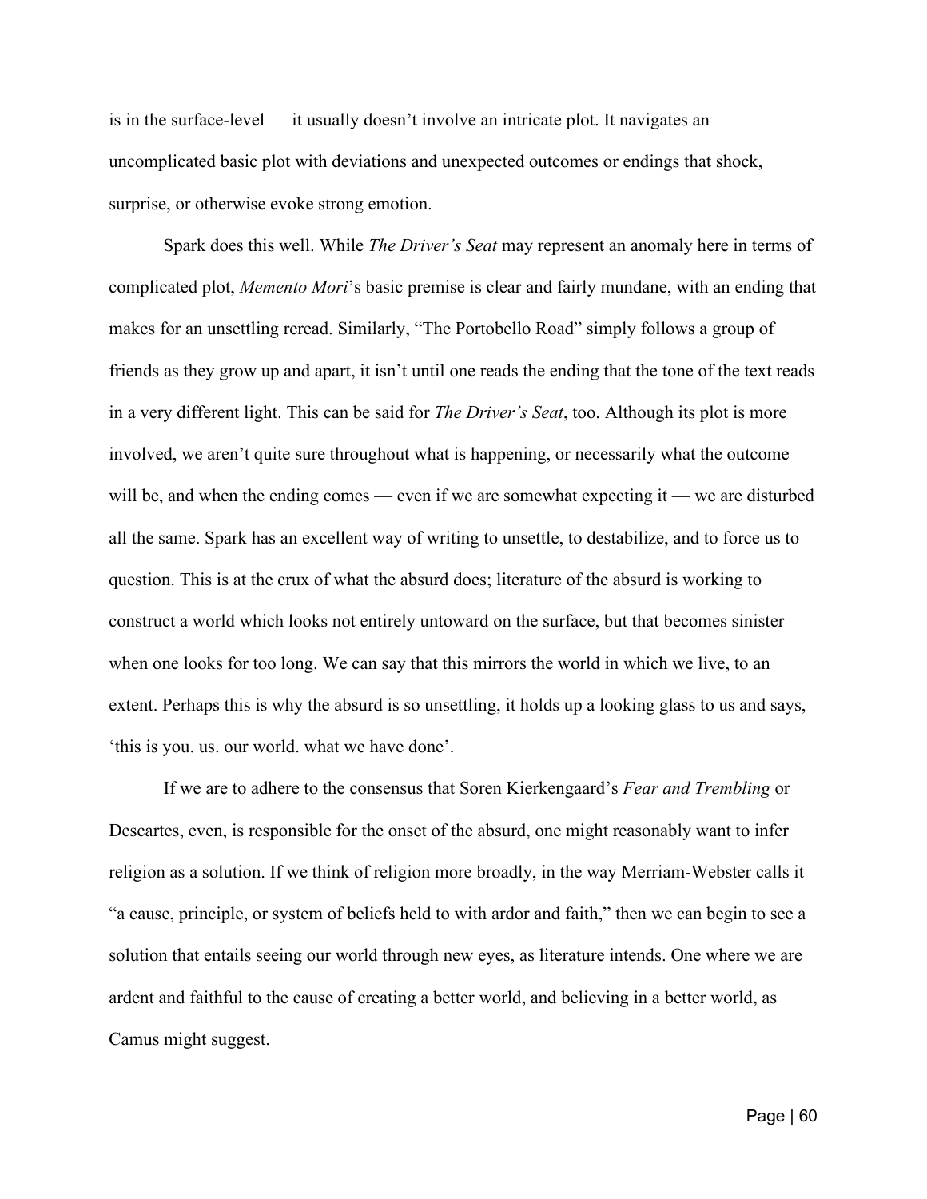is in the surface-level — it usually doesn't involve an intricate plot. It navigates an uncomplicated basic plot with deviations and unexpected outcomes or endings that shock, surprise, or otherwise evoke strong emotion.

Spark does this well. While *The Driver's Seat* may represent an anomaly here in terms of complicated plot, *Memento Mori*'s basic premise is clear and fairly mundane, with an ending that makes for an unsettling reread. Similarly, "The Portobello Road" simply follows a group of friends as they grow up and apart, it isn't until one reads the ending that the tone of the text reads in a very different light. This can be said for *The Driver's Seat*, too. Although its plot is more involved, we aren't quite sure throughout what is happening, or necessarily what the outcome will be, and when the ending comes — even if we are somewhat expecting it — we are disturbed all the same. Spark has an excellent way of writing to unsettle, to destabilize, and to force us to question. This is at the crux of what the absurd does; literature of the absurd is working to construct a world which looks not entirely untoward on the surface, but that becomes sinister when one looks for too long. We can say that this mirrors the world in which we live, to an extent. Perhaps this is why the absurd is so unsettling, it holds up a looking glass to us and says, 'this is you. us. our world. what we have done'.

If we are to adhere to the consensus that Soren Kierkengaard's *Fear and Trembling* or Descartes, even, is responsible for the onset of the absurd, one might reasonably want to infer religion as a solution. If we think of religion more broadly, in the way Merriam-Webster calls it "a cause, principle, or system of beliefs held to with ardor and faith," then we can begin to see a solution that entails seeing our world through new eyes, as literature intends. One where we are ardent and faithful to the cause of creating a better world, and believing in a better world, as Camus might suggest.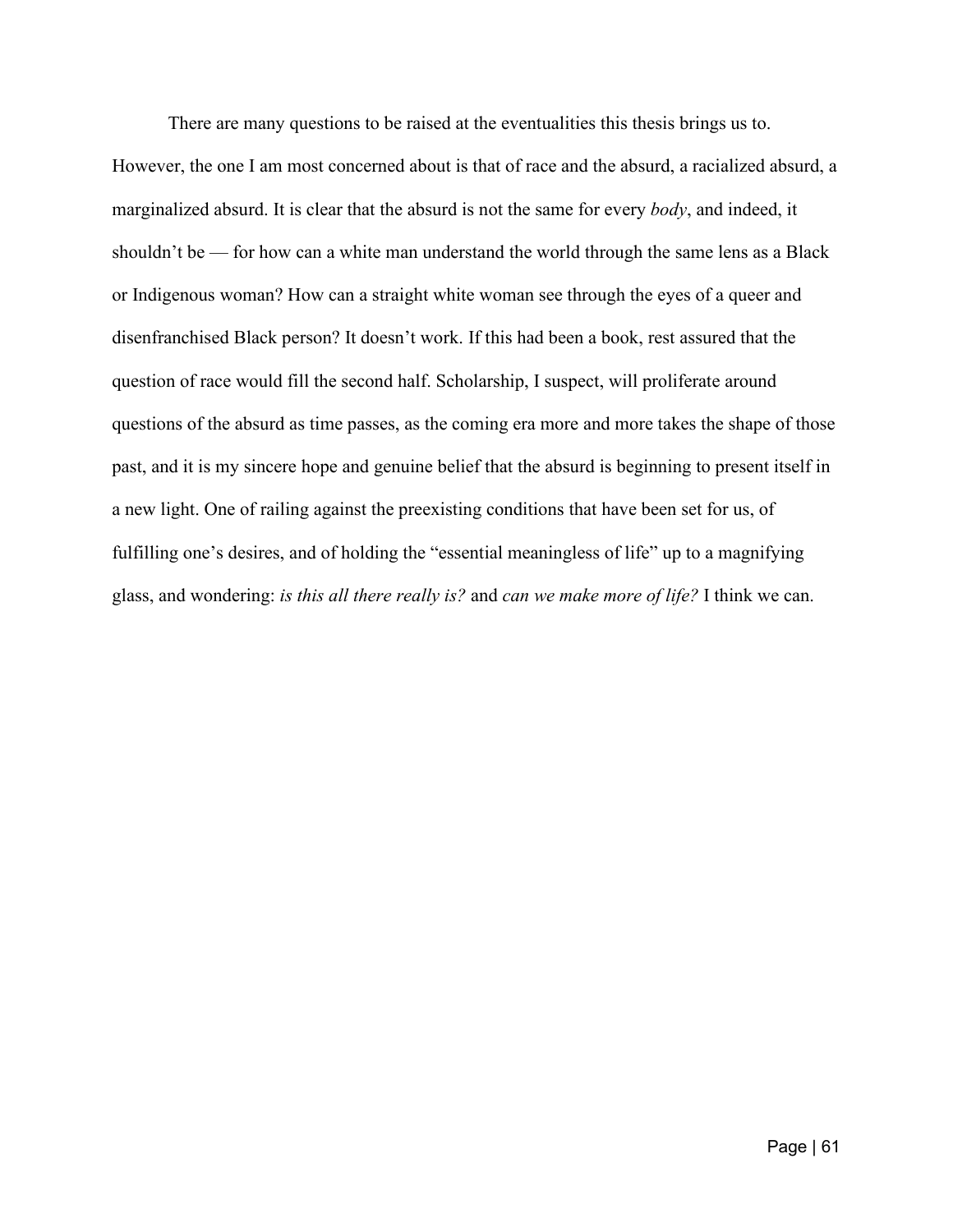There are many questions to be raised at the eventualities this thesis brings us to. However, the one I am most concerned about is that of race and the absurd, a racialized absurd, a marginalized absurd. It is clear that the absurd is not the same for every *body*, and indeed, it shouldn't be — for how can a white man understand the world through the same lens as a Black or Indigenous woman? How can a straight white woman see through the eyes of a queer and disenfranchised Black person? It doesn't work. If this had been a book, rest assured that the question of race would fill the second half. Scholarship, I suspect, will proliferate around questions of the absurd as time passes, as the coming era more and more takes the shape of those past, and it is my sincere hope and genuine belief that the absurd is beginning to present itself in a new light. One of railing against the preexisting conditions that have been set for us, of fulfilling one's desires, and of holding the "essential meaningless of life" up to a magnifying glass, and wondering: *is this all there really is?* and *can we make more of life?* I think we can.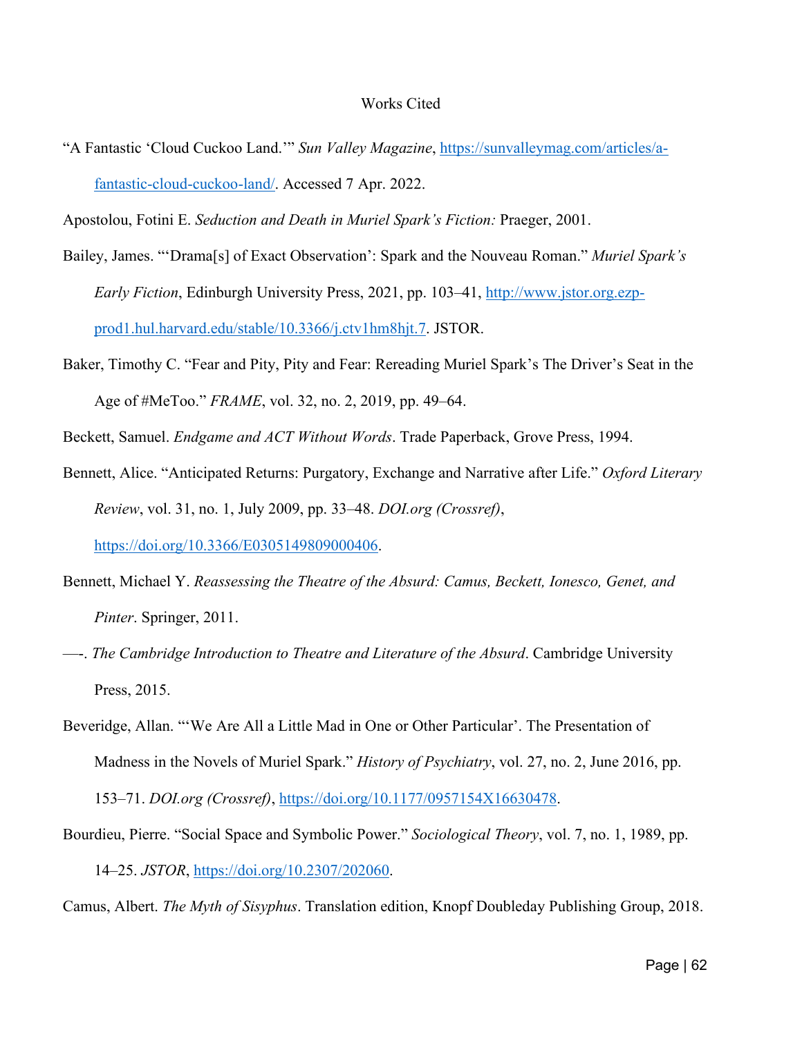# Works Cited

"A Fantastic 'Cloud Cuckoo Land.'" *Sun Valley Magazine*, https://sunvalleymag.com/articles/a-fantastic-cloud-cuckoo-land/. Accessed 7 Apr. 2022.

Apostolou, Fotini E. *Seduction and Death in Muriel Spark's Fiction:* Praeger, 2001.

Bailey, James. "'Drama[s] of Exact Observation': Spark and the Nouveau Roman." *Muriel Spark's Early Fiction*, Edinburgh University Press, 2021, pp. 103–41, http://www.jstor.org.ezp-prod1.hul.harvard.edu/stable/10.3366/j.ctv1hm8hjt.7. JSTOR.

Baker, Timothy C. "Fear and Pity, Pity and Fear: Rereading Muriel Spark's The Driver's Seat in the Age of #MeToo." *FRAME*, vol. 32, no. 2, 2019, pp. 49–64.

Beckett, Samuel. *Endgame and ACT Without Words*. Trade Paperback, Grove Press, 1994.

Bennett, Alice. "Anticipated Returns: Purgatory, Exchange and Narrative after Life." *Oxford Literary Review*, vol. 31, no. 1, July 2009, pp. 33–48. *DOI.org (Crossref)*, https://doi.org/10.3366/E0305149809000406.

Bennett, Michael Y. *Reassessing the Theatre of the Absurd: Camus, Beckett, Ionesco, Genet, and Pinter*. Springer, 2011.

—-. *The Cambridge Introduction to Theatre and Literature of the Absurd*. Cambridge University Press, 2015.

Beveridge, Allan. "'We Are All a Little Mad in One or Other Particular'. The Presentation of Madness in the Novels of Muriel Spark." *History of Psychiatry*, vol. 27, no. 2, June 2016, pp. 153–71. *DOI.org (Crossref)*, https://doi.org/10.1177/0957154X16630478.

Bourdieu, Pierre. "Social Space and Symbolic Power." *Sociological Theory*, vol. 7, no. 1, 1989, pp. 14–25. *JSTOR*, https://doi.org/10.2307/202060.

Camus, Albert. *The Myth of Sisyphus*. Translation edition, Knopf Doubleday Publishing Group, 2018.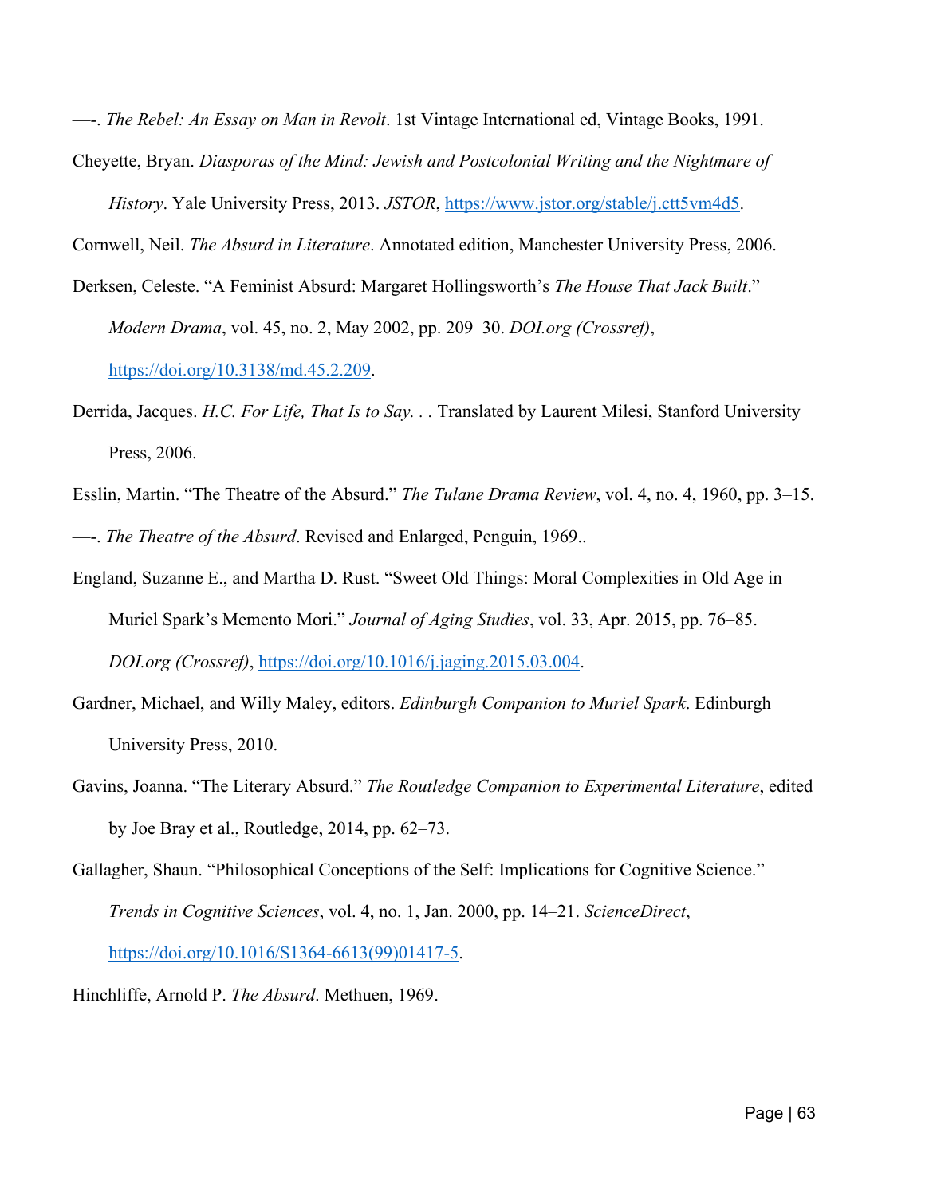—-. *The Rebel: An Essay on Man in Revolt*. 1st Vintage International ed, Vintage Books, 1991.

Cheyette, Bryan. *Diasporas of the Mind: Jewish and Postcolonial Writing and the Nightmare of History*. Yale University Press, 2013. *JSTOR*, https://www.jstor.org/stable/j.ctt5vm4d5.

Cornwell, Neil. *The Absurd in Literature*. Annotated edition, Manchester University Press, 2006.

Derksen, Celeste. "A Feminist Absurd: Margaret Hollingsworth's *The House That Jack Built*." *Modern Drama*, vol. 45, no. 2, May 2002, pp. 209–30. *DOI.org (Crossref)*, https://doi.org/10.3138/md.45.2.209.

Derrida, Jacques. *H.C. For Life, That Is to Say. . .* Translated by Laurent Milesi, Stanford University Press, 2006.

Esslin, Martin. "The Theatre of the Absurd." *The Tulane Drama Review*, vol. 4, no. 4, 1960, pp. 3–15.

—-. *The Theatre of the Absurd*. Revised and Enlarged, Penguin, 1969..

England, Suzanne E., and Martha D. Rust. "Sweet Old Things: Moral Complexities in Old Age in Muriel Spark's Memento Mori." *Journal of Aging Studies*, vol. 33, Apr. 2015, pp. 76–85. *DOI.org (Crossref)*, https://doi.org/10.1016/j.jaging.2015.03.004.

Gardner, Michael, and Willy Maley, editors. *Edinburgh Companion to Muriel Spark*. Edinburgh University Press, 2010.

Gavins, Joanna. "The Literary Absurd." *The Routledge Companion to Experimental Literature*, edited by Joe Bray et al., Routledge, 2014, pp. 62–73.

Gallagher, Shaun. "Philosophical Conceptions of the Self: Implications for Cognitive Science." *Trends in Cognitive Sciences*, vol. 4, no. 1, Jan. 2000, pp. 14–21. *ScienceDirect*, https://doi.org/10.1016/S1364-6613(99)01417-5.

Hinchliffe, Arnold P. *The Absurd*. Methuen, 1969.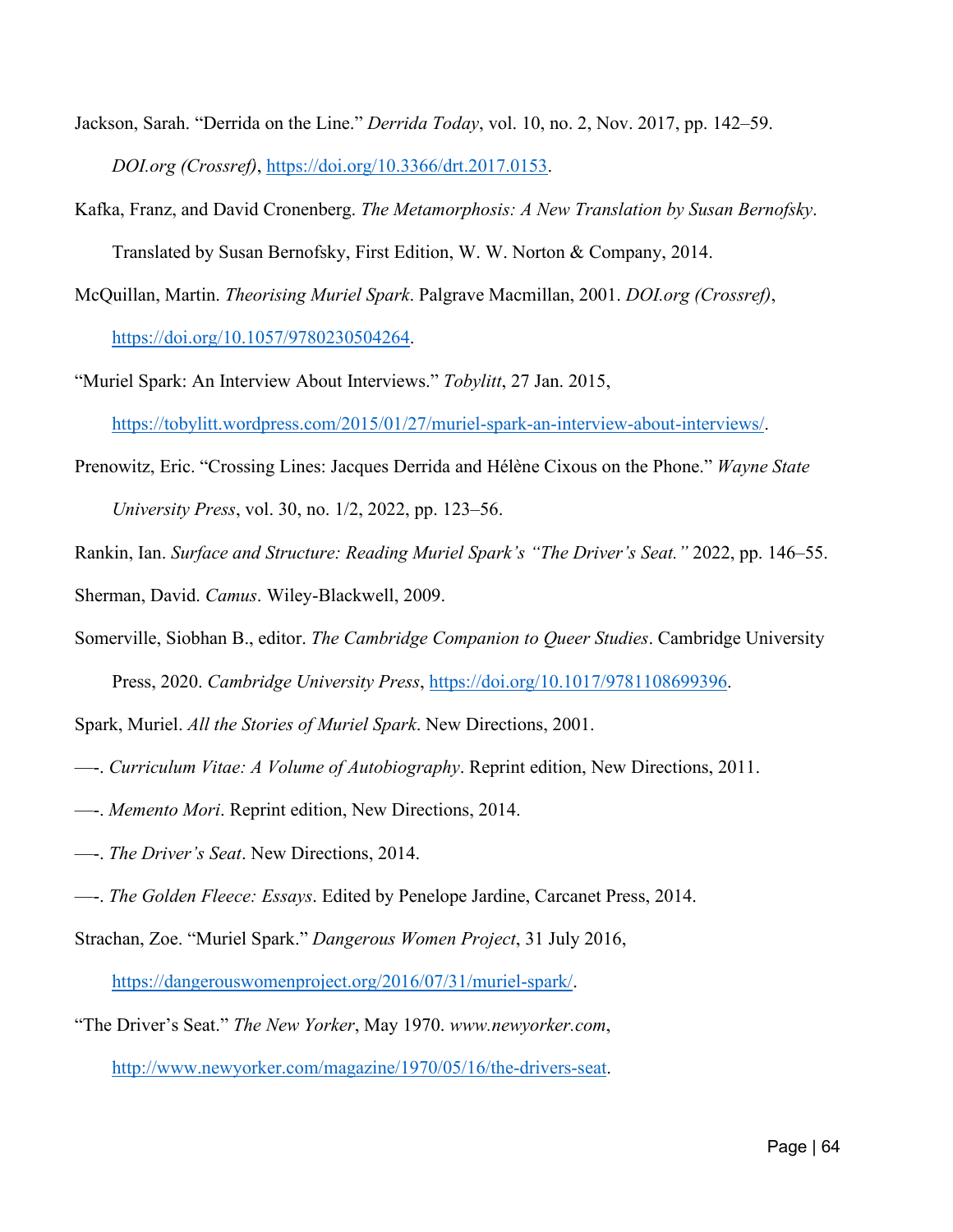Jackson, Sarah. “Derrida on the Line.” *Derrida Today*, vol. 10, no. 2, Nov. 2017, pp. 142–59. *DOI.org (Crossref)*, https://doi.org/10.3366/drt.2017.0153.

Kafka, Franz, and David Cronenberg. *The Metamorphosis: A New Translation by Susan Bernofsky*. Translated by Susan Bernofsky, First Edition, W. W. Norton & Company, 2014.

McQuillan, Martin. *Theorising Muriel Spark*. Palgrave Macmillan, 2001. *DOI.org (Crossref)*, https://doi.org/10.1057/9780230504264.

“Muriel Spark: An Interview About Interviews.” *Tobylitt*, 27 Jan. 2015, https://tobylitt.wordpress.com/2015/01/27/muriel-spark-an-interview-about-interviews/.

Prenowitz, Eric. “Crossing Lines: Jacques Derrida and Hélène Cixous on the Phone.” *Wayne State University Press*, vol. 30, no. 1/2, 2022, pp. 123–56.

Rankin, Ian. *Surface and Structure: Reading Muriel Spark’s “The Driver’s Seat.”* 2022, pp. 146–55.

Sherman, David. *Camus*. Wiley-Blackwell, 2009.

Somerville, Siobhan B., editor. *The Cambridge Companion to Queer Studies*. Cambridge University Press, 2020. *Cambridge University Press*, https://doi.org/10.1017/9781108699396.

Spark, Muriel. *All the Stories of Muriel Spark*. New Directions, 2001.

—-. *Curriculum Vitae: A Volume of Autobiography*. Reprint edition, New Directions, 2011.

—-. *Memento Mori*. Reprint edition, New Directions, 2014.

—-. *The Driver’s Seat*. New Directions, 2014.

—-. *The Golden Fleece: Essays*. Edited by Penelope Jardine, Carcanet Press, 2014.

Strachan, Zoe. “Muriel Spark.” *Dangerous Women Project*, 31 July 2016, https://dangerouswomenproject.org/2016/07/31/muriel-spark/.

“The Driver’s Seat.” *The New Yorker*, May 1970. *www.newyorker.com*, http://www.newyorker.com/magazine/1970/05/16/the-drivers-seat.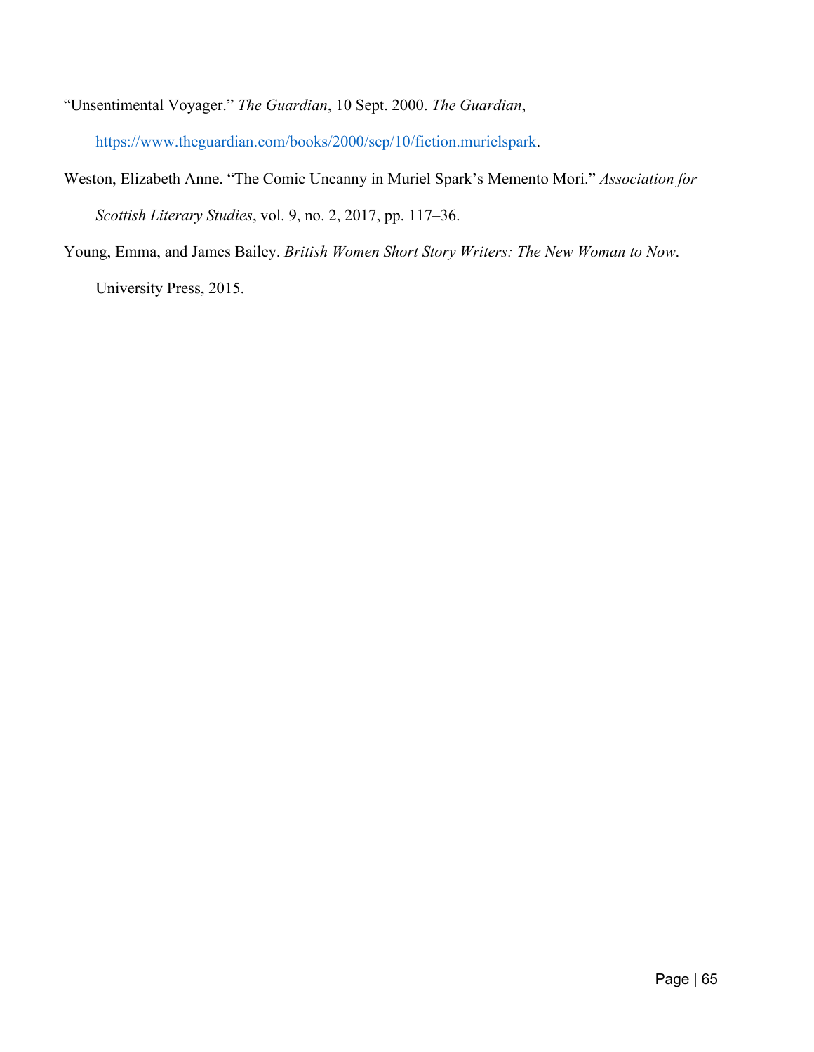"Unsentimental Voyager." *The Guardian*, 10 Sept. 2000. *The Guardian*, https://www.theguardian.com/books/2000/sep/10/fiction.murielspark.

Weston, Elizabeth Anne. "The Comic Uncanny in Muriel Spark's Memento Mori." *Association for Scottish Literary Studies*, vol. 9, no. 2, 2017, pp. 117–36.

Young, Emma, and James Bailey. *British Women Short Story Writers: The New Woman to Now*. University Press, 2015.